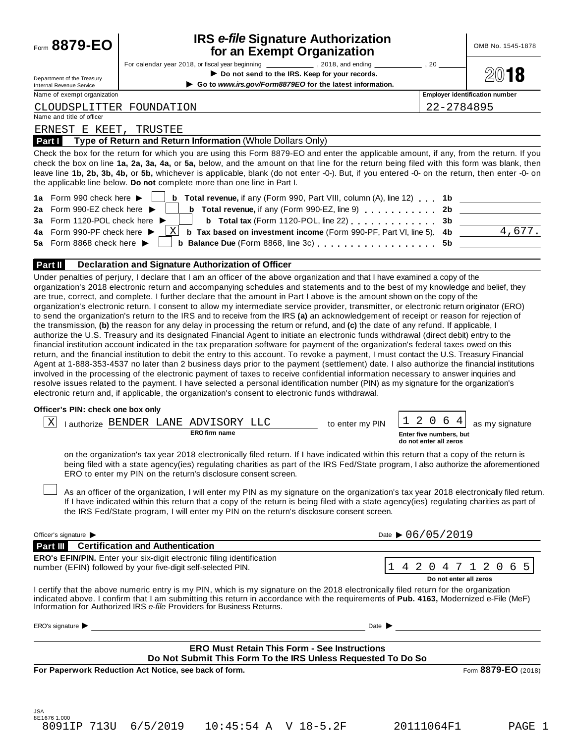Form **8879-EO**

# IRS *e-file* Signature Authorization for an Exempt Organization

For calendar year 2018, or fiscal year beginning ____________ , 2018, and ending ____________ , 20 ____

▶ **Do not send to the IRS. Keep for your records.**

▶ **Go to *www.irs.gov/Form8879EO* for the latest information.**

Department of the Treasury
Internal Revenue Service

OMB No. 1545-1878

**2018**

| Name of exempt organization | Employer identification number |
|---|---|
| CLOUDSPLITTER FOUNDATION | 22-2784895 |

Name and title of officer

ERNEST E KEET, TRUSTEE

## Part I Type of Return and Return Information (Whole Dollars Only)

Check the box for the return for which you are using this Form 8879-EO and enter the applicable amount, if any, from the return. If you check the box on line **1a, 2a, 3a, 4a,** or **5a,** below, and the amount on that line for the return being filed with this form was blank, then leave line **1b, 2b, 3b, 4b,** or **5b,** whichever is applicable, blank (do not enter -0-). But, if you entered -0- on the return, then enter -0- on the applicable line below. **Do not** complete more than one line in Part I.

| | | | | |
|---|---|---|---|---|
| **1a** Form 990 check here ▶ | ☐ | **b Total revenue,** if any (Form 990, Part VIII, column (A), line 12) | **1b** | |
| **2a** Form 990-EZ check here ▶ | ☐ | **b Total revenue,** if any (Form 990-EZ, line 9) | **2b** | |
| **3a** Form 1120-POL check here ▶ | ☐ | **b Total tax** (Form 1120-POL, line 22) | **3b** | |
| **4a** Form 990-PF check here ▶ | X | **b Tax based on investment income** (Form 990-PF, Part VI, line 5) | **4b** | 4,677. |
| **5a** Form 8868 check here ▶ | ☐ | **b Balance Due** (Form 8868, line 3c) | **5b** | |

## Part II Declaration and Signature Authorization of Officer

Under penalties of perjury, I declare that I am an officer of the above organization and that I have examined a copy of the organization's 2018 electronic return and accompanying schedules and statements and to the best of my knowledge and belief, they are true, correct, and complete. I further declare that the amount in Part I above is the amount shown on the copy of the organization's electronic return. I consent to allow my intermediate service provider, transmitter, or electronic return originator (ERO) to send the organization's return to the IRS and to receive from the IRS **(a)** an acknowledgement of receipt or reason for rejection of the transmission, **(b)** the reason for any delay in processing the return or refund, and **(c)** the date of any refund. If applicable, I authorize the U.S. Treasury and its designated Financial Agent to initiate an electronic funds withdrawal (direct debit) entry to the financial institution account indicated in the tax preparation software for payment of the organization's federal taxes owed on this return, and the financial institution to debit the entry to this account. To revoke a payment, I must contact the U.S. Treasury Financial Agent at 1-888-353-4537 no later than 2 business days prior to the payment (settlement) date. I also authorize the financial institutions involved in the processing of the electronic payment of taxes to receive confidential information necessary to answer inquiries and resolve issues related to the payment. I have selected a personal identification number (PIN) as my signature for the organization's electronic return and, if applicable, the organization's consent to electronic funds withdrawal.

**Officer's PIN: check one box only**

[X] I authorize BENDER LANE ADVISORY LLC (**ERO firm name**) to enter my PIN 1 2 0 6 4 (**Enter five numbers, but do not enter all zeros**) as my signature on the organization's tax year 2018 electronically filed return. If I have indicated within this return that a copy of the return is being filed with a state agency(ies) regulating charities as part of the IRS Fed/State program, I also authorize the aforementioned ERO to enter my PIN on the return's disclosure consent screen.

[ ] As an officer of the organization, I will enter my PIN as my signature on the organization's tax year 2018 electronically filed return. If I have indicated within this return that a copy of the return is being filed with a state agency(ies) regulating charities as part of the IRS Fed/State program, I will enter my PIN on the return's disclosure consent screen.

Officer's signature ▶ ______________________ Date ▶ 06/05/2019

## Part III Certification and Authentication

**ERO's EFIN/PIN.** Enter your six-digit electronic filing identification number (EFIN) followed by your five-digit self-selected PIN.

1 4 2 0 4 7 1 2 0 6 5

**Do not enter all zeros**

I certify that the above numeric entry is my PIN, which is my signature on the 2018 electronically filed return for the organization indicated above. I confirm that I am submitting this return in accordance with the requirements of **Pub. 4163,** Modernized e-File (MeF) Information for Authorized IRS *e-file* Providers for Business Returns.

ERO's signature ▶ ______________________ Date ▶ ______________

**ERO Must Retain This Form - See Instructions**
**Do Not Submit This Form To the IRS Unless Requested To Do So**

**For Paperwork Reduction Act Notice, see back of form.**

Form **8879-EO** (2018)

JSA
8E1676 1.000
8091IP 713U 6/5/2019 10:45:54 A V 18-5.2F 20111064F1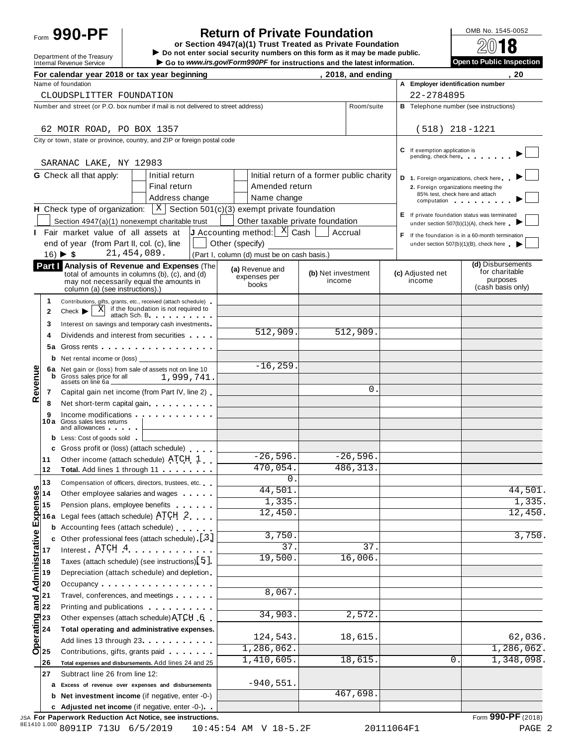Form **990-PF**

Department of the Treasury
Internal Revenue Service

# Return of Private Foundation

**or Section 4947(a)(1) Trust Treated as Private Foundation**

▶ **Do not enter social security numbers on this form as it may be made public.**

▶ **Go to** ***www.irs.gov/Form990PF*** **for instructions and the latest information.**

OMB No. 1545-0052

**2018**

**Open to Public Inspection**

**For calendar year 2018 or tax year beginning , 2018, and ending , 20**

Name of foundation: CLOUDSPLITTER FOUNDATION

**A** Employer identification number: 22-2784895

Number and street (or P.O. box number if mail is not delivered to street address): 62 MOIR ROAD, PO BOX 1357

Room/suite:

**B** Telephone number (see instructions): (518) 218-1221

City or town, state or province, country, and ZIP or foreign postal code: SARANAC LAKE, NY 12983

**C** If exemption application is pending, check here ▶ ☐

**G** Check all that apply: ☐ Initial return ☐ Initial return of a former public charity ☐ Final return ☐ Amended return ☐ Address change ☐ Name change

**D** 1. Foreign organizations, check here ▶ ☐
2. Foreign organizations meeting the 85% test, check here and attach computation ▶ ☐

**H** Check type of organization: ☒ Section 501(c)(3) exempt private foundation ☐ Section 4947(a)(1) nonexempt charitable trust ☐ Other taxable private foundation

**E** If private foundation status was terminated under section 507(b)(1)(A), check here ▶ ☐

**I** Fair market value of all assets at end of year (from Part II, col. (c), line 16) ▶ $ 21,454,089.

**J** Accounting method: ☒ Cash ☐ Accrual ☐ Other (specify) (Part I, column (d) must be on cash basis.)

**F** If the foundation is in a 60-month termination under section 507(b)(1)(B), check here ▶ ☐

**Part I** **Analysis of Revenue and Expenses** (The total of amounts in columns (b), (c), and (d) may not necessarily equal the amounts in column (a) (see instructions).)

| | | (a) Revenue and expenses per books | (b) Net investment income | (c) Adjusted net income | (d) Disbursements for charitable purposes (cash basis only) |
|---|---|---|---|---|---|
| **Revenue** | 1 Contributions, gifts, grants, etc., received (attach schedule) | | | | |
| | 2 Check ▶ ☒ if the foundation is not required to attach Sch. B | | | | |
| | 3 Interest on savings and temporary cash investments | | | | |
| | 4 Dividends and interest from securities | 512,909. | 512,909. | | |
| | 5a Gross rents | | | | |
| | b Net rental income or (loss) | | | | |
| | 6a Net gain or (loss) from sale of assets not on line 10 | -16,259. | | | |
| | b Gross sales price for all assets on line 6a 1,999,741. | | | | |
| | 7 Capital gain net income (from Part IV, line 2) | | 0. | | |
| | 8 Net short-term capital gain | | | | |
| | 9 Income modifications | | | | |
| | 10a Gross sales less returns and allowances | | | | |
| | b Less: Cost of goods sold | | | | |
| | c Gross profit or (loss) (attach schedule) | | | | |
| | 11 Other income (attach schedule) ATCH 1 | -26,596. | -26,596. | | |
| | 12 **Total.** Add lines 1 through 11 | 470,054. | 486,313. | | |
| **Operating and Administrative Expenses** | 13 Compensation of officers, directors, trustees, etc. | 0. | | | |
| | 14 Other employee salaries and wages | 44,501. | | | 44,501. |
| | 15 Pension plans, employee benefits | 1,335. | | | 1,335. |
| | 16a Legal fees (attach schedule) ATCH 2 | 12,450. | | | 12,450. |
| | b Accounting fees (attach schedule) | | | | |
| | c Other professional fees (attach schedule) [3] | 3,750. | | | 3,750. |
| | 17 Interest ATCH 4 | 37. | 37. | | |
| | 18 Taxes (attach schedule) (see instructions) [5] | 19,500. | 16,006. | | |
| | 19 Depreciation (attach schedule) and depletion | | | | |
| | 20 Occupancy | | | | |
| | 21 Travel, conferences, and meetings | 8,067. | | | |
| | 22 Printing and publications | | | | |
| | 23 Other expenses (attach schedule) ATCH 6 | 34,903. | 2,572. | | |
| | 24 **Total operating and administrative expenses.** Add lines 13 through 23 | 124,543. | 18,615. | | 62,036. |
| | 25 Contributions, gifts, grants paid | 1,286,062. | | | 1,286,062. |
| | 26 **Total expenses and disbursements.** Add lines 24 and 25 | 1,410,605. | 18,615. | 0. | 1,348,098. |
| | 27 Subtract line 26 from line 12: | | | | |
| | a **Excess of revenue over expenses and disbursements** | -940,551. | | | |
| | b **Net investment income** (if negative, enter -0-) | | 467,698. | | |
| | c **Adjusted net income** (if negative, enter -0-) | | | | |

JSA **For Paperwork Reduction Act Notice, see instructions.** Form **990-PF** (2018)

8E1410 1.000 8091IP 713U 6/5/2019 10:45:54 AM V 18-5.2F 20111064F1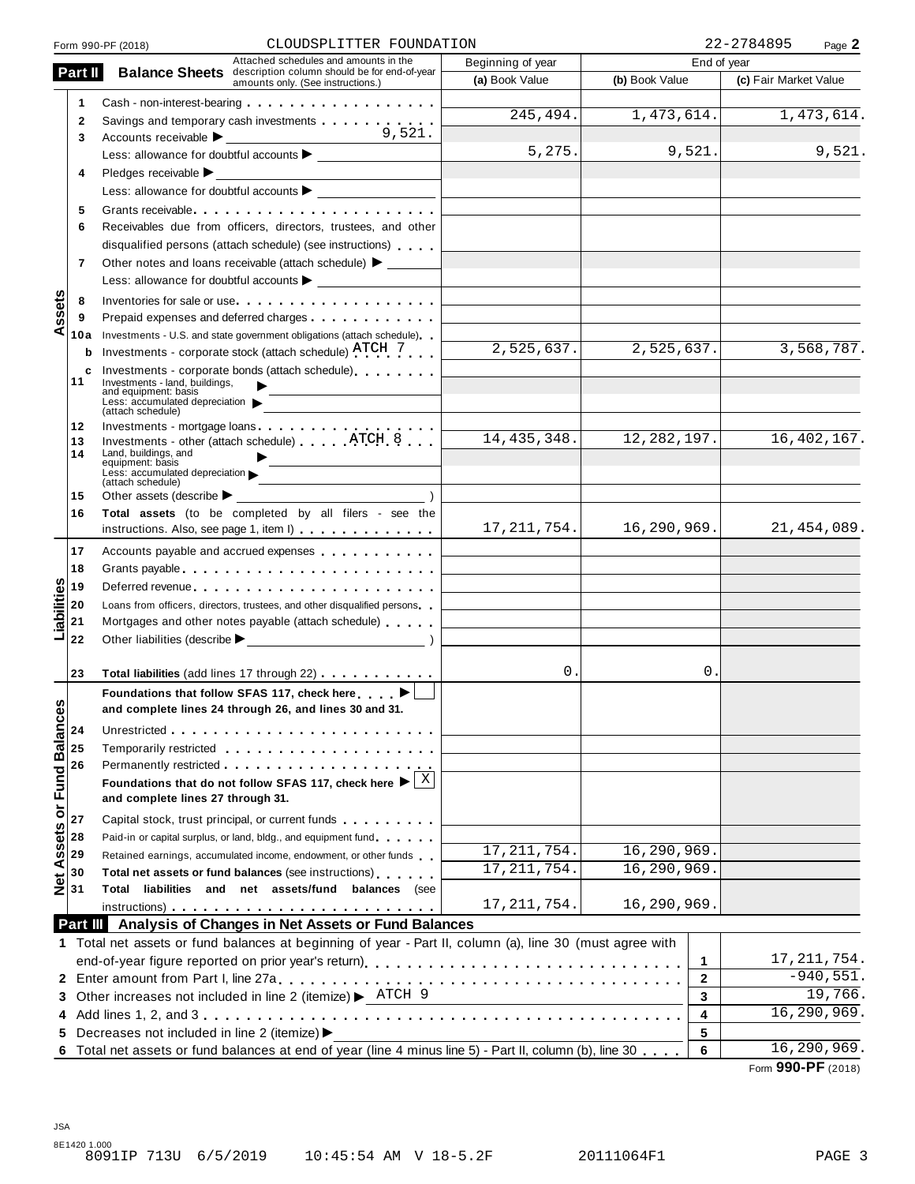Form 990-PF (2018) CLOUDSPLITTER FOUNDATION 22-2784895 Page **2**

## Part II Balance Sheets

Attached schedules and amounts in the description column should be for end-of-year amounts only. (See instructions.)

| | | | Beginning of year (a) Book Value | End of year (b) Book Value | End of year (c) Fair Market Value |
|---|---|---|---|---|---|
| **Assets** | 1 | Cash - non-interest-bearing | | | |
| | 2 | Savings and temporary cash investments | 245,494. | 1,473,614. | 1,473,614. |
| | 3 | Accounts receivable ▶ 9,521. | | | |
| | | Less: allowance for doubtful accounts ▶ | 5,275. | 9,521. | 9,521. |
| | 4 | Pledges receivable ▶ | | | |
| | | Less: allowance for doubtful accounts ▶ | | | |
| | 5 | Grants receivable | | | |
| | 6 | Receivables due from officers, directors, trustees, and other disqualified persons (attach schedule) (see instructions) | | | |
| | 7 | Other notes and loans receivable (attach schedule) ▶ | | | |
| | | Less: allowance for doubtful accounts ▶ | | | |
| | 8 | Inventories for sale or use | | | |
| | 9 | Prepaid expenses and deferred charges | | | |
| | 10a | Investments - U.S. and state government obligations (attach schedule) | | | |
| | b | Investments - corporate stock (attach schedule) ATCH 7 | 2,525,637. | 2,525,637. | 3,568,787. |
| | c | Investments - corporate bonds (attach schedule) | | | |
| | 11 | Investments - land, buildings, and equipment: basis ▶ | | | |
| | | Less: accumulated depreciation (attach schedule) ▶ | | | |
| | 12 | Investments - mortgage loans | | | |
| | 13 | Investments - other (attach schedule) ATCH 8 | 14,435,348. | 12,282,197. | 16,402,167. |
| | 14 | Land, buildings, and equipment: basis ▶ | | | |
| | | Less: accumulated depreciation (attach schedule) ▶ | | | |
| | 15 | Other assets (describe ▶ ) | | | |
| | 16 | **Total assets** (to be completed by all filers - see the instructions. Also, see page 1, item I) | 17,211,754. | 16,290,969. | 21,454,089. |
| **Liabilities** | 17 | Accounts payable and accrued expenses | | | |
| | 18 | Grants payable | | | |
| | 19 | Deferred revenue | | | |
| | 20 | Loans from officers, directors, trustees, and other disqualified persons | | | |
| | 21 | Mortgages and other notes payable (attach schedule) | | | |
| | 22 | Other liabilities (describe ▶ ) | | | |
| | 23 | **Total liabilities** (add lines 17 through 22) | 0. | 0. | |
| **Net Assets or Fund Balances** | | **Foundations that follow SFAS 117, check here** ▶ ☐ **and complete lines 24 through 26, and lines 30 and 31.** | | | |
| | 24 | Unrestricted | | | |
| | 25 | Temporarily restricted | | | |
| | 26 | Permanently restricted | | | |
| | | **Foundations that do not follow SFAS 117, check here** ▶ ☒ **and complete lines 27 through 31.** | | | |
| | 27 | Capital stock, trust principal, or current funds | | | |
| | 28 | Paid-in or capital surplus, or land, bldg., and equipment fund | | | |
| | 29 | Retained earnings, accumulated income, endowment, or other funds | 17,211,754. | 16,290,969. | |
| | 30 | **Total net assets or fund balances** (see instructions) | 17,211,754. | 16,290,969. | |
| | 31 | **Total liabilities and net assets/fund balances** (see instructions) | 17,211,754. | 16,290,969. | |

## Part III Analysis of Changes in Net Assets or Fund Balances

| | | | |
|---|---|---|---|
| 1 | Total net assets or fund balances at beginning of year - Part II, column (a), line 30 (must agree with end-of-year figure reported on prior year's return) | 1 | 17,211,754. |
| 2 | Enter amount from Part I, line 27a | 2 | -940,551. |
| 3 | Other increases not included in line 2 (itemize) ▶ ATCH 9 | 3 | 19,766. |
| 4 | Add lines 1, 2, and 3 | 4 | 16,290,969. |
| 5 | Decreases not included in line 2 (itemize) ▶ | 5 | |
| 6 | Total net assets or fund balances at end of year (line 4 minus line 5) - Part II, column (b), line 30 | 6 | 16,290,969. |

Form **990-PF** (2018)

JSA
8E1420 1.000
8091IP 713U 6/5/2019 10:45:54 AM V 18-5.2F 20111064F1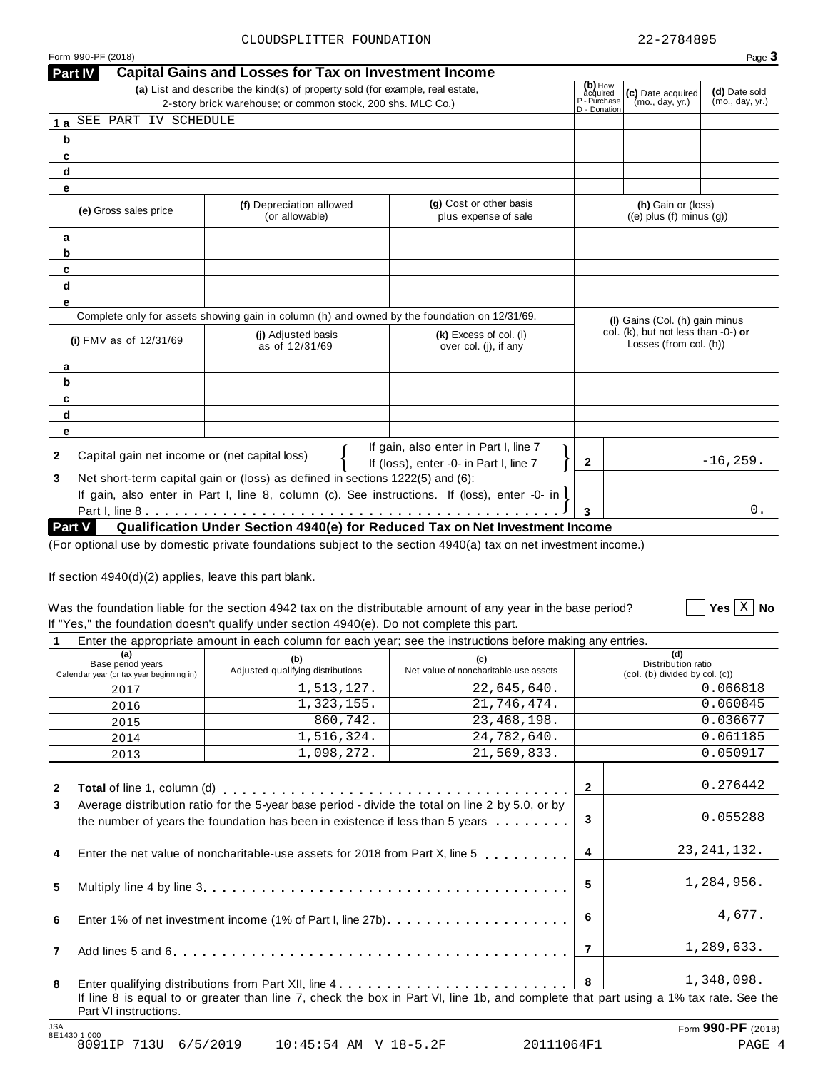CLOUDSPLITTER FOUNDATION 22-2784895

Form 990-PF (2018) Page **3**

## Part IV Capital Gains and Losses for Tax on Investment Income

| | (a) List and describe the kind(s) of property sold (for example, real estate, 2-story brick warehouse; or common stock, 200 shs. MLC Co.) | (b) How acquired P - Purchase D - Donation | (c) Date acquired (mo., day, yr.) | (d) Date sold (mo., day, yr.) |
|---|---|---|---|---|
| 1 a | SEE PART IV SCHEDULE | | | |
| b | | | | |
| c | | | | |
| d | | | | |
| e | | | | |

| | (e) Gross sales price | (f) Depreciation allowed (or allowable) | (g) Cost or other basis plus expense of sale | (h) Gain or (loss) ((e) plus (f) minus (g)) |
|---|---|---|---|---|
| a | | | | |
| b | | | | |
| c | | | | |
| d | | | | |
| e | | | | |

Complete only for assets showing gain in column (h) and owned by the foundation on 12/31/69.

| | (i) FMV as of 12/31/69 | (j) Adjusted basis as of 12/31/69 | (k) Excess of col. (i) over col. (j), if any | (l) Gains (Col. (h) gain minus col. (k), but not less than -0-) or Losses (from col. (h)) |
|---|---|---|---|---|
| a | | | | |
| b | | | | |
| c | | | | |
| d | | | | |
| e | | | | |

**2** Capital gain net income or (net capital loss) { If gain, also enter in Part I, line 7 / If (loss), enter -0- in Part I, line 7 } **2** -16,259.

**3** Net short-term capital gain or (loss) as defined in sections 1222(5) and (6): If gain, also enter in Part I, line 8, column (c). See instructions. If (loss), enter -0- in Part I, line 8 . . . **3** 0.

## Part V Qualification Under Section 4940(e) for Reduced Tax on Net Investment Income

(For optional use by domestic private foundations subject to the section 4940(a) tax on net investment income.)

If section 4940(d)(2) applies, leave this part blank.

Was the foundation liable for the section 4942 tax on the distributable amount of any year in the base period? ☐ Yes ☒ No

If "Yes," the foundation doesn't qualify under section 4940(e). Do not complete this part.

**1** Enter the appropriate amount in each column for each year; see the instructions before making any entries.

| (a) Base period years Calendar year (or tax year beginning in) | (b) Adjusted qualifying distributions | (c) Net value of noncharitable-use assets | (d) Distribution ratio (col. (b) divided by col. (c)) |
|---|---|---|---|
| 2017 | 1,513,127. | 22,645,640. | 0.066818 |
| 2016 | 1,323,155. | 21,746,474. | 0.060845 |
| 2015 | 860,742. | 23,468,198. | 0.036677 |
| 2014 | 1,516,324. | 24,782,640. | 0.061185 |
| 2013 | 1,098,272. | 21,569,833. | 0.050917 |

| | | | |
|---|---|---|---|
| **2** | **Total** of line 1, column (d) | 2 | 0.276442 |
| **3** | Average distribution ratio for the 5-year base period - divide the total on line 2 by 5.0, or by the number of years the foundation has been in existence if less than 5 years | 3 | 0.055288 |
| **4** | Enter the net value of noncharitable-use assets for 2018 from Part X, line 5 | 4 | 23,241,132. |
| **5** | Multiply line 4 by line 3 | 5 | 1,284,956. |
| **6** | Enter 1% of net investment income (1% of Part I, line 27b) | 6 | 4,677. |
| **7** | Add lines 5 and 6 | 7 | 1,289,633. |
| **8** | Enter qualifying distributions from Part XII, line 4 | 8 | 1,348,098. |

If line 8 is equal to or greater than line 7, check the box in Part VI, line 1b, and complete that part using a 1% tax rate. See the Part VI instructions.

Form **990-PF** (2018)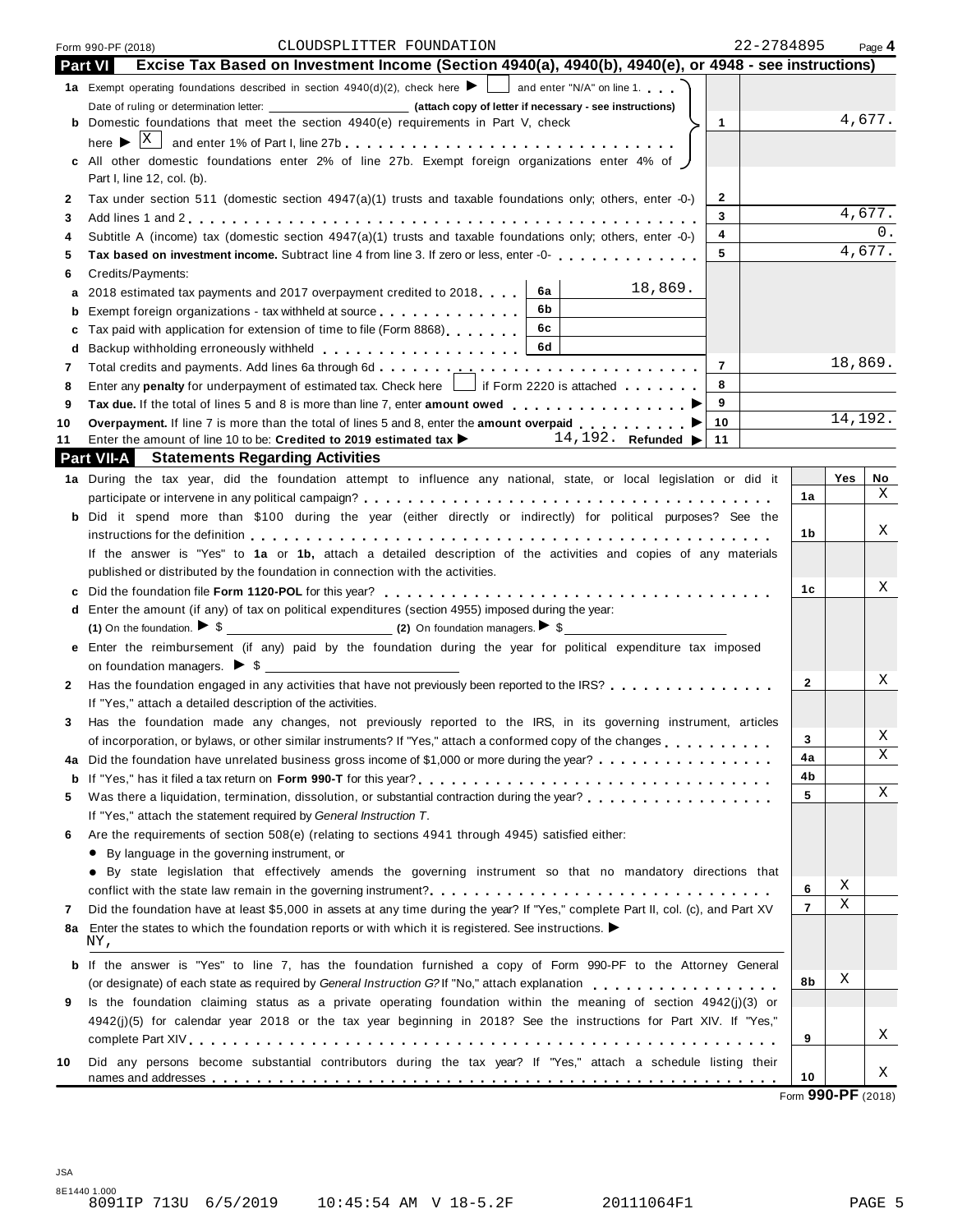Form 990-PF (2018) CLOUDSPLITTER FOUNDATION 22-2784895 Page **4**

## Part VI Excise Tax Based on Investment Income (Section 4940(a), 4940(b), 4940(e), or 4948 - see instructions)

| | | | |
|---|---|---|---|
| **1a** Exempt operating foundations described in section 4940(d)(2), check here ▶ ☐ and enter "N/A" on line 1. Date of ruling or determination letter: ______ **(attach copy of letter if necessary - see instructions)** | | | |
| **b** Domestic foundations that meet the section 4940(e) requirements in Part V, check here ▶ ☒ and enter 1% of Part I, line 27b | | 1 | 4,677. |
| **c** All other domestic foundations enter 2% of line 27b. Exempt foreign organizations enter 4% of Part I, line 12, col. (b). | | | |
| **2** Tax under section 511 (domestic section 4947(a)(1) trusts and taxable foundations only; others, enter -0-) | | 2 | |
| **3** Add lines 1 and 2 | | 3 | 4,677. |
| **4** Subtitle A (income) tax (domestic section 4947(a)(1) trusts and taxable foundations only; others, enter -0-) | | 4 | 0. |
| **5** **Tax based on investment income.** Subtract line 4 from line 3. If zero or less, enter -0- | | 5 | 4,677. |
| **6** Credits/Payments: | | | |
| **a** 2018 estimated tax payments and 2017 overpayment credited to 2018 | 6a 18,869. | | |
| **b** Exempt foreign organizations - tax withheld at source | 6b | | |
| **c** Tax paid with application for extension of time to file (Form 8868) | 6c | | |
| **d** Backup withholding erroneously withheld | 6d | | |
| **7** Total credits and payments. Add lines 6a through 6d | | 7 | 18,869. |
| **8** Enter any **penalty** for underpayment of estimated tax. Check here ☐ if Form 2220 is attached | | 8 | |
| **9** **Tax due.** If the total of lines 5 and 8 is more than line 7, enter **amount owed** ▶ | | 9 | |
| **10** **Overpayment.** If line 7 is more than the total of lines 5 and 8, enter the **amount overpaid** ▶ | | 10 | 14,192. |
| **11** Enter the amount of line 10 to be: **Credited to 2019 estimated tax** ▶ 14,192. **Refunded** ▶ | | 11 | |

## Part VII-A Statements Regarding Activities

| | | Yes | No |
|---|---|---|---|
| **1a** During the tax year, did the foundation attempt to influence any national, state, or local legislation or did it participate or intervene in any political campaign? | 1a | | X |
| **b** Did it spend more than $100 during the year (either directly or indirectly) for political purposes? See the instructions for the definition | 1b | | X |
| If the answer is "Yes" to **1a** or **1b**, attach a detailed description of the activities and copies of any materials published or distributed by the foundation in connection with the activities. | | | |
| **c** Did the foundation file **Form 1120-POL** for this year? | 1c | | X |
| **d** Enter the amount (if any) of tax on political expenditures (section 4955) imposed during the year: **(1)** On the foundation. ▶ $ ______ **(2)** On foundation managers. ▶ $ ______ | | | |
| **e** Enter the reimbursement (if any) paid by the foundation during the year for political expenditure tax imposed on foundation managers. ▶ $ ______ | | | |
| **2** Has the foundation engaged in any activities that have not previously been reported to the IRS? If "Yes," attach a detailed description of the activities. | 2 | | X |
| **3** Has the foundation made any changes, not previously reported to the IRS, in its governing instrument, articles of incorporation, or bylaws, or other similar instruments? If "Yes," attach a conformed copy of the changes | 3 | | X |
| **4a** Did the foundation have unrelated business gross income of $1,000 or more during the year? | 4a | | X |
| **b** If "Yes," has it filed a tax return on **Form 990-T** for this year? | 4b | | |
| **5** Was there a liquidation, termination, dissolution, or substantial contraction during the year? If "Yes," attach the statement required by *General Instruction T*. | 5 | | X |
| **6** Are the requirements of section 508(e) (relating to sections 4941 through 4945) satisfied either:<br>• By language in the governing instrument, or<br>• By state legislation that effectively amends the governing instrument so that no mandatory directions that conflict with the state law remain in the governing instrument? | 6 | X | |
| **7** Did the foundation have at least $5,000 in assets at any time during the year? If "Yes," complete Part II, col. (c), and Part XV | 7 | X | |
| **8a** Enter the states to which the foundation reports or with which it is registered. See instructions. ▶ NY, | | | |
| **b** If the answer is "Yes" to line 7, has the foundation furnished a copy of Form 990-PF to the Attorney General (or designate) of each state as required by *General Instruction G*? If "No," attach explanation | 8b | X | |
| **9** Is the foundation claiming status as a private operating foundation within the meaning of section 4942(j)(3) or 4942(j)(5) for calendar year 2018 or the tax year beginning in 2018? See the instructions for Part XIV. If "Yes," complete Part XIV | 9 | | X |
| **10** Did any persons become substantial contributors during the tax year? If "Yes," attach a schedule listing their names and addresses | 10 | | X |

Form **990-PF** (2018)

JSA
8E1440 1.000
8091IP 713U 6/5/2019 10:45:54 AM V 18-5.2F 20111064F1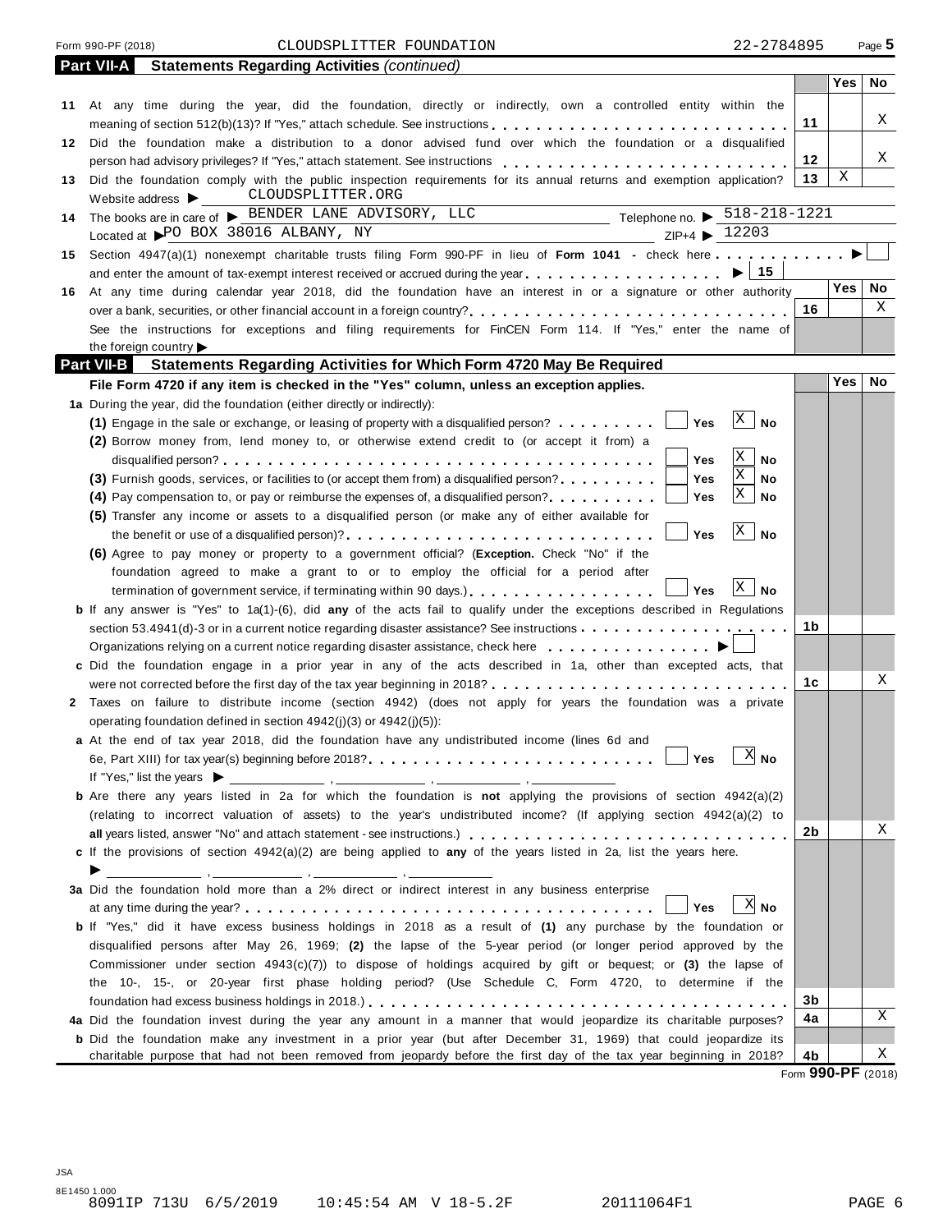Form 990-PF (2018) CLOUDSPLITTER FOUNDATION 22-2784895 Page **5**

## Part VII-A Statements Regarding Activities *(continued)*

| | | | Yes | No |
|---|---|---|---|---|
| **11** | At any time during the year, did the foundation, directly or indirectly, own a controlled entity within the meaning of section 512(b)(13)? If "Yes," attach schedule. See instructions | 11 | | X |
| **12** | Did the foundation make a distribution to a donor advised fund over which the foundation or a disqualified person had advisory privileges? If "Yes," attach statement. See instructions | 12 | | X |
| **13** | Did the foundation comply with the public inspection requirements for its annual returns and exemption application? | 13 | X | |

Website address ▶ CLOUDSPLITTER.ORG

**14** The books are in care of ▶ BENDER LANE ADVISORY, LLC Telephone no. ▶ 518-218-1221

Located at ▶ PO BOX 38016 ALBANY, NY ZIP+4 ▶ 12203

**15** Section 4947(a)(1) nonexempt charitable trusts filing Form 990-PF in lieu of **Form 1041** - check here ▶ ☐
and enter the amount of tax-exempt interest received or accrued during the year ▶ | 15 |

| | | | Yes | No |
|---|---|---|---|---|
| **16** | At any time during calendar year 2018, did the foundation have an interest in or a signature or other authority over a bank, securities, or other financial account in a foreign country? | 16 | | X |

See the instructions for exceptions and filing requirements for FinCEN Form 114. If "Yes," enter the name of the foreign country ▶

## Part VII-B Statements Regarding Activities for Which Form 4720 May Be Required

**File Form 4720 if any item is checked in the "Yes" column, unless an exception applies.**

| | | | Yes | No |
|---|---|---|---|---|
| **1a** | During the year, did the foundation (either directly or indirectly): | | | |
| | **(1)** Engage in the sale or exchange, or leasing of property with a disqualified person? ☐ Yes ☒ No | | | |
| | **(2)** Borrow money from, lend money to, or otherwise extend credit to (or accept it from) a disqualified person? ☐ Yes ☒ No | | | |
| | **(3)** Furnish goods, services, or facilities to (or accept them from) a disqualified person? ☐ Yes ☒ No | | | |
| | **(4)** Pay compensation to, or pay or reimburse the expenses of, a disqualified person? ☐ Yes ☒ No | | | |
| | **(5)** Transfer any income or assets to a disqualified person (or make any of either available for the benefit or use of a disqualified person)? ☐ Yes ☒ No | | | |
| | **(6)** Agree to pay money or property to a government official? (**Exception.** Check "No" if the foundation agreed to make a grant to or to employ the official for a period after termination of government service, if terminating within 90 days.) ☐ Yes ☒ No | | | |
| **b** | If any answer is "Yes" to 1a(1)-(6), did **any** of the acts fail to qualify under the exceptions described in Regulations section 53.4941(d)-3 or in a current notice regarding disaster assistance? See instructions | 1b | | |
| | Organizations relying on a current notice regarding disaster assistance, check here ▶ ☐ | | | |
| **c** | Did the foundation engage in a prior year in any of the acts described in 1a, other than excepted acts, that were not corrected before the first day of the tax year beginning in 2018? | 1c | | X |
| **2** | Taxes on failure to distribute income (section 4942) (does not apply for years the foundation was a private operating foundation defined in section 4942(j)(3) or 4942(j)(5)): | | | |
| **a** | At the end of tax year 2018, did the foundation have any undistributed income (lines 6d and 6e, Part XIII) for tax year(s) beginning before 2018? ☐ Yes ☒ No | | | |
| | If "Yes," list the years ▶ ____, ____, ____, ____ | | | |
| **b** | Are there any years listed in 2a for which the foundation is **not** applying the provisions of section 4942(a)(2) (relating to incorrect valuation of assets) to the year's undistributed income? (If applying section 4942(a)(2) to **all** years listed, answer "No" and attach statement - see instructions.) | 2b | | X |
| **c** | If the provisions of section 4942(a)(2) are being applied to **any** of the years listed in 2a, list the years here. ▶ ____, ____, ____, ____ | | | |
| **3a** | Did the foundation hold more than a 2% direct or indirect interest in any business enterprise at any time during the year? ☐ Yes ☒ No | | | |
| **b** | If "Yes," did it have excess business holdings in 2018 as a result of **(1)** any purchase by the foundation or disqualified persons after May 26, 1969; **(2)** the lapse of the 5-year period (or longer period approved by the Commissioner under section 4943(c)(7)) to dispose of holdings acquired by gift or bequest; or **(3)** the lapse of the 10-, 15-, or 20-year first phase holding period? (Use Schedule C, Form 4720, to determine if the foundation had excess business holdings in 2018.) | 3b | | |
| **4a** | Did the foundation invest during the year any amount in a manner that would jeopardize its charitable purposes? | 4a | | X |
| **b** | Did the foundation make any investment in a prior year (but after December 31, 1969) that could jeopardize its charitable purpose that had not been removed from jeopardy before the first day of the tax year beginning in 2018? | 4b | | X |

Form **990-PF** (2018)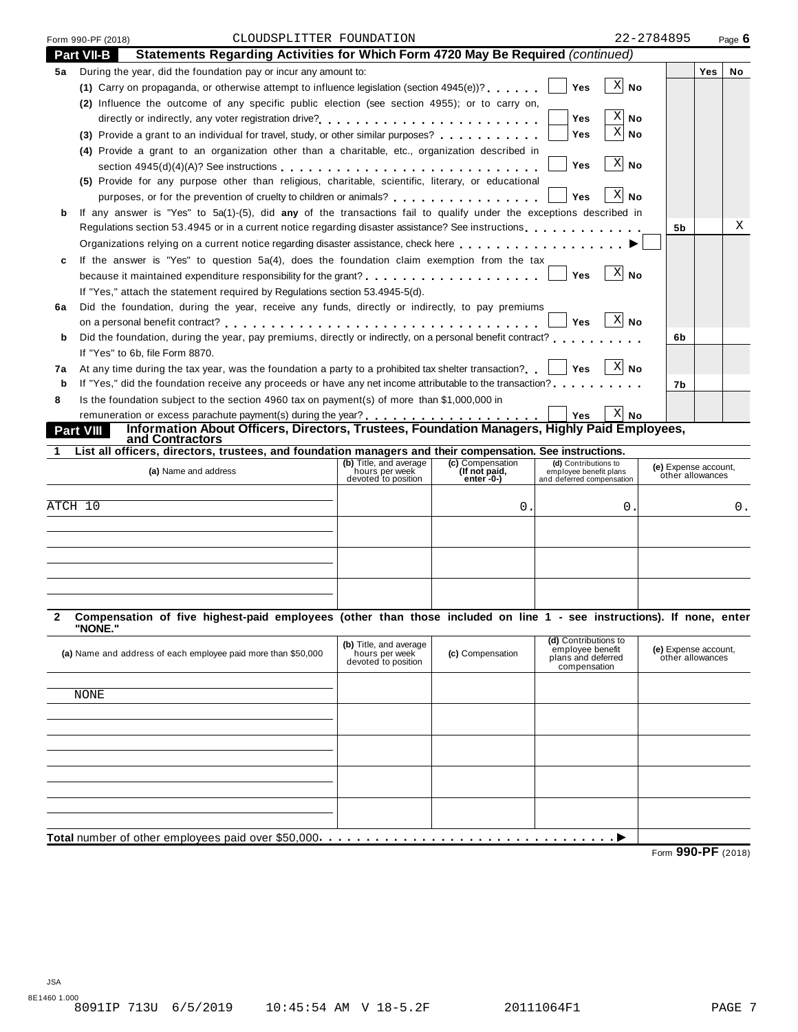Form 990-PF (2018) CLOUDSPLITTER FOUNDATION 22-2784895 Page **6**

## Part VII-B Statements Regarding Activities for Which Form 4720 May Be Required *(continued)*

| | | | Yes | No |
|---|---|---|---|---|
| **5a** | During the year, did the foundation pay or incur any amount to: | | | |
| | **(1)** Carry on propaganda, or otherwise attempt to influence legislation (section 4945(e))? ☐ Yes ☒ No | | | |
| | **(2)** Influence the outcome of any specific public election (see section 4955); or to carry on, directly or indirectly, any voter registration drive? ☐ Yes ☒ No | | | |
| | **(3)** Provide a grant to an individual for travel, study, or other similar purposes? ☐ Yes ☒ No | | | |
| | **(4)** Provide a grant to an organization other than a charitable, etc., organization described in section 4945(d)(4)(A)? See instructions ☐ Yes ☒ No | | | |
| | **(5)** Provide for any purpose other than religious, charitable, scientific, literary, or educational purposes, or for the prevention of cruelty to children or animals? ☐ Yes ☒ No | | | |
| **b** | If any answer is "Yes" to 5a(1)-(5), did **any** of the transactions fail to qualify under the exceptions described in Regulations section 53.4945 or in a current notice regarding disaster assistance? See instructions | 5b | | X |
| | Organizations relying on a current notice regarding disaster assistance, check here ▶ ☐ | | | |
| **c** | If the answer is "Yes" to question 5a(4), does the foundation claim exemption from the tax because it maintained expenditure responsibility for the grant? ☐ Yes ☒ No | | | |
| | If "Yes," attach the statement required by Regulations section 53.4945-5(d). | | | |
| **6a** | Did the foundation, during the year, receive any funds, directly or indirectly, to pay premiums on a personal benefit contract? ☐ Yes ☒ No | | | |
| **b** | Did the foundation, during the year, pay premiums, directly or indirectly, on a personal benefit contract? | 6b | | |
| | If "Yes" to 6b, file Form 8870. | | | |
| **7a** | At any time during the tax year, was the foundation a party to a prohibited tax shelter transaction? ☐ Yes ☒ No | | | |
| **b** | If "Yes," did the foundation receive any proceeds or have any net income attributable to the transaction? | 7b | | |
| **8** | Is the foundation subject to the section 4960 tax on payment(s) of more than $1,000,000 in remuneration or excess parachute payment(s) during the year? ☐ Yes ☒ No | | | |

## Part VIII Information About Officers, Directors, Trustees, Foundation Managers, Highly Paid Employees, and Contractors

**1 List all officers, directors, trustees, and foundation managers and their compensation. See instructions.**

| (a) Name and address | (b) Title, and average hours per week devoted to position | (c) Compensation (If not paid, enter -0-) | (d) Contributions to employee benefit plans and deferred compensation | (e) Expense account, other allowances |
|---|---|---|---|---|
| ATCH 10 | | 0. | 0. | 0. |
| | | | | |
| | | | | |
| | | | | |

**2 Compensation of five highest-paid employees (other than those included on line 1 - see instructions). If none, enter "NONE."**

| (a) Name and address of each employee paid more than $50,000 | (b) Title, and average hours per week devoted to position | (c) Compensation | (d) Contributions to employee benefit plans and deferred compensation | (e) Expense account, other allowances |
|---|---|---|---|---|
| NONE | | | | |
| | | | | |
| | | | | |
| | | | | |
| | | | | |

**Total** number of other employees paid over $50,000 ▶

Form **990-PF** (2018)

JSA
8E1460 1.000
8091IP 713U 6/5/2019 10:45:54 AM V 18-5.2F 20111064F1 PAGE 7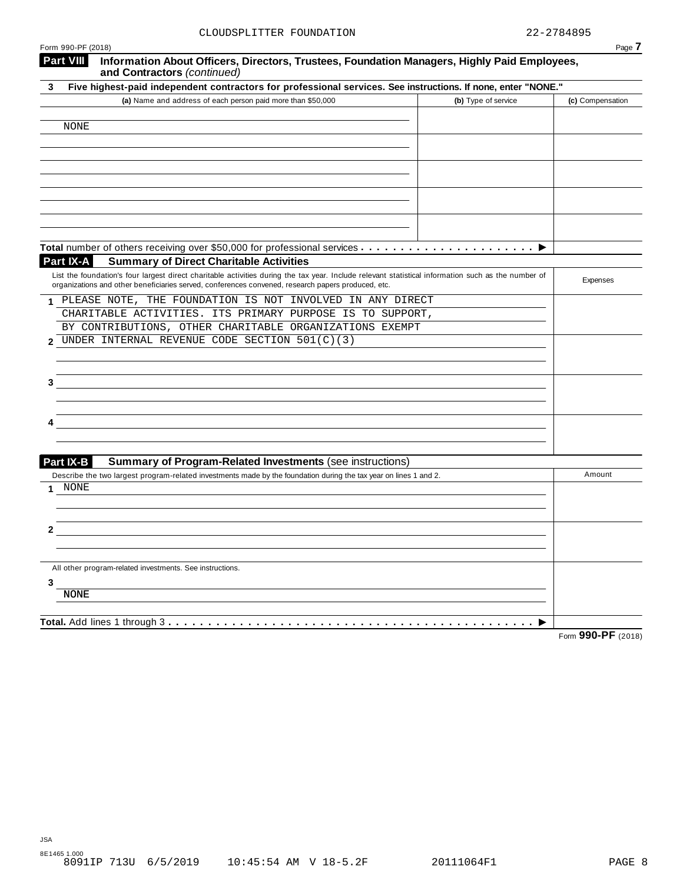CLOUDSPLITTER FOUNDATION 22-2784895

Form 990-PF (2018) Page **7**

## Part VIII Information About Officers, Directors, Trustees, Foundation Managers, Highly Paid Employees, and Contractors *(continued)*

**3 Five highest-paid independent contractors for professional services. See instructions. If none, enter "NONE."**

| (a) Name and address of each person paid more than $50,000 | (b) Type of service | (c) Compensation |
|---|---|---|
| NONE | | |
| | | |
| | | |
| | | |
| | | |

**Total** number of others receiving over $50,000 for professional services . . . . . . . . . . . . . . . . . . . . . . ▶

## Part IX-A Summary of Direct Charitable Activities

| List the foundation's four largest direct charitable activities during the tax year. Include relevant statistical information such as the number of organizations and other beneficiaries served, conferences convened, research papers produced, etc. | Expenses |
|---|---|
| **1** PLEASE NOTE, THE FOUNDATION IS NOT INVOLVED IN ANY DIRECT CHARITABLE ACTIVITIES. ITS PRIMARY PURPOSE IS TO SUPPORT, BY CONTRIBUTIONS, OTHER CHARITABLE ORGANIZATIONS EXEMPT | |
| **2** UNDER INTERNAL REVENUE CODE SECTION 501(C)(3) | |
| **3** | |
| **4** | |

## Part IX-B Summary of Program-Related Investments (see instructions)

| Describe the two largest program-related investments made by the foundation during the tax year on lines 1 and 2. | Amount |
|---|---|
| **1** NONE | |
| **2** | |
| All other program-related investments. See instructions. | |
| **3** NONE | |
| **Total.** Add lines 1 through 3 . . . . . . . . . . . . . . . . . . . . . . . . . . . . . . . . . . . . . . . . . . . . . ▶ | |

Form **990-PF** (2018)

JSA
8E1465 1.000
8091IP 713U 6/5/2019 10:45:54 AM V 18-5.2F 20111064F1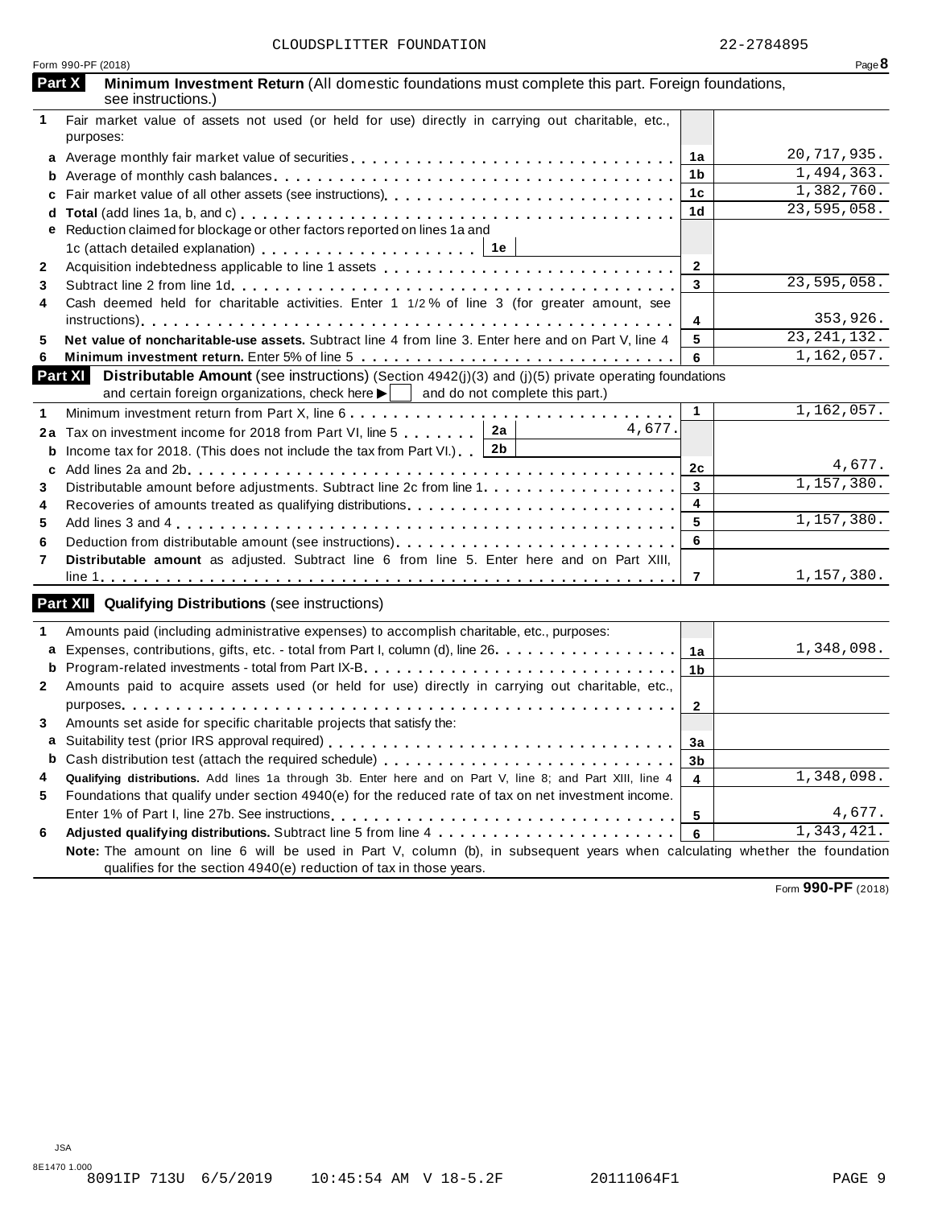CLOUDSPLITTER FOUNDATION 22-2784895

Form 990-PF (2018)

## Part X Minimum Investment Return (All domestic foundations must complete this part. Foreign foundations, see instructions.)

| | | | |
|---|---|---|---|
| 1 | Fair market value of assets not used (or held for use) directly in carrying out charitable, etc., purposes: | | |
| a | Average monthly fair market value of securities | 1a | 20,717,935. |
| b | Average of monthly cash balances | 1b | 1,494,363. |
| c | Fair market value of all other assets (see instructions) | 1c | 1,382,760. |
| d | **Total** (add lines 1a, b, and c) | 1d | 23,595,058. |
| e | Reduction claimed for blockage or other factors reported on lines 1a and 1c (attach detailed explanation) ... 1e | | |
| 2 | Acquisition indebtedness applicable to line 1 assets | 2 | |
| 3 | Subtract line 2 from line 1d | 3 | 23,595,058. |
| 4 | Cash deemed held for charitable activities. Enter 1 1/2 % of line 3 (for greater amount, see instructions) | 4 | 353,926. |
| 5 | **Net value of noncharitable-use assets.** Subtract line 4 from line 3. Enter here and on Part V, line 4 | 5 | 23,241,132. |
| 6 | **Minimum investment return.** Enter 5% of line 5 | 6 | 1,162,057. |

## Part XI Distributable Amount (see instructions) (Section 4942(j)(3) and (j)(5) private operating foundations and certain foreign organizations, check here ▶ ☐ and do not complete this part.)

| | | | | |
|---|---|---|---|---|
| 1 | Minimum investment return from Part X, line 6 | | 1 | 1,162,057. |
| 2a | Tax on investment income for 2018 from Part VI, line 5 ... 2a | 4,677. | | |
| b | Income tax for 2018. (This does not include the tax from Part VI.) ... 2b | | | |
| c | Add lines 2a and 2b | | 2c | 4,677. |
| 3 | Distributable amount before adjustments. Subtract line 2c from line 1 | | 3 | 1,157,380. |
| 4 | Recoveries of amounts treated as qualifying distributions | | 4 | |
| 5 | Add lines 3 and 4 | | 5 | 1,157,380. |
| 6 | Deduction from distributable amount (see instructions) | | 6 | |
| 7 | **Distributable amount** as adjusted. Subtract line 6 from line 5. Enter here and on Part XIII, line 1 | | 7 | 1,157,380. |

## Part XII Qualifying Distributions (see instructions)

| | | | |
|---|---|---|---|
| 1 | Amounts paid (including administrative expenses) to accomplish charitable, etc., purposes: | | |
| a | Expenses, contributions, gifts, etc. - total from Part I, column (d), line 26 | 1a | 1,348,098. |
| b | Program-related investments - total from Part IX-B | 1b | |
| 2 | Amounts paid to acquire assets used (or held for use) directly in carrying out charitable, etc., purposes | 2 | |
| 3 | Amounts set aside for specific charitable projects that satisfy the: | | |
| a | Suitability test (prior IRS approval required) | 3a | |
| b | Cash distribution test (attach the required schedule) | 3b | |
| 4 | **Qualifying distributions.** Add lines 1a through 3b. Enter here and on Part V, line 8; and Part XIII, line 4 | 4 | 1,348,098. |
| 5 | Foundations that qualify under section 4940(e) for the reduced rate of tax on net investment income. Enter 1% of Part I, line 27b. See instructions | 5 | 4,677. |
| 6 | **Adjusted qualifying distributions.** Subtract line 5 from line 4 | 6 | 1,343,421. |

**Note:** The amount on line 6 will be used in Part V, column (b), in subsequent years when calculating whether the foundation qualifies for the section 4940(e) reduction of tax in those years.

Form **990-PF** (2018)

JSA
8E1470 1.000
8091IP 713U 6/5/2019 10:45:54 AM V 18-5.2F 20111064F1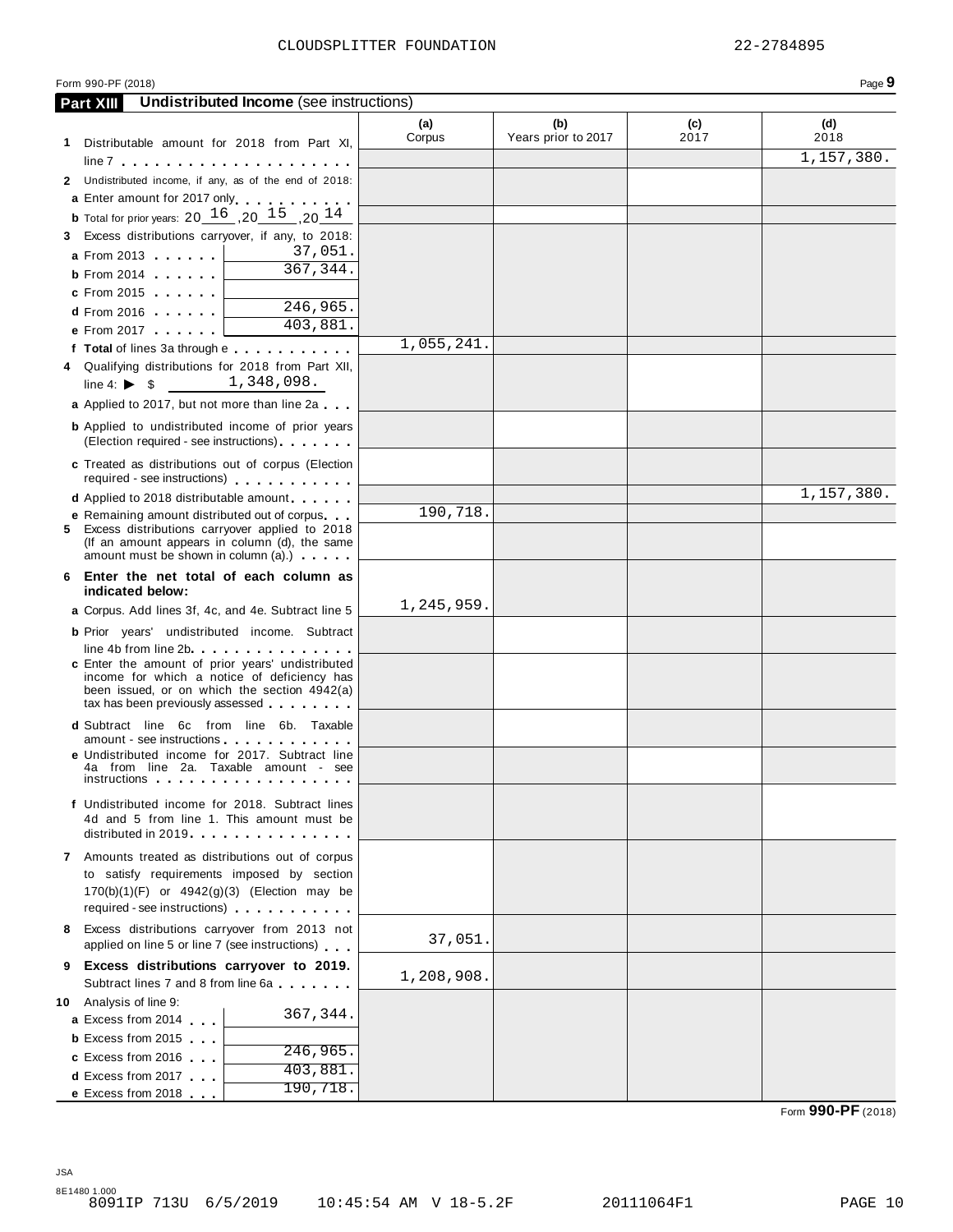CLOUDSPLITTER FOUNDATION 22-2784895

Form 990-PF (2018) Page **9**

## Part XIII Undistributed Income (see instructions)

| | (a) Corpus | (b) Years prior to 2017 | (c) 2017 | (d) 2018 |
|---|---|---|---|---|
| **1** Distributable amount for 2018 from Part XI, line 7 | | | | 1,157,380. |
| **2** Undistributed income, if any, as of the end of 2018: | | | | |
| **a** Enter amount for 2017 only | | | | |
| **b** Total for prior years: 20 16 ,20 15 ,20 14 | | | | |
| **3** Excess distributions carryover, if any, to 2018: | | | | |
| **a** From 2013 ... 37,051. | | | | |
| **b** From 2014 ... 367,344. | | | | |
| **c** From 2015 ... | | | | |
| **d** From 2016 ... 246,965. | | | | |
| **e** From 2017 ... 403,881. | | | | |
| **f Total** of lines 3a through e | 1,055,241. | | | |
| **4** Qualifying distributions for 2018 from Part XII, line 4: ▶ $ 1,348,098. | | | | |
| **a** Applied to 2017, but not more than line 2a | | | | |
| **b** Applied to undistributed income of prior years (Election required - see instructions) | | | | |
| **c** Treated as distributions out of corpus (Election required - see instructions) | | | | |
| **d** Applied to 2018 distributable amount | | | | 1,157,380. |
| **e** Remaining amount distributed out of corpus | 190,718. | | | |
| **5** Excess distributions carryover applied to 2018 (If an amount appears in column (d), the same amount must be shown in column (a).) | | | | |
| **6 Enter the net total of each column as indicated below:** | | | | |
| **a** Corpus. Add lines 3f, 4c, and 4e. Subtract line 5 | 1,245,959. | | | |
| **b** Prior years' undistributed income. Subtract line 4b from line 2b | | | | |
| **c** Enter the amount of prior years' undistributed income for which a notice of deficiency has been issued, or on which the section 4942(a) tax has been previously assessed | | | | |
| **d** Subtract line 6c from line 6b. Taxable amount - see instructions | | | | |
| **e** Undistributed income for 2017. Subtract line 4a from line 2a. Taxable amount - see instructions | | | | |
| **f** Undistributed income for 2018. Subtract lines 4d and 5 from line 1. This amount must be distributed in 2019 | | | | |
| **7** Amounts treated as distributions out of corpus to satisfy requirements imposed by section 170(b)(1)(F) or 4942(g)(3) (Election may be required - see instructions) | | | | |
| **8** Excess distributions carryover from 2013 not applied on line 5 or line 7 (see instructions) | 37,051. | | | |
| **9 Excess distributions carryover to 2019.** Subtract lines 7 and 8 from line 6a | 1,208,908. | | | |
| **10** Analysis of line 9: | | | | |
| **a** Excess from 2014 ... 367,344. | | | | |
| **b** Excess from 2015 ... | | | | |
| **c** Excess from 2016 ... 246,965. | | | | |
| **d** Excess from 2017 ... 403,881. | | | | |
| **e** Excess from 2018 ... 190,718. | | | | |

Form **990-PF** (2018)

JSA
8E1480 1.000
8091IP 713U 6/5/2019 10:45:54 AM V 18-5.2F 20111064F1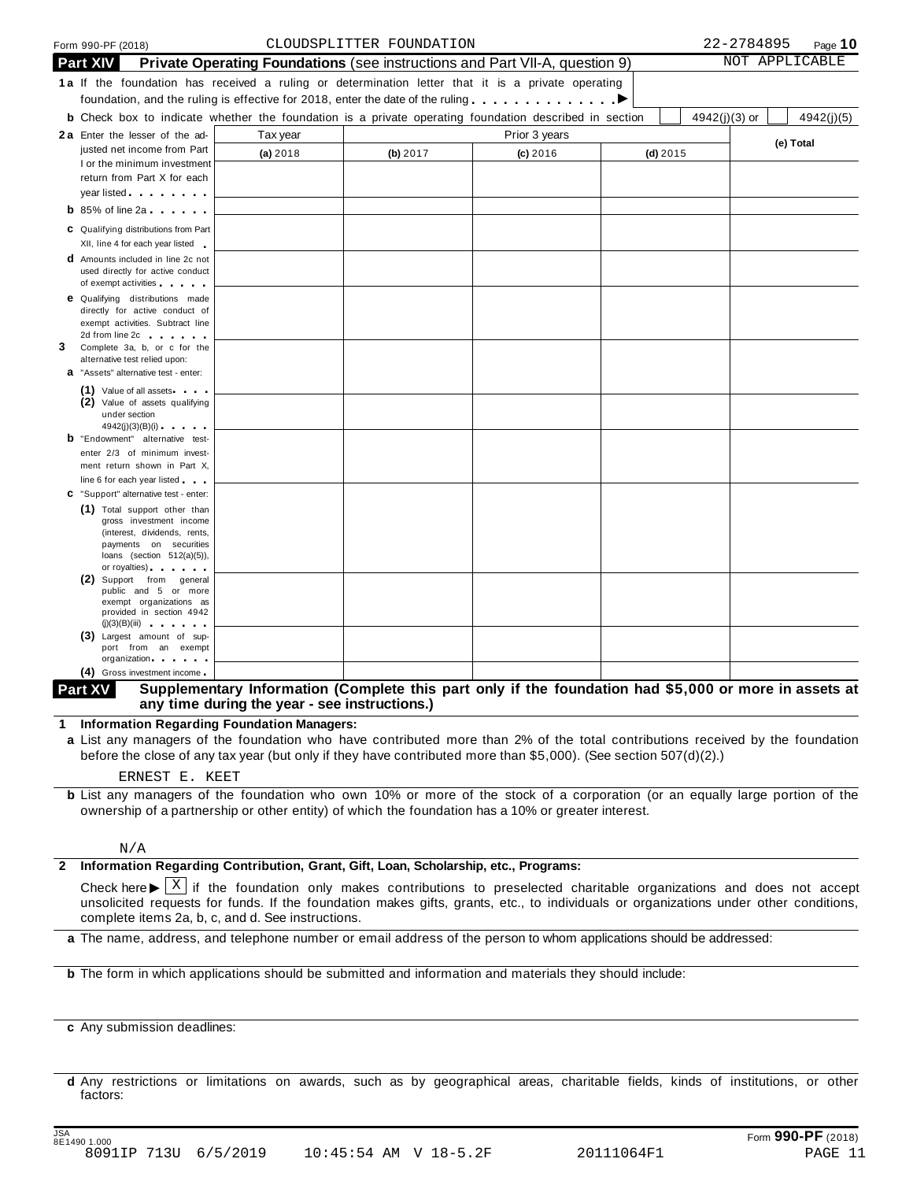Form 990-PF (2018) CLOUDSPLITTER FOUNDATION 22-2784895 Page **10**

## Part XIV Private Operating Foundations (see instructions and Part VII-A, question 9)

NOT APPLICABLE

**1a** If the foundation has received a ruling or determination letter that it is a private operating foundation, and the ruling is effective for 2018, enter the date of the ruling . . . . . . . . . . . . . ▶

**b** Check box to indicate whether the foundation is a private operating foundation described in section ☐ 4942(j)(3) or ☐ 4942(j)(5)

| | Tax year | Prior 3 years | | | |
|---|---|---|---|---|---|
| | (a) 2018 | (b) 2017 | (c) 2016 | (d) 2015 | (e) Total |
| **2a** Enter the lesser of the adjusted net income from Part I or the minimum investment return from Part X for each year listed | | | | | |
| **b** 85% of line 2a | | | | | |
| **c** Qualifying distributions from Part XII, line 4 for each year listed | | | | | |
| **d** Amounts included in line 2c not used directly for active conduct of exempt activities | | | | | |
| **e** Qualifying distributions made directly for active conduct of exempt activities. Subtract line 2d from line 2c | | | | | |
| **3** Complete 3a, b, or c for the alternative test relied upon: **a** "Assets" alternative test - enter: | | | | | |
| (1) Value of all assets | | | | | |
| (2) Value of assets qualifying under section 4942(j)(3)(B)(i) | | | | | |
| **b** "Endowment" alternative test- enter 2/3 of minimum investment return shown in Part X, line 6 for each year listed | | | | | |
| **c** "Support" alternative test - enter: | | | | | |
| (1) Total support other than gross investment income (interest, dividends, rents, payments on securities loans (section 512(a)(5)), or royalties) | | | | | |
| (2) Support from general public and 5 or more exempt organizations as provided in section 4942 (j)(3)(B)(iii) | | | | | |
| (3) Largest amount of support from an exempt organization | | | | | |
| (4) Gross investment income | | | | | |

## Part XV Supplementary Information (Complete this part only if the foundation had $5,000 or more in assets at any time during the year - see instructions.)

**1 Information Regarding Foundation Managers:**

**a** List any managers of the foundation who have contributed more than 2% of the total contributions received by the foundation before the close of any tax year (but only if they have contributed more than $5,000). (See section 507(d)(2).)

ERNEST E. KEET

**b** List any managers of the foundation who own 10% or more of the stock of a corporation (or an equally large portion of the ownership of a partnership or other entity) of which the foundation has a 10% or greater interest.

N/A

**2 Information Regarding Contribution, Grant, Gift, Loan, Scholarship, etc., Programs:**

Check here ▶ ☒ if the foundation only makes contributions to preselected charitable organizations and does not accept unsolicited requests for funds. If the foundation makes gifts, grants, etc., to individuals or organizations under other conditions, complete items 2a, b, c, and d. See instructions.

**a** The name, address, and telephone number or email address of the person to whom applications should be addressed:

**b** The form in which applications should be submitted and information and materials they should include:

**c** Any submission deadlines:

**d** Any restrictions or limitations on awards, such as by geographical areas, charitable fields, kinds of institutions, or other factors:

JSA 8E1490 1.000 Form **990-PF** (2018)
8091IP 713U 6/5/2019 10:45:54 AM V 18-5.2F 20111064F1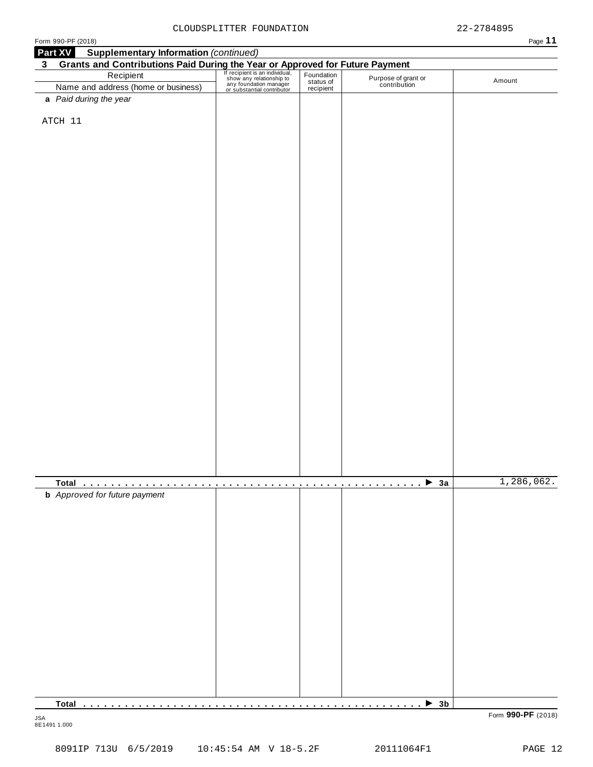CLOUDSPLITTER FOUNDATION 22-2784895

Form 990-PF (2018)

**Part XV Supplementary Information** *(continued)*

**3 Grants and Contributions Paid During the Year or Approved for Future Payment**

| Recipient<br>Name and address (home or business) | If recipient is an individual, show any relationship to any foundation manager or substantial contributor | Foundation status of recipient | Purpose of grant or contribution | Amount |
|---|---|---|---|---|
| ***a*** *Paid during the year* | | | | |
| ATCH 11 | | | | |
| **Total** . . . . . . . . . . . . . . . . . . . . . . . . . . . . . . . . . . . . . . . . . . . . . ▶ **3a** | | | | 1,286,062. |
| ***b*** *Approved for future payment* | | | | |
| **Total** . . . . . . . . . . . . . . . . . . . . . . . . . . . . . . . . . . . . . . . . . . . . . ▶ **3b** | | | | |

JSA
8E1491 1.000

Form **990-PF** (2018)

8091IP 713U 6/5/2019 10:45:54 AM V 18-5.2F 20111064F1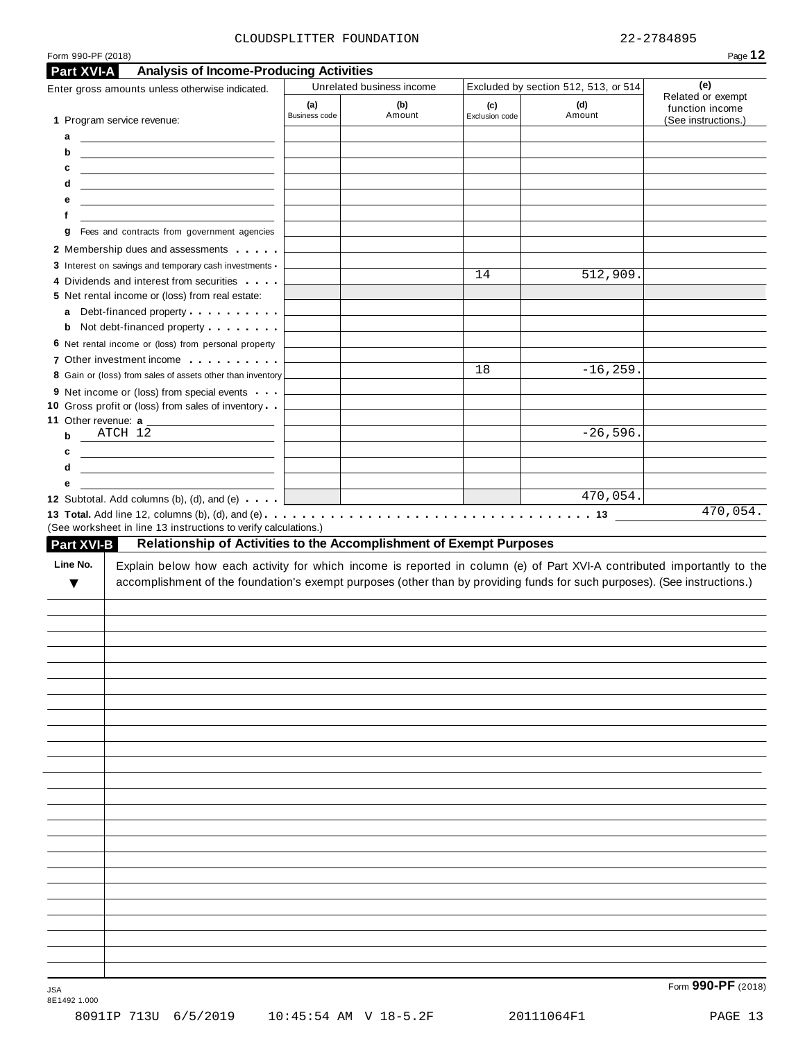CLOUDSPLITTER FOUNDATION 22-2784895

Form 990-PF (2018)

## Part XVI-A Analysis of Income-Producing Activities

| Enter gross amounts unless otherwise indicated. | Unrelated business income | | Excluded by section 512, 513, or 514 | | (e) Related or exempt function income (See instructions.) |
|---|---|---|---|---|---|
| | (a) Business code | (b) Amount | (c) Exclusion code | (d) Amount | |
| 1 Program service revenue: | | | | | |
| a | | | | | |
| b | | | | | |
| c | | | | | |
| d | | | | | |
| e | | | | | |
| f | | | | | |
| g Fees and contracts from government agencies | | | | | |
| 2 Membership dues and assessments | | | | | |
| 3 Interest on savings and temporary cash investments | | | | | |
| 4 Dividends and interest from securities | | | 14 | 512,909. | |
| 5 Net rental income or (loss) from real estate: | | | | | |
| a Debt-financed property | | | | | |
| b Not debt-financed property | | | | | |
| 6 Net rental income or (loss) from personal property | | | | | |
| 7 Other investment income | | | | | |
| 8 Gain or (loss) from sales of assets other than inventory | | | 18 | -16,259. | |
| 9 Net income or (loss) from special events | | | | | |
| 10 Gross profit or (loss) from sales of inventory | | | | | |
| 11 Other revenue: a | | | | | |
| b ATCH 12 | | | | -26,596. | |
| c | | | | | |
| d | | | | | |
| e | | | | | |
| 12 Subtotal. Add columns (b), (d), and (e) | | | | 470,054. | |

**13 Total.** Add line 12, columns (b), (d), and (e) . . . 13 470,054.

(See worksheet in line 13 instructions to verify calculations.)

## Part XVI-B Relationship of Activities to the Accomplishment of Exempt Purposes

| Line No. ▼ | Explain below how each activity for which income is reported in column (e) of Part XVI-A contributed importantly to the accomplishment of the foundation's exempt purposes (other than by providing funds for such purposes). (See instructions.) |
|---|---|
| | |

JSA 8E1492 1.000

Form **990-PF** (2018)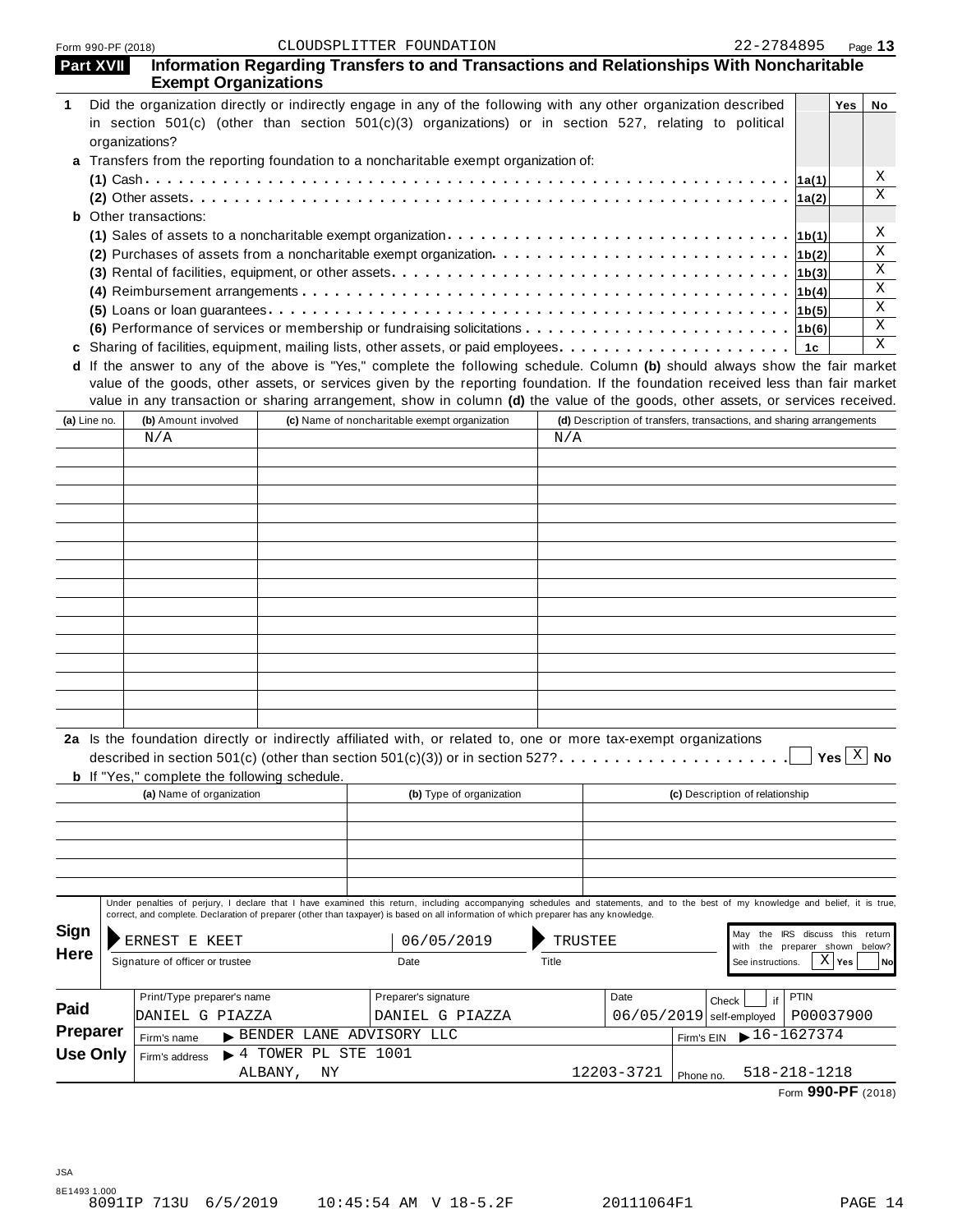Form 990-PF (2018) CLOUDSPLITTER FOUNDATION 22-2784895

## Part XVII Information Regarding Transfers to and Transactions and Relationships With Noncharitable Exempt Organizations

**1** Did the organization directly or indirectly engage in any of the following with any other organization described in section 501(c) (other than section 501(c)(3) organizations) or in section 527, relating to political organizations?

| | | Yes | No |
|---|---|---|---|
| **a** Transfers from the reporting foundation to a noncharitable exempt organization of: | | | |
| **(1)** Cash | 1a(1) | | X |
| **(2)** Other assets | 1a(2) | | X |
| **b** Other transactions: | | | |
| **(1)** Sales of assets to a noncharitable exempt organization | 1b(1) | | X |
| **(2)** Purchases of assets from a noncharitable exempt organization | 1b(2) | | X |
| **(3)** Rental of facilities, equipment, or other assets | 1b(3) | | X |
| **(4)** Reimbursement arrangements | 1b(4) | | X |
| **(5)** Loans or loan guarantees | 1b(5) | | X |
| **(6)** Performance of services or membership or fundraising solicitations | 1b(6) | | X |
| **c** Sharing of facilities, equipment, mailing lists, other assets, or paid employees | 1c | | X |

**d** If the answer to any of the above is "Yes," complete the following schedule. Column **(b)** should always show the fair market value of the goods, other assets, or services given by the reporting foundation. If the foundation received less than fair market value in any transaction or sharing arrangement, show in column **(d)** the value of the goods, other assets, or services received.

| (a) Line no. | (b) Amount involved | (c) Name of noncharitable exempt organization | (d) Description of transfers, transactions, and sharing arrangements |
|---|---|---|---|
| | N/A | | N/A |

**2a** Is the foundation directly or indirectly affiliated with, or related to, one or more tax-exempt organizations described in section 501(c) (other than section 501(c)(3)) or in section 527? ☐ Yes ☒ No

**b** If "Yes," complete the following schedule.

| (a) Name of organization | (b) Type of organization | (c) Description of relationship |
|---|---|---|
| | | |

**Sign Here**

Under penalties of perjury, I declare that I have examined this return, including accompanying schedules and statements, and to the best of my knowledge and belief, it is true, correct, and complete. Declaration of preparer (other than taxpayer) is based on all information of which preparer has any knowledge.

| Signature of officer or trustee | Date | Title |
|---|---|---|
| ERNEST E KEET | 06/05/2019 | TRUSTEE |

May the IRS discuss this return with the preparer shown below? See instructions. ☒ Yes ☐ No

**Paid Preparer Use Only**

| Print/Type preparer's name | Preparer's signature | Date | Check ☐ if self-employed | PTIN |
|---|---|---|---|---|
| DANIEL G PIAZZA | DANIEL G PIAZZA | 06/05/2019 | | P00037900 |

Firm's name ▶ BENDER LANE ADVISORY LLC — Firm's EIN ▶ 16-1627374

Firm's address ▶ 4 TOWER PL STE 1001, ALBANY, NY 12203-3721 — Phone no. 518-218-1218

Form **990-PF** (2018)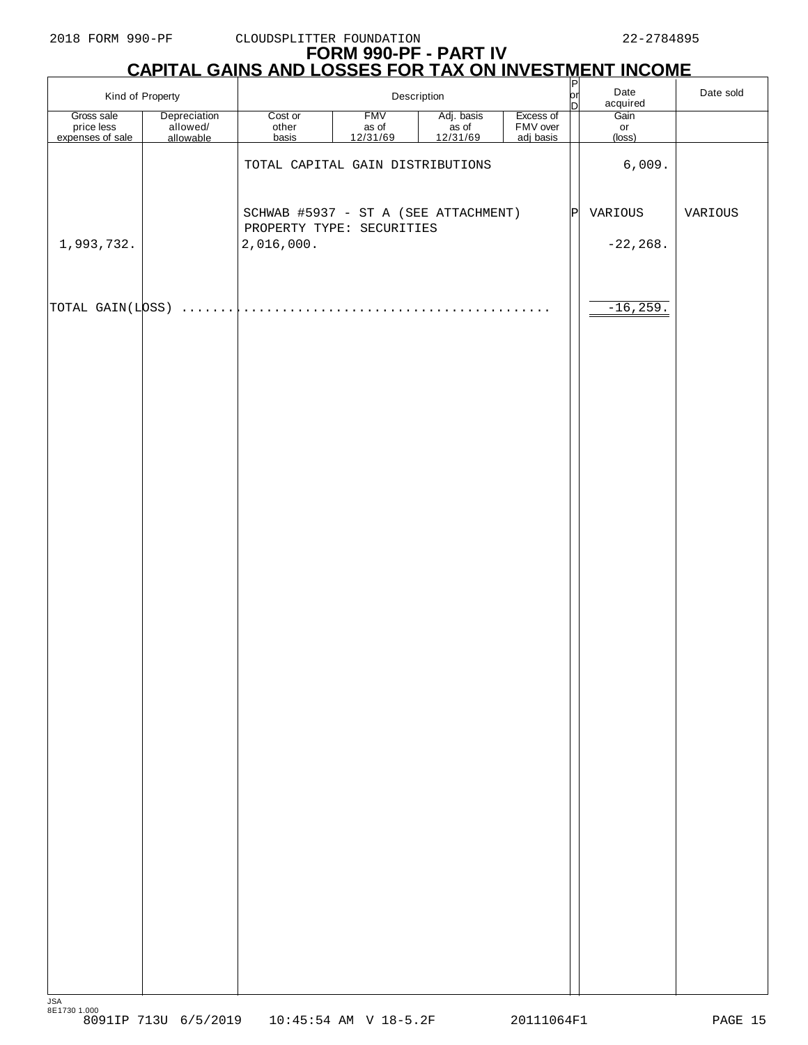2018 FORM 990-PF CLOUDSPLITTER FOUNDATION 22-2784895

# FORM 990-PF - PART IV

## CAPITAL GAINS AND LOSSES FOR TAX ON INVESTMENT INCOME

| Kind of Property | | Description | | | | P or D | Date acquired | Date sold |
|---|---|---|---|---|---|---|---|---|
| Gross sale price less expenses of sale | Depreciation allowed/ allowable | Cost or other basis | FMV as of 12/31/69 | Adj. basis as of 12/31/69 | Excess of FMV over adj basis | | Gain or (loss) | |
| | | TOTAL CAPITAL GAIN DISTRIBUTIONS | | | | | 6,009. | |
| | | SCHWAB #5937 - ST A (SEE ATTACHMENT) PROPERTY TYPE: SECURITIES | | | | P | VARIOUS | VARIOUS |
| 1,993,732. | | 2,016,000. | | | | | -22,268. | |
| TOTAL GAIN(LOSS) | | | | | | | -16,259. | |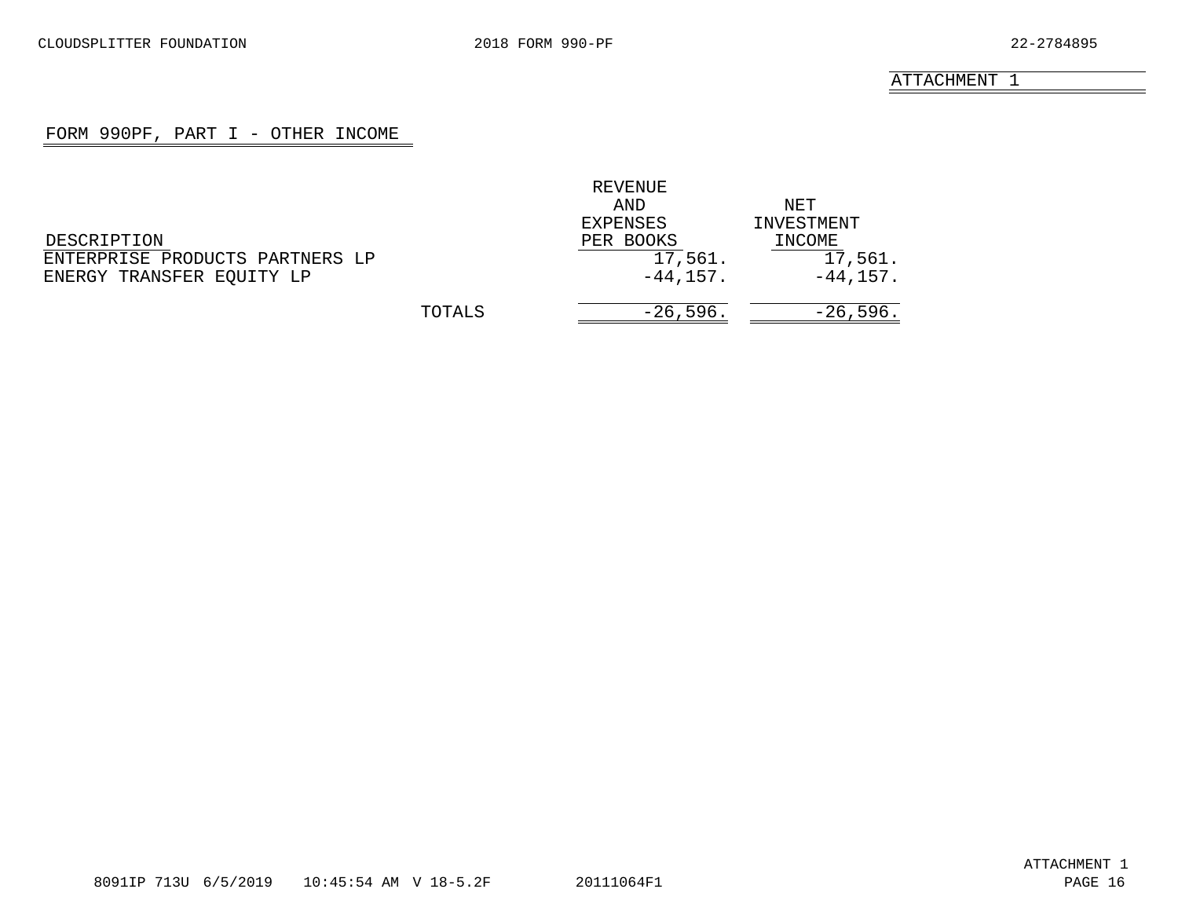ATTACHMENT 1

## FORM 990PF, PART I - OTHER INCOME

| DESCRIPTION | REVENUE AND EXPENSES PER BOOKS | NET INVESTMENT INCOME |
|---|---|---|
| ENTERPRISE PRODUCTS PARTNERS LP | 17,561. | 17,561. |
| ENERGY TRANSFER EQUITY LP | -44,157. | -44,157. |
| TOTALS | -26,596. | -26,596. |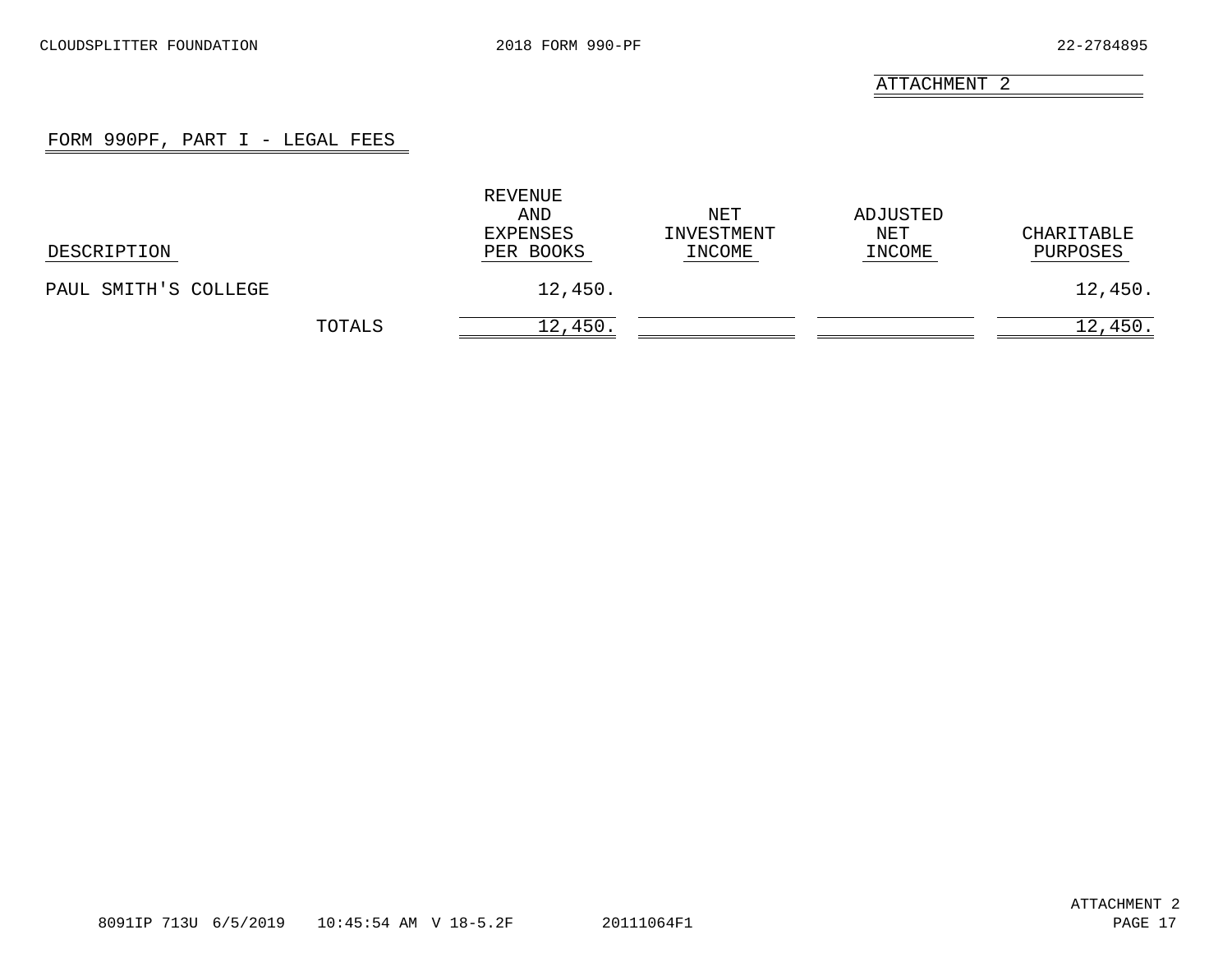ATTACHMENT 2

## FORM 990PF, PART I - LEGAL FEES

| DESCRIPTION | REVENUE AND EXPENSES PER BOOKS | NET INVESTMENT INCOME | ADJUSTED NET INCOME | CHARITABLE PURPOSES |
| --- | --- | --- | --- | --- |
| PAUL SMITH'S COLLEGE | 12,450. | | | 12,450. |
| TOTALS | 12,450. | | | 12,450. |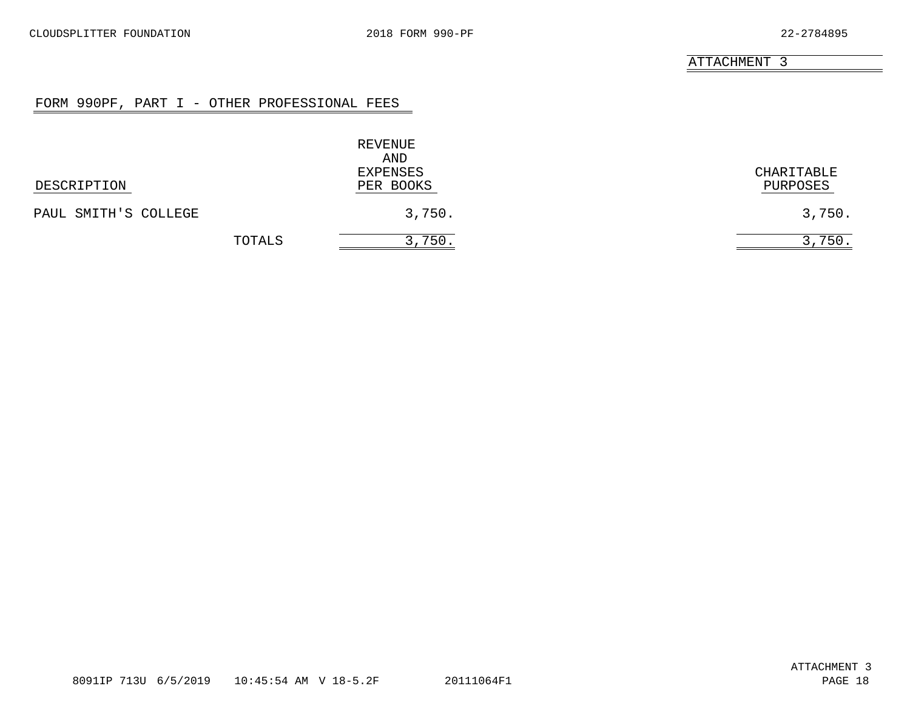ATTACHMENT 3

## FORM 990PF, PART I - OTHER PROFESSIONAL FEES

| DESCRIPTION | REVENUE AND EXPENSES PER BOOKS | CHARITABLE PURPOSES |
|---|---|---|
| PAUL SMITH'S COLLEGE | 3,750. | 3,750. |
| TOTALS | 3,750. | 3,750. |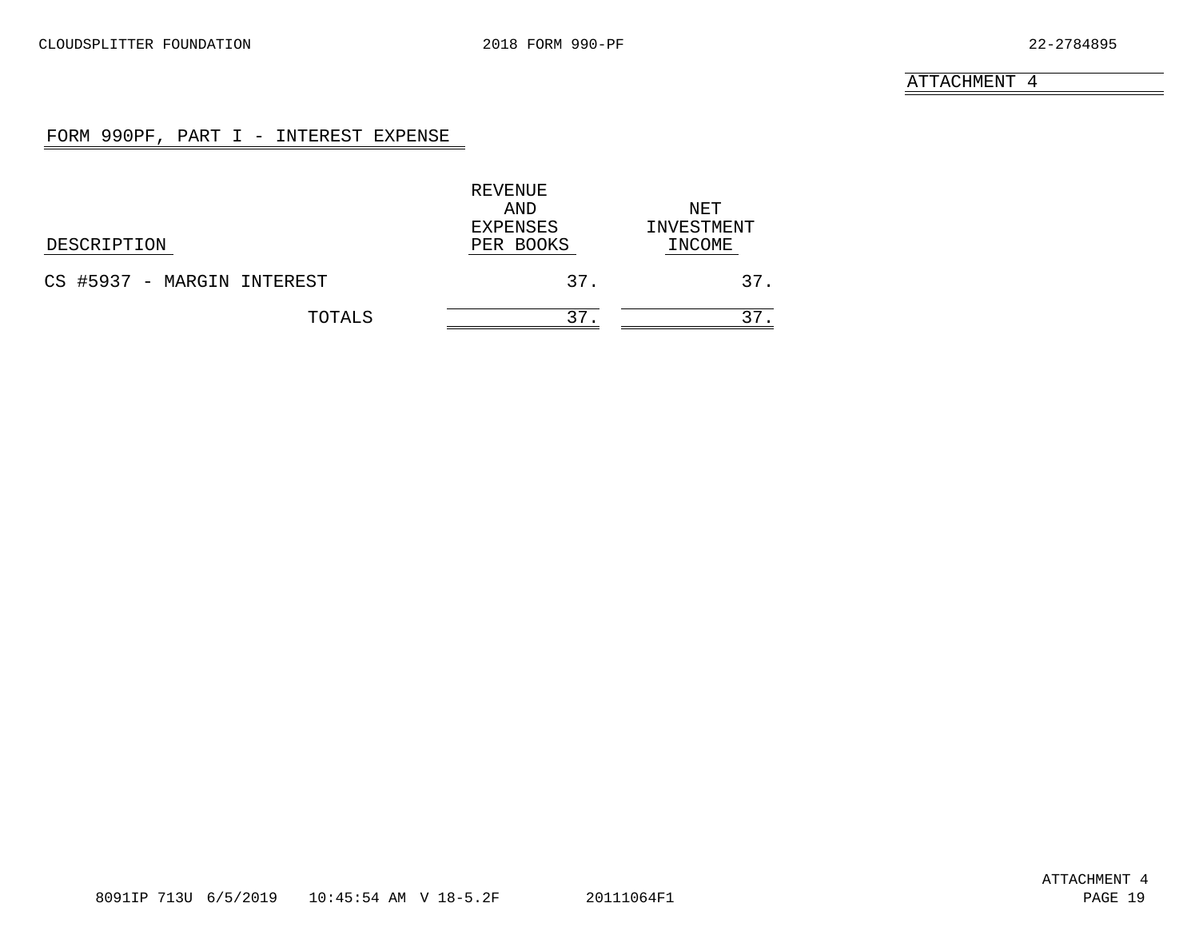ATTACHMENT 4

## FORM 990PF, PART I - INTEREST EXPENSE

| DESCRIPTION | REVENUE AND EXPENSES PER BOOKS | NET INVESTMENT INCOME |
|---|---|---|
| CS #5937 - MARGIN INTEREST | 37. | 37. |
| TOTALS | 37. | 37. |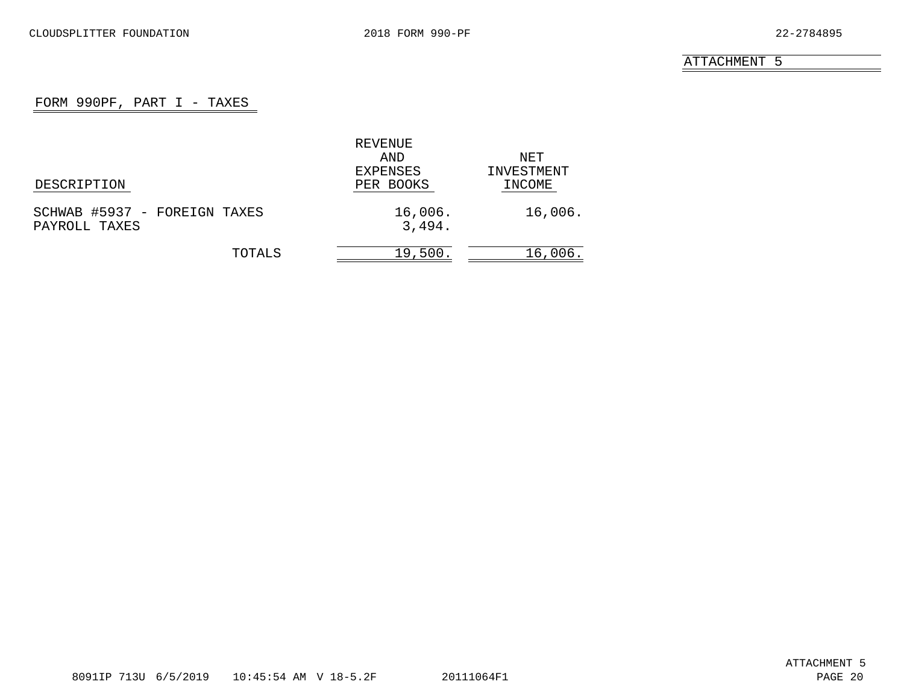CLOUDSPLITTER FOUNDATION 2018 FORM 990-PF 22-2784895

ATTACHMENT 5

## FORM 990PF, PART I - TAXES

| DESCRIPTION | REVENUE AND EXPENSES PER BOOKS | NET INVESTMENT INCOME |
|---|---|---|
| SCHWAB #5937 - FOREIGN TAXES | 16,006. | 16,006. |
| PAYROLL TAXES | 3,494. | |
| TOTALS | 19,500. | 16,006. |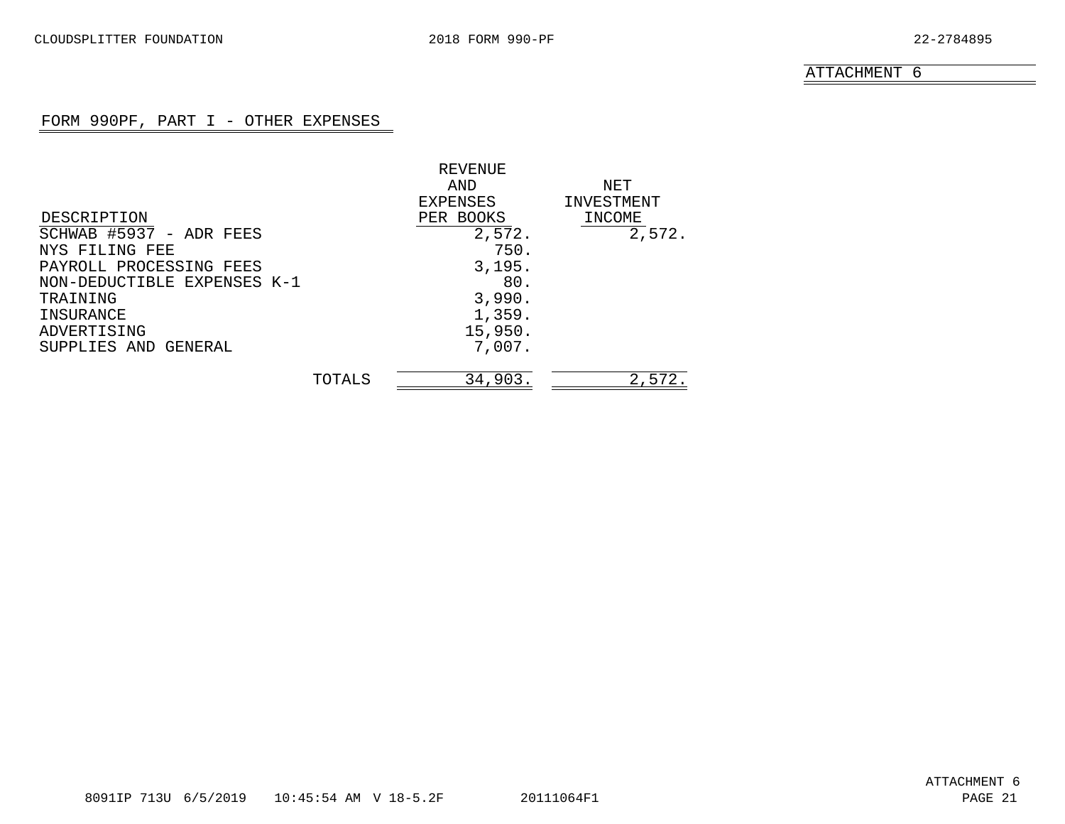ATTACHMENT 6

## FORM 990PF, PART I - OTHER EXPENSES

| DESCRIPTION | REVENUE AND EXPENSES PER BOOKS | NET INVESTMENT INCOME |
|---|---|---|
| SCHWAB #5937 - ADR FEES | 2,572. | 2,572. |
| NYS FILING FEE | 750. | |
| PAYROLL PROCESSING FEES | 3,195. | |
| NON-DEDUCTIBLE EXPENSES K-1 | 80. | |
| TRAINING | 3,990. | |
| INSURANCE | 1,359. | |
| ADVERTISING | 15,950. | |
| SUPPLIES AND GENERAL | 7,007. | |
| TOTALS | 34,903. | 2,572. |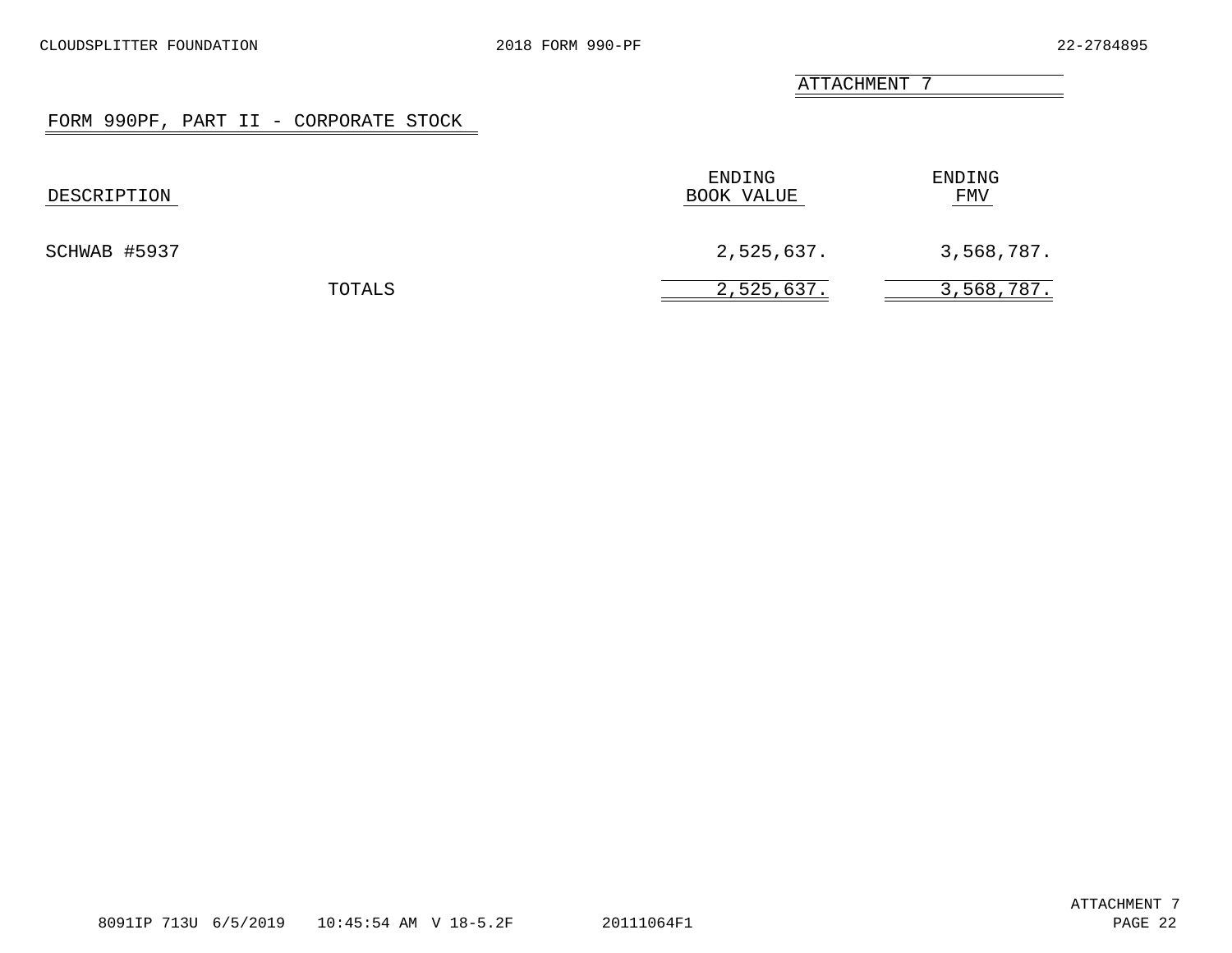ATTACHMENT 7

## FORM 990PF, PART II - CORPORATE STOCK

| DESCRIPTION | ENDING BOOK VALUE | ENDING FMV |
|---|---|---|
| SCHWAB #5937 | 2,525,637. | 3,568,787. |
| TOTALS | 2,525,637. | 3,568,787. |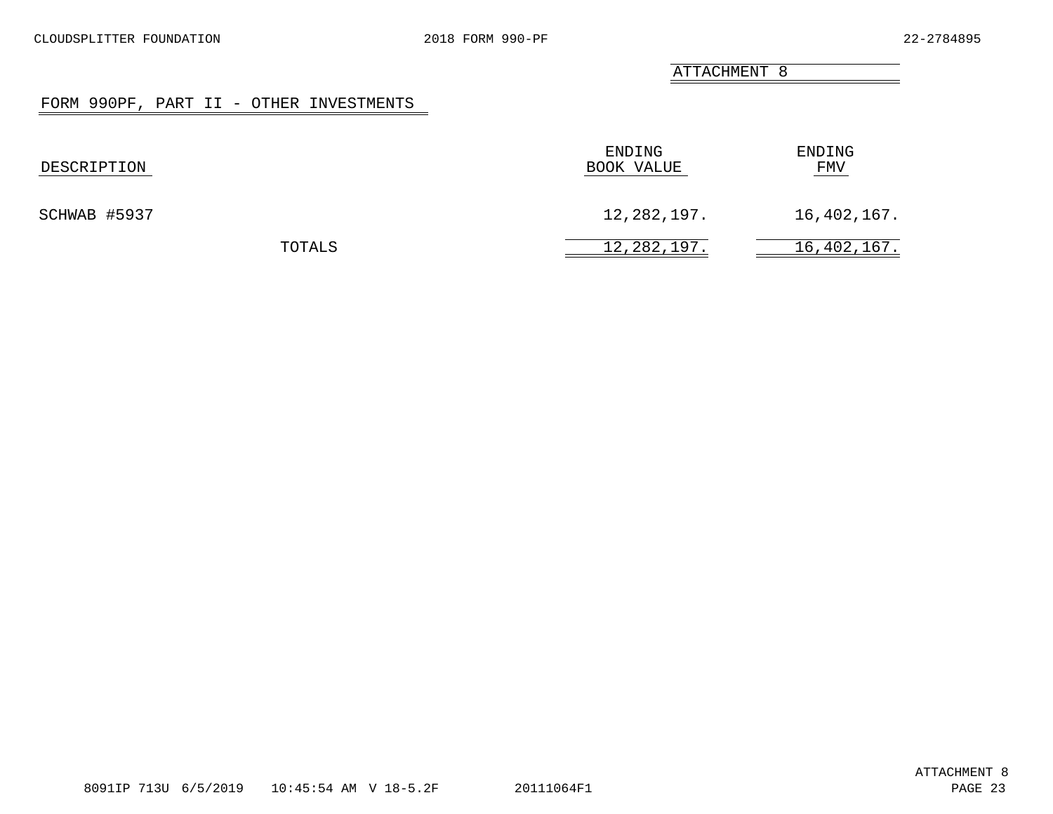ATTACHMENT 8

## FORM 990PF, PART II - OTHER INVESTMENTS

| DESCRIPTION | ENDING BOOK VALUE | ENDING FMV |
|---|---|---|
| SCHWAB #5937 | 12,282,197. | 16,402,167. |
| TOTALS | 12,282,197. | 16,402,167. |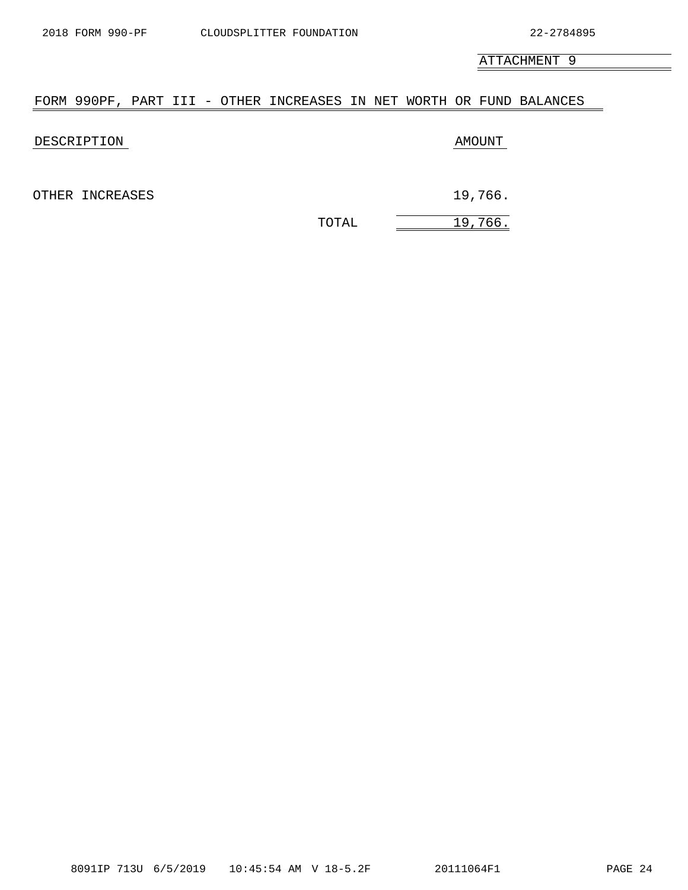ATTACHMENT 9

## FORM 990PF, PART III - OTHER INCREASES IN NET WORTH OR FUND BALANCES

| DESCRIPTION | | AMOUNT |
|---|---|---|
| OTHER INCREASES | | 19,766. |
| | TOTAL | 19,766. |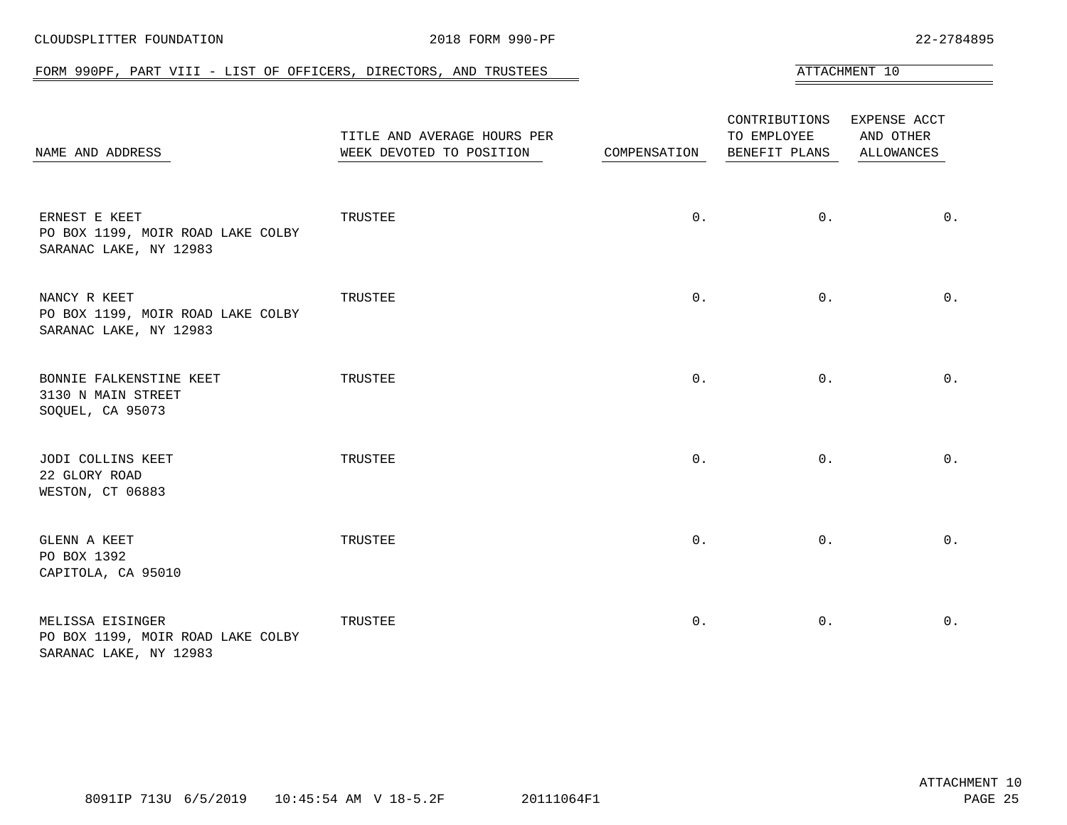FORM 990PF, PART VIII - LIST OF OFFICERS, DIRECTORS, AND TRUSTEES

ATTACHMENT 10

| NAME AND ADDRESS | TITLE AND AVERAGE HOURS PER WEEK DEVOTED TO POSITION | COMPENSATION | CONTRIBUTIONS TO EMPLOYEE BENEFIT PLANS | EXPENSE ACCT AND OTHER ALLOWANCES |
|---|---|---|---|---|
| ERNEST E KEET<br>PO BOX 1199, MOIR ROAD LAKE COLBY<br>SARANAC LAKE, NY 12983 | TRUSTEE | 0. | 0. | 0. |
| NANCY R KEET<br>PO BOX 1199, MOIR ROAD LAKE COLBY<br>SARANAC LAKE, NY 12983 | TRUSTEE | 0. | 0. | 0. |
| BONNIE FALKENSTINE KEET<br>3130 N MAIN STREET<br>SOQUEL, CA 95073 | TRUSTEE | 0. | 0. | 0. |
| JODI COLLINS KEET<br>22 GLORY ROAD<br>WESTON, CT 06883 | TRUSTEE | 0. | 0. | 0. |
| GLENN A KEET<br>PO BOX 1392<br>CAPITOLA, CA 95010 | TRUSTEE | 0. | 0. | 0. |
| MELISSA EISINGER<br>PO BOX 1199, MOIR ROAD LAKE COLBY<br>SARANAC LAKE, NY 12983 | TRUSTEE | 0. | 0. | 0. |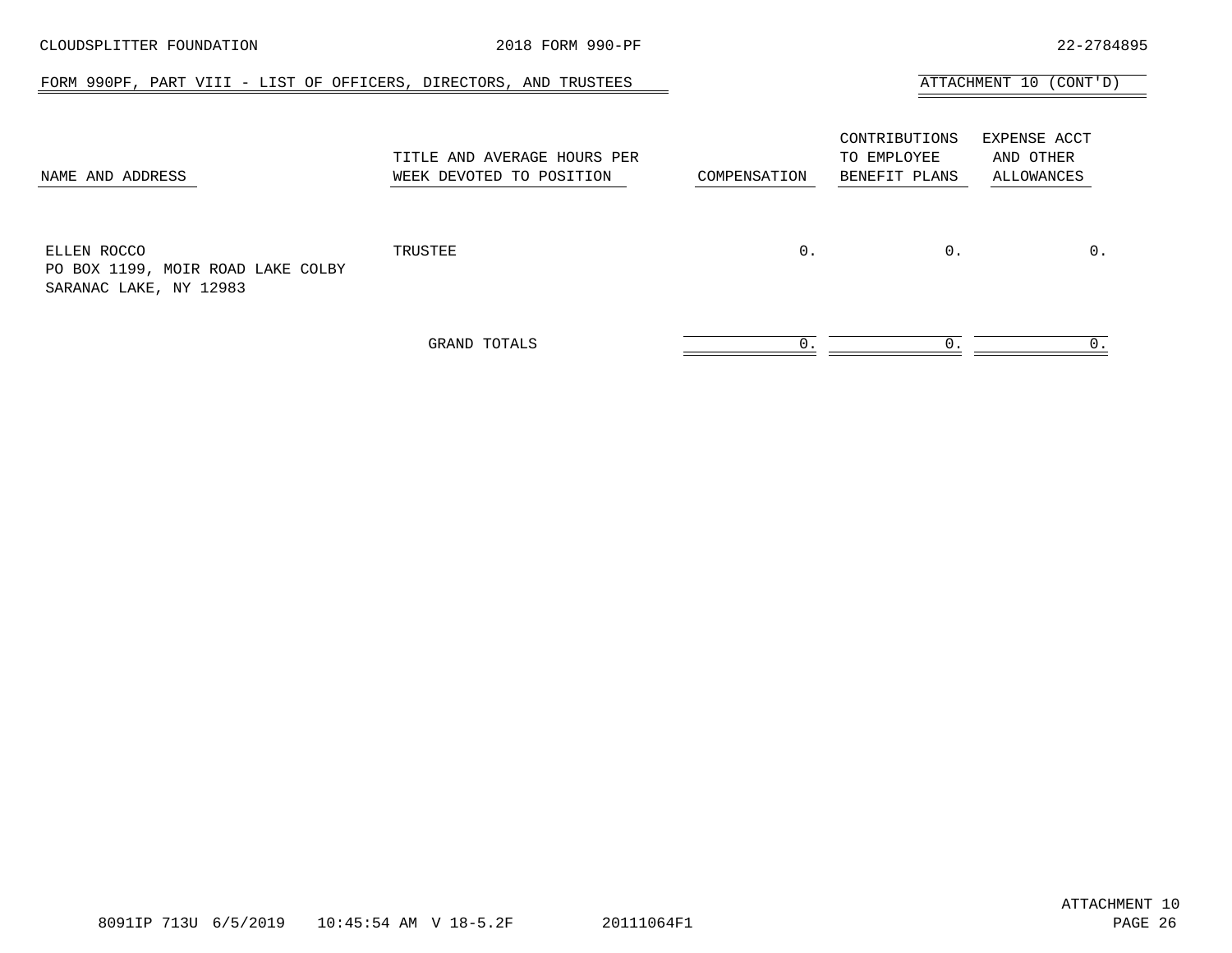CLOUDSPLITTER FOUNDATION 2018 FORM 990-PF 22-2784895

## FORM 990PF, PART VIII - LIST OF OFFICERS, DIRECTORS, AND TRUSTEES

ATTACHMENT 10 (CONT'D)

| NAME AND ADDRESS | TITLE AND AVERAGE HOURS PER WEEK DEVOTED TO POSITION | COMPENSATION | CONTRIBUTIONS TO EMPLOYEE BENEFIT PLANS | EXPENSE ACCT AND OTHER ALLOWANCES |
|---|---|---|---|---|
| ELLEN ROCCO<br>PO BOX 1199, MOIR ROAD LAKE COLBY<br>SARANAC LAKE, NY 12983 | TRUSTEE | 0. | 0. | 0. |
| | GRAND TOTALS | 0. | 0. | 0. |

8091IP 713U 6/5/2019 10:45:54 AM V 18-5.2F 20111064F1

ATTACHMENT 10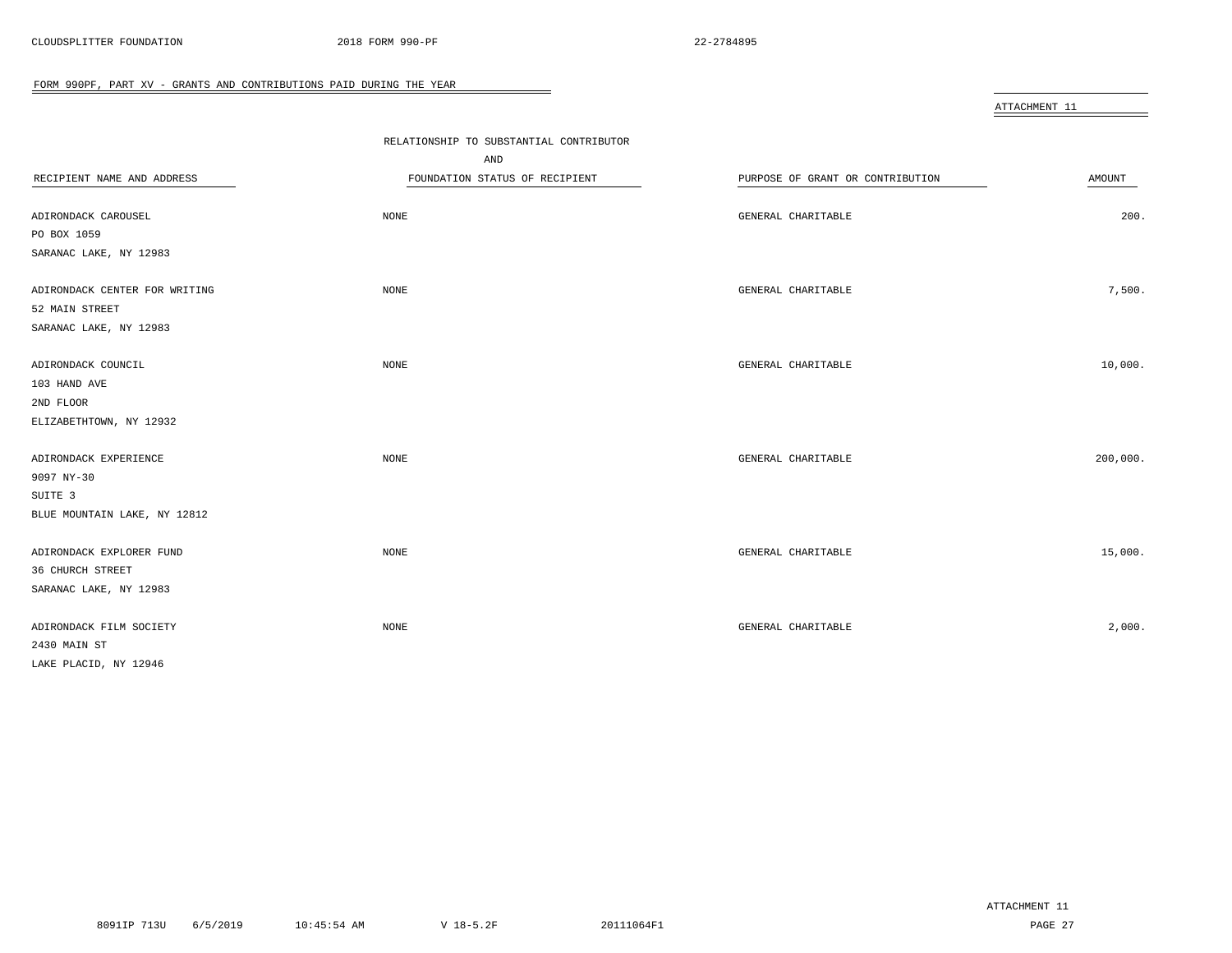## FORM 990PF, PART XV - GRANTS AND CONTRIBUTIONS PAID DURING THE YEAR

ATTACHMENT 11

| RECIPIENT NAME AND ADDRESS | RELATIONSHIP TO SUBSTANTIAL CONTRIBUTOR AND FOUNDATION STATUS OF RECIPIENT | PURPOSE OF GRANT OR CONTRIBUTION | AMOUNT |
|---|---|---|---|
| ADIRONDACK CAROUSEL<br>PO BOX 1059<br>SARANAC LAKE, NY 12983 | NONE | GENERAL CHARITABLE | 200. |
| ADIRONDACK CENTER FOR WRITING<br>52 MAIN STREET<br>SARANAC LAKE, NY 12983 | NONE | GENERAL CHARITABLE | 7,500. |
| ADIRONDACK COUNCIL<br>103 HAND AVE<br>2ND FLOOR<br>ELIZABETHTOWN, NY 12932 | NONE | GENERAL CHARITABLE | 10,000. |
| ADIRONDACK EXPERIENCE<br>9097 NY-30<br>SUITE 3<br>BLUE MOUNTAIN LAKE, NY 12812 | NONE | GENERAL CHARITABLE | 200,000. |
| ADIRONDACK EXPLORER FUND<br>36 CHURCH STREET<br>SARANAC LAKE, NY 12983 | NONE | GENERAL CHARITABLE | 15,000. |
| ADIRONDACK FILM SOCIETY<br>2430 MAIN ST<br>LAKE PLACID, NY 12946 | NONE | GENERAL CHARITABLE | 2,000. |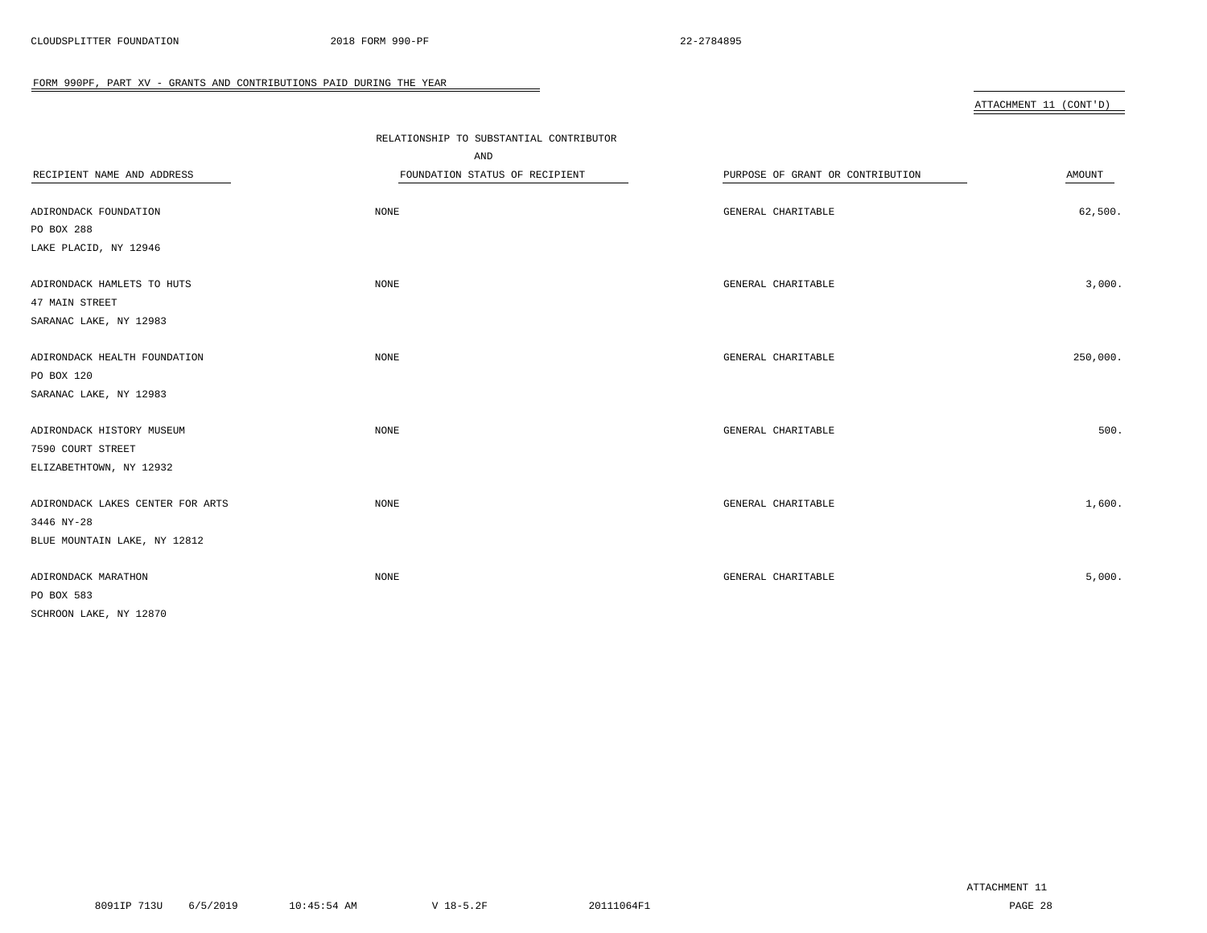FORM 990PF, PART XV - GRANTS AND CONTRIBUTIONS PAID DURING THE YEAR

ATTACHMENT 11 (CONT'D)

| RECIPIENT NAME AND ADDRESS | RELATIONSHIP TO SUBSTANTIAL CONTRIBUTOR AND FOUNDATION STATUS OF RECIPIENT | PURPOSE OF GRANT OR CONTRIBUTION | AMOUNT |
|---|---|---|---|
| ADIRONDACK FOUNDATION<br>PO BOX 288<br>LAKE PLACID, NY 12946 | NONE | GENERAL CHARITABLE | 62,500. |
| ADIRONDACK HAMLETS TO HUTS<br>47 MAIN STREET<br>SARANAC LAKE, NY 12983 | NONE | GENERAL CHARITABLE | 3,000. |
| ADIRONDACK HEALTH FOUNDATION<br>PO BOX 120<br>SARANAC LAKE, NY 12983 | NONE | GENERAL CHARITABLE | 250,000. |
| ADIRONDACK HISTORY MUSEUM<br>7590 COURT STREET<br>ELIZABETHTOWN, NY 12932 | NONE | GENERAL CHARITABLE | 500. |
| ADIRONDACK LAKES CENTER FOR ARTS<br>3446 NY-28<br>BLUE MOUNTAIN LAKE, NY 12812 | NONE | GENERAL CHARITABLE | 1,600. |
| ADIRONDACK MARATHON<br>PO BOX 583<br>SCHROON LAKE, NY 12870 | NONE | GENERAL CHARITABLE | 5,000. |

ATTACHMENT 11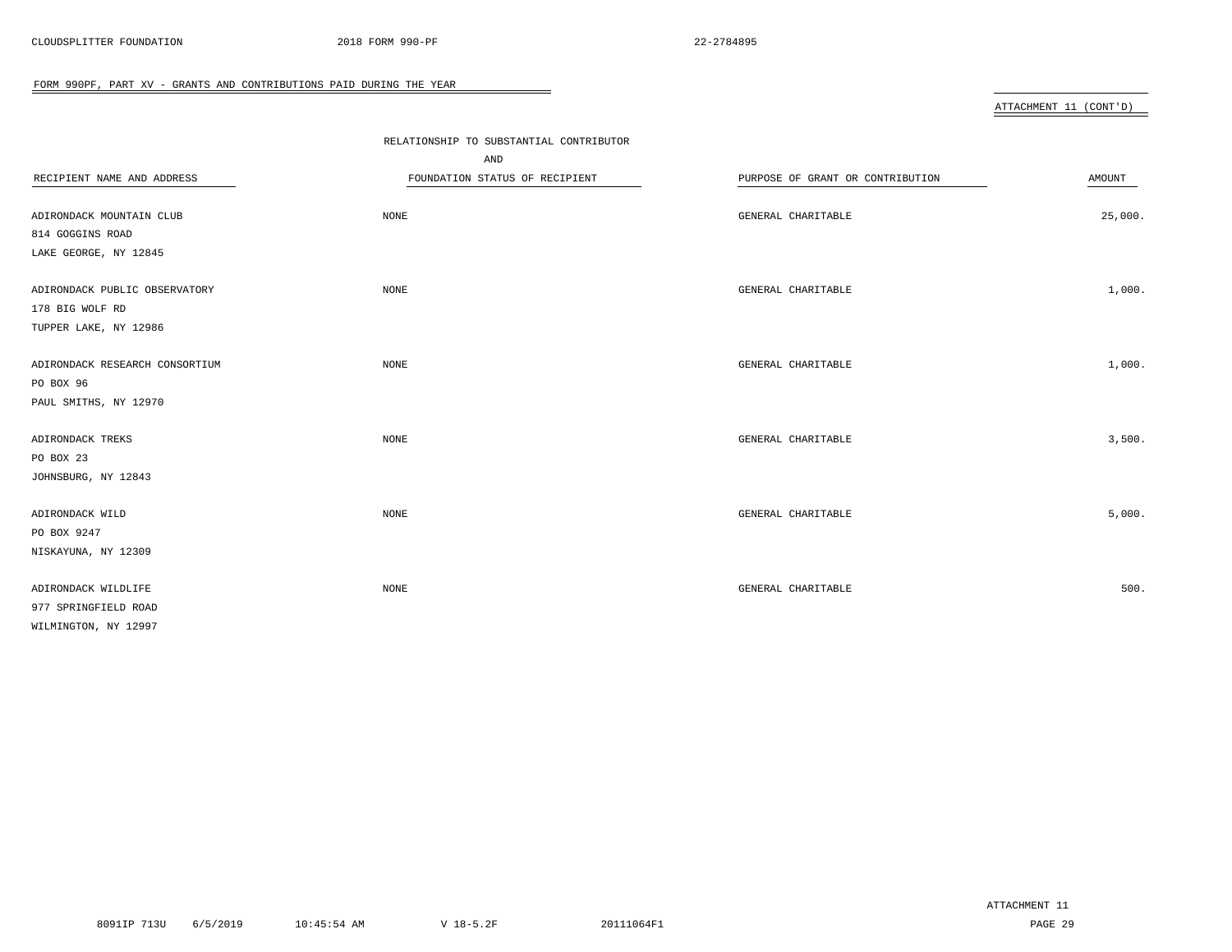FORM 990PF, PART XV - GRANTS AND CONTRIBUTIONS PAID DURING THE YEAR

ATTACHMENT 11 (CONT'D)

| RECIPIENT NAME AND ADDRESS | RELATIONSHIP TO SUBSTANTIAL CONTRIBUTOR AND FOUNDATION STATUS OF RECIPIENT | PURPOSE OF GRANT OR CONTRIBUTION | AMOUNT |
|---|---|---|---|
| ADIRONDACK MOUNTAIN CLUB<br>814 GOGGINS ROAD<br>LAKE GEORGE, NY 12845 | NONE | GENERAL CHARITABLE | 25,000. |
| ADIRONDACK PUBLIC OBSERVATORY<br>178 BIG WOLF RD<br>TUPPER LAKE, NY 12986 | NONE | GENERAL CHARITABLE | 1,000. |
| ADIRONDACK RESEARCH CONSORTIUM<br>PO BOX 96<br>PAUL SMITHS, NY 12970 | NONE | GENERAL CHARITABLE | 1,000. |
| ADIRONDACK TREKS<br>PO BOX 23<br>JOHNSBURG, NY 12843 | NONE | GENERAL CHARITABLE | 3,500. |
| ADIRONDACK WILD<br>PO BOX 9247<br>NISKAYUNA, NY 12309 | NONE | GENERAL CHARITABLE | 5,000. |
| ADIRONDACK WILDLIFE<br>977 SPRINGFIELD ROAD<br>WILMINGTON, NY 12997 | NONE | GENERAL CHARITABLE | 500. |

ATTACHMENT 11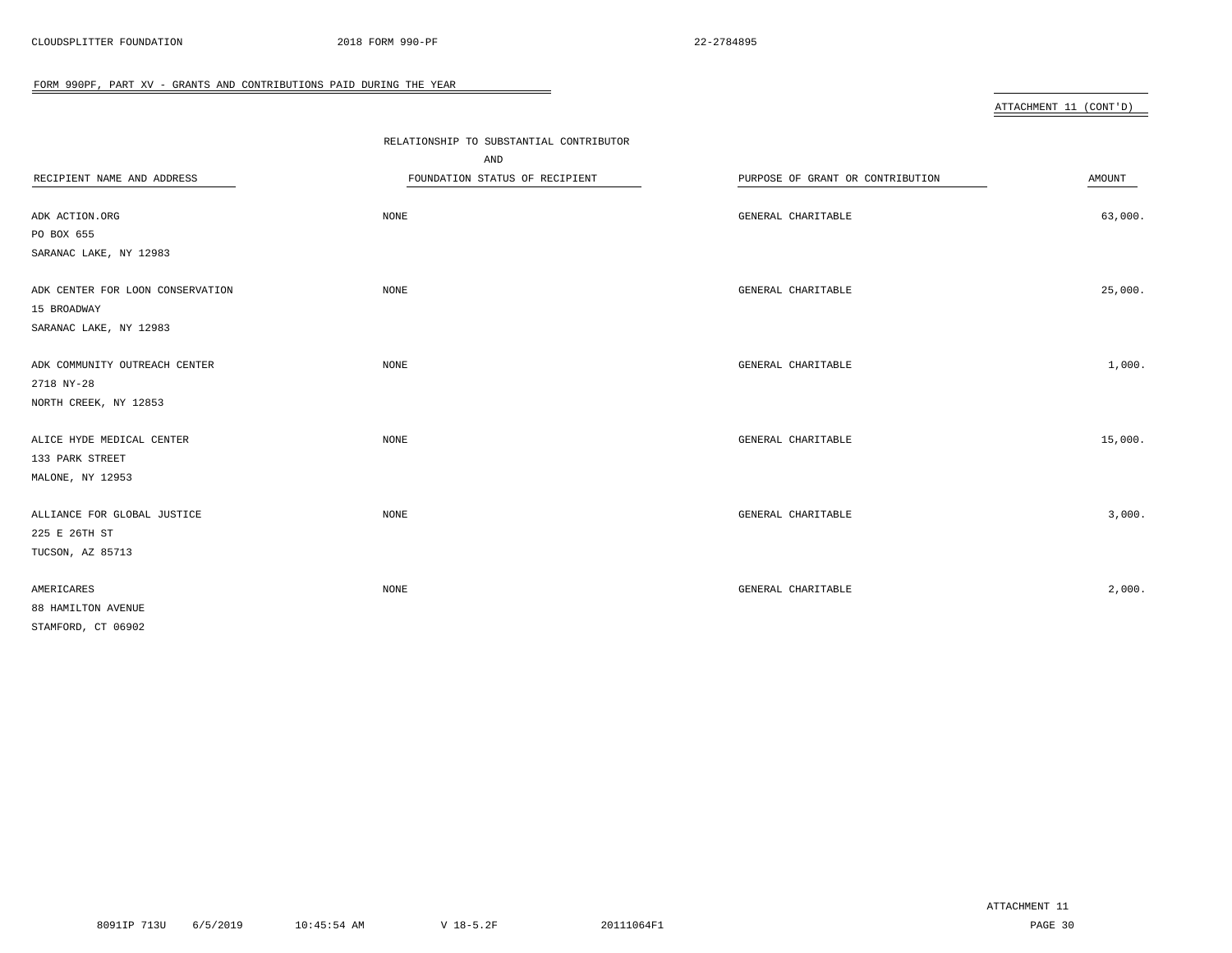FORM 990PF, PART XV - GRANTS AND CONTRIBUTIONS PAID DURING THE YEAR

ATTACHMENT 11 (CONT'D)

| RECIPIENT NAME AND ADDRESS | RELATIONSHIP TO SUBSTANTIAL CONTRIBUTOR AND FOUNDATION STATUS OF RECIPIENT | PURPOSE OF GRANT OR CONTRIBUTION | AMOUNT |
|---|---|---|---|
| ADK ACTION.ORG<br>PO BOX 655<br>SARANAC LAKE, NY 12983 | NONE | GENERAL CHARITABLE | 63,000. |
| ADK CENTER FOR LOON CONSERVATION<br>15 BROADWAY<br>SARANAC LAKE, NY 12983 | NONE | GENERAL CHARITABLE | 25,000. |
| ADK COMMUNITY OUTREACH CENTER<br>2718 NY-28<br>NORTH CREEK, NY 12853 | NONE | GENERAL CHARITABLE | 1,000. |
| ALICE HYDE MEDICAL CENTER<br>133 PARK STREET<br>MALONE, NY 12953 | NONE | GENERAL CHARITABLE | 15,000. |
| ALLIANCE FOR GLOBAL JUSTICE<br>225 E 26TH ST<br>TUCSON, AZ 85713 | NONE | GENERAL CHARITABLE | 3,000. |
| AMERICARES<br>88 HAMILTON AVENUE<br>STAMFORD, CT 06902 | NONE | GENERAL CHARITABLE | 2,000. |

ATTACHMENT 11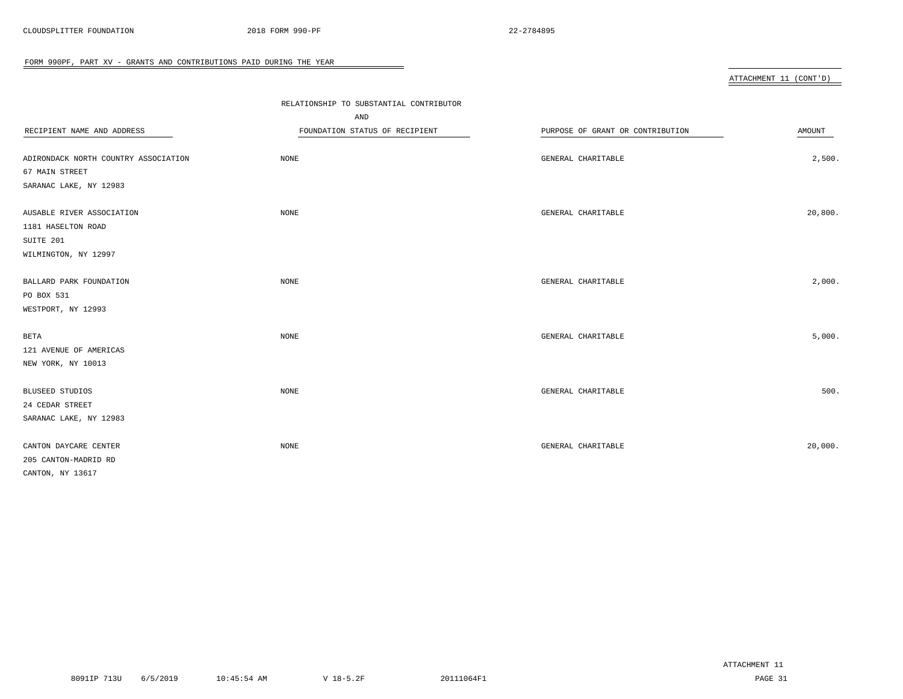FORM 990PF, PART XV - GRANTS AND CONTRIBUTIONS PAID DURING THE YEAR

ATTACHMENT 11 (CONT'D)

| RECIPIENT NAME AND ADDRESS | RELATIONSHIP TO SUBSTANTIAL CONTRIBUTOR AND FOUNDATION STATUS OF RECIPIENT | PURPOSE OF GRANT OR CONTRIBUTION | AMOUNT |
|---|---|---|---|
| ADIRONDACK NORTH COUNTRY ASSOCIATION<br>67 MAIN STREET<br>SARANAC LAKE, NY 12983 | NONE | GENERAL CHARITABLE | 2,500. |
| AUSABLE RIVER ASSOCIATION<br>1181 HASELTON ROAD<br>SUITE 201<br>WILMINGTON, NY 12997 | NONE | GENERAL CHARITABLE | 20,800. |
| BALLARD PARK FOUNDATION<br>PO BOX 531<br>WESTPORT, NY 12993 | NONE | GENERAL CHARITABLE | 2,000. |
| BETA<br>121 AVENUE OF AMERICAS<br>NEW YORK, NY 10013 | NONE | GENERAL CHARITABLE | 5,000. |
| BLUSEED STUDIOS<br>24 CEDAR STREET<br>SARANAC LAKE, NY 12983 | NONE | GENERAL CHARITABLE | 500. |
| CANTON DAYCARE CENTER<br>205 CANTON-MADRID RD<br>CANTON, NY 13617 | NONE | GENERAL CHARITABLE | 20,000. |

ATTACHMENT 11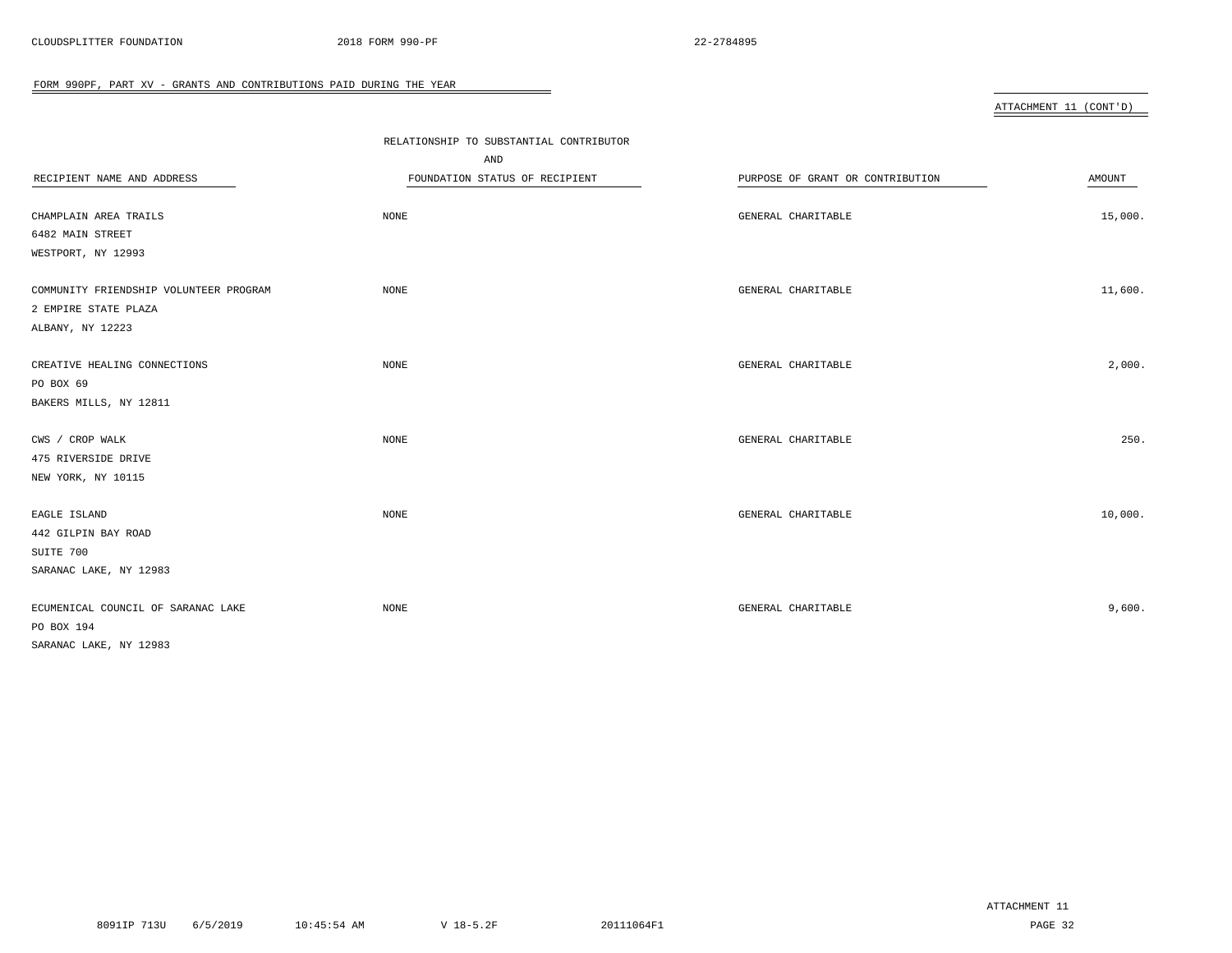FORM 990PF, PART XV - GRANTS AND CONTRIBUTIONS PAID DURING THE YEAR

ATTACHMENT 11 (CONT'D)

| RECIPIENT NAME AND ADDRESS | RELATIONSHIP TO SUBSTANTIAL CONTRIBUTOR AND FOUNDATION STATUS OF RECIPIENT | PURPOSE OF GRANT OR CONTRIBUTION | AMOUNT |
|---|---|---|---|
| CHAMPLAIN AREA TRAILS<br>6482 MAIN STREET<br>WESTPORT, NY 12993 | NONE | GENERAL CHARITABLE | 15,000. |
| COMMUNITY FRIENDSHIP VOLUNTEER PROGRAM<br>2 EMPIRE STATE PLAZA<br>ALBANY, NY 12223 | NONE | GENERAL CHARITABLE | 11,600. |
| CREATIVE HEALING CONNECTIONS<br>PO BOX 69<br>BAKERS MILLS, NY 12811 | NONE | GENERAL CHARITABLE | 2,000. |
| CWS / CROP WALK<br>475 RIVERSIDE DRIVE<br>NEW YORK, NY 10115 | NONE | GENERAL CHARITABLE | 250. |
| EAGLE ISLAND<br>442 GILPIN BAY ROAD<br>SUITE 700<br>SARANAC LAKE, NY 12983 | NONE | GENERAL CHARITABLE | 10,000. |
| ECUMENICAL COUNCIL OF SARANAC LAKE<br>PO BOX 194<br>SARANAC LAKE, NY 12983 | NONE | GENERAL CHARITABLE | 9,600. |

ATTACHMENT 11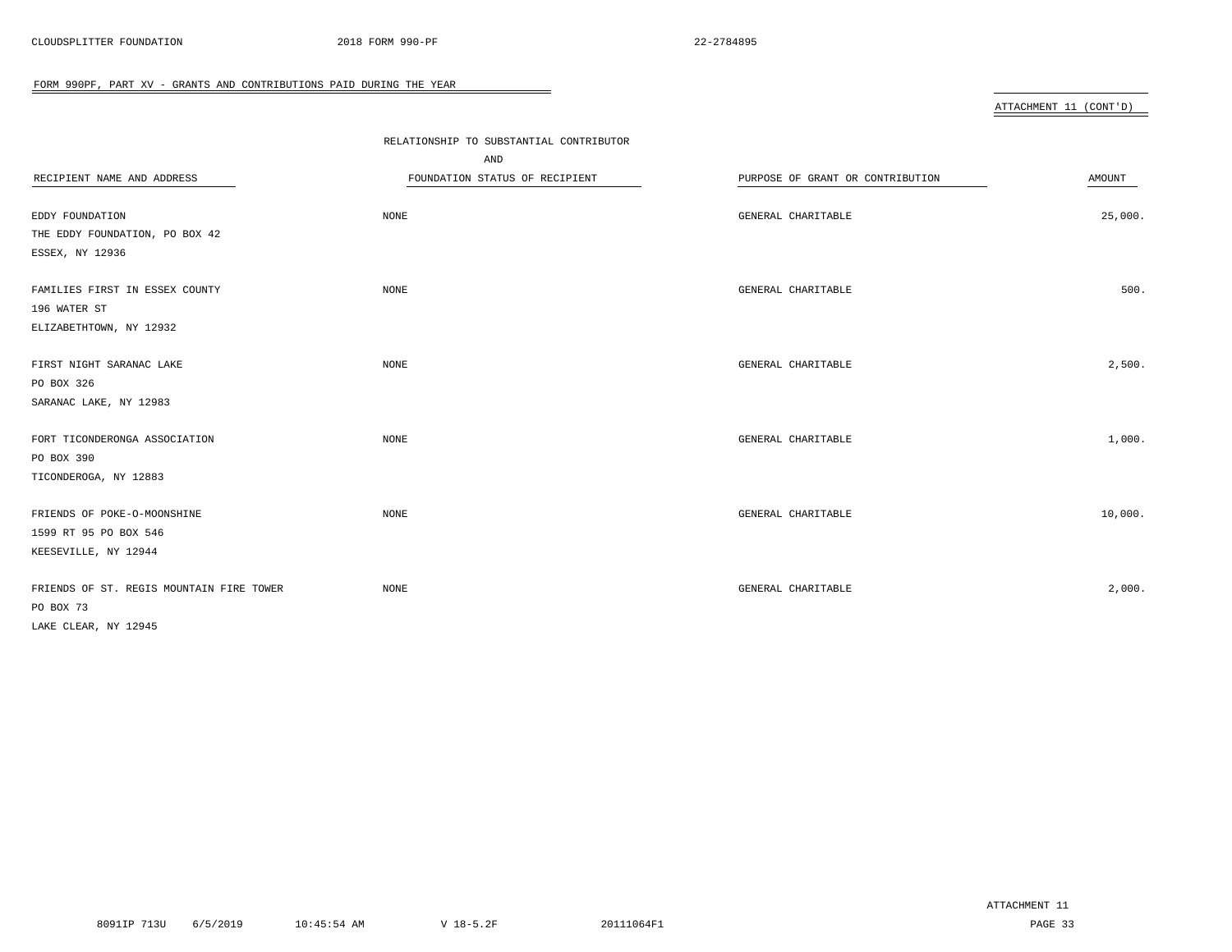## FORM 990PF, PART XV - GRANTS AND CONTRIBUTIONS PAID DURING THE YEAR

ATTACHMENT 11 (CONT'D)

| RECIPIENT NAME AND ADDRESS | RELATIONSHIP TO SUBSTANTIAL CONTRIBUTOR AND FOUNDATION STATUS OF RECIPIENT | PURPOSE OF GRANT OR CONTRIBUTION | AMOUNT |
|---|---|---|---|
| EDDY FOUNDATION<br>THE EDDY FOUNDATION, PO BOX 42<br>ESSEX, NY 12936 | NONE | GENERAL CHARITABLE | 25,000. |
| FAMILIES FIRST IN ESSEX COUNTY<br>196 WATER ST<br>ELIZABETHTOWN, NY 12932 | NONE | GENERAL CHARITABLE | 500. |
| FIRST NIGHT SARANAC LAKE<br>PO BOX 326<br>SARANAC LAKE, NY 12983 | NONE | GENERAL CHARITABLE | 2,500. |
| FORT TICONDERONGA ASSOCIATION<br>PO BOX 390<br>TICONDEROGA, NY 12883 | NONE | GENERAL CHARITABLE | 1,000. |
| FRIENDS OF POKE-O-MOONSHINE<br>1599 RT 95 PO BOX 546<br>KEESEVILLE, NY 12944 | NONE | GENERAL CHARITABLE | 10,000. |
| FRIENDS OF ST. REGIS MOUNTAIN FIRE TOWER<br>PO BOX 73<br>LAKE CLEAR, NY 12945 | NONE | GENERAL CHARITABLE | 2,000. |

ATTACHMENT 11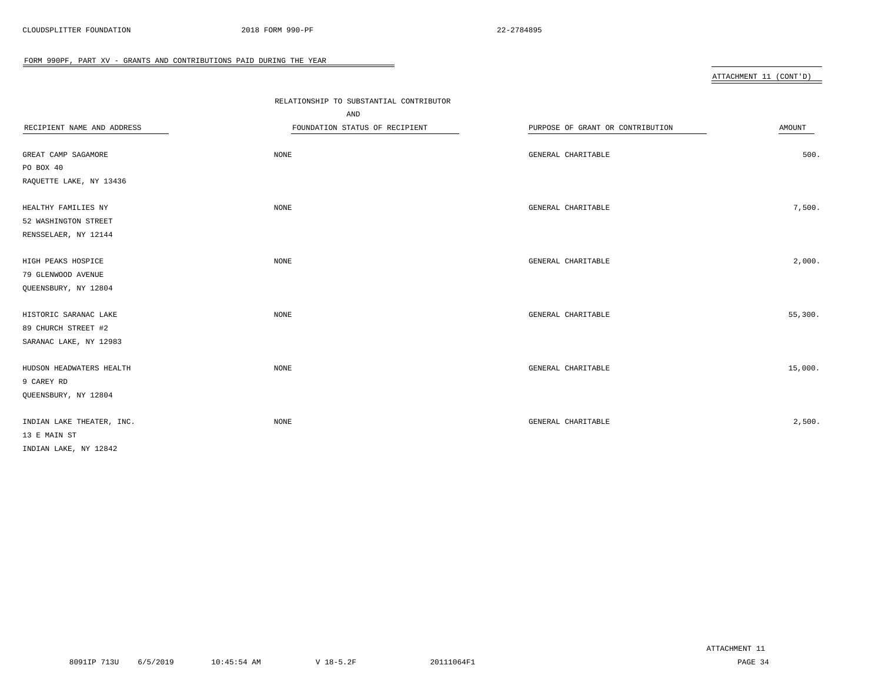FORM 990PF, PART XV - GRANTS AND CONTRIBUTIONS PAID DURING THE YEAR

ATTACHMENT 11 (CONT'D)

| RECIPIENT NAME AND ADDRESS | RELATIONSHIP TO SUBSTANTIAL CONTRIBUTOR AND FOUNDATION STATUS OF RECIPIENT | PURPOSE OF GRANT OR CONTRIBUTION | AMOUNT |
|---|---|---|---|
| GREAT CAMP SAGAMORE<br>PO BOX 40<br>RAQUETTE LAKE, NY 13436 | NONE | GENERAL CHARITABLE | 500. |
| HEALTHY FAMILIES NY<br>52 WASHINGTON STREET<br>RENSSELAER, NY 12144 | NONE | GENERAL CHARITABLE | 7,500. |
| HIGH PEAKS HOSPICE<br>79 GLENWOOD AVENUE<br>QUEENSBURY, NY 12804 | NONE | GENERAL CHARITABLE | 2,000. |
| HISTORIC SARANAC LAKE<br>89 CHURCH STREET #2<br>SARANAC LAKE, NY 12983 | NONE | GENERAL CHARITABLE | 55,300. |
| HUDSON HEADWATERS HEALTH<br>9 CAREY RD<br>QUEENSBURY, NY 12804 | NONE | GENERAL CHARITABLE | 15,000. |
| INDIAN LAKE THEATER, INC.<br>13 E MAIN ST<br>INDIAN LAKE, NY 12842 | NONE | GENERAL CHARITABLE | 2,500. |

ATTACHMENT 11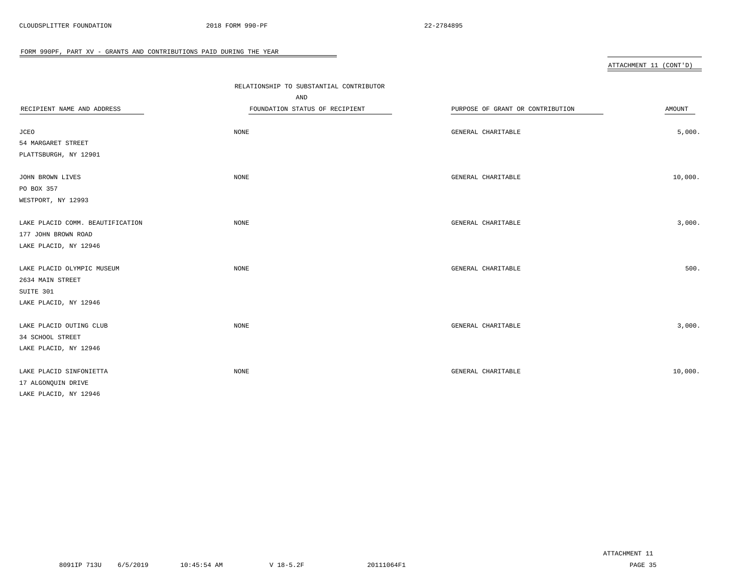## FORM 990PF, PART XV - GRANTS AND CONTRIBUTIONS PAID DURING THE YEAR

ATTACHMENT 11 (CONT'D)

| RECIPIENT NAME AND ADDRESS | RELATIONSHIP TO SUBSTANTIAL CONTRIBUTOR AND FOUNDATION STATUS OF RECIPIENT | PURPOSE OF GRANT OR CONTRIBUTION | AMOUNT |
|---|---|---|---|
| JCEO<br>54 MARGARET STREET<br>PLATTSBURGH, NY 12901 | NONE | GENERAL CHARITABLE | 5,000. |
| JOHN BROWN LIVES<br>PO BOX 357<br>WESTPORT, NY 12993 | NONE | GENERAL CHARITABLE | 10,000. |
| LAKE PLACID COMM. BEAUTIFICATION<br>177 JOHN BROWN ROAD<br>LAKE PLACID, NY 12946 | NONE | GENERAL CHARITABLE | 3,000. |
| LAKE PLACID OLYMPIC MUSEUM<br>2634 MAIN STREET<br>SUITE 301<br>LAKE PLACID, NY 12946 | NONE | GENERAL CHARITABLE | 500. |
| LAKE PLACID OUTING CLUB<br>34 SCHOOL STREET<br>LAKE PLACID, NY 12946 | NONE | GENERAL CHARITABLE | 3,000. |
| LAKE PLACID SINFONIETTA<br>17 ALGONQUIN DRIVE<br>LAKE PLACID, NY 12946 | NONE | GENERAL CHARITABLE | 10,000. |

ATTACHMENT 11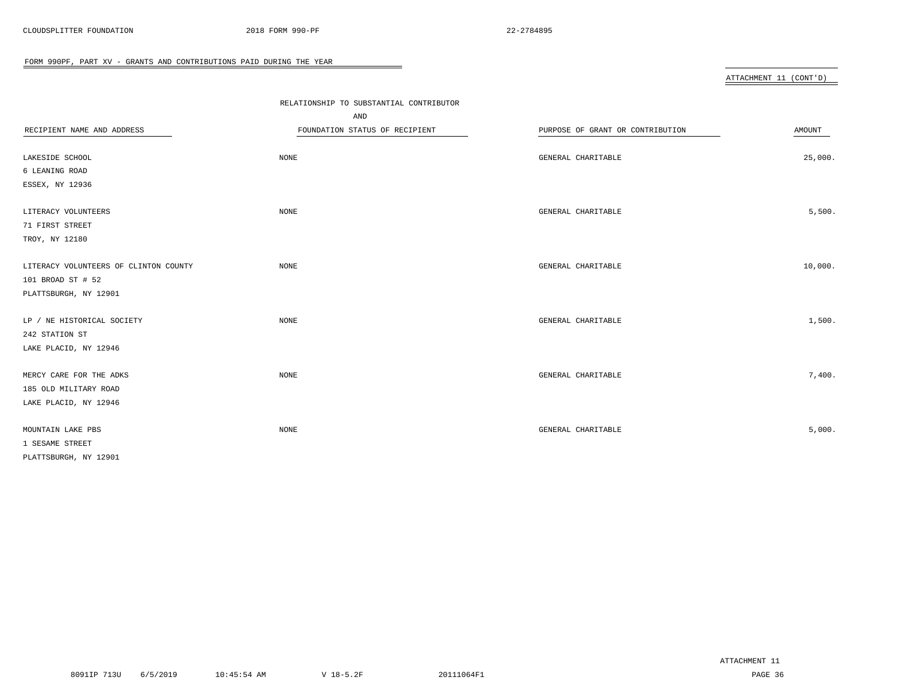FORM 990PF, PART XV - GRANTS AND CONTRIBUTIONS PAID DURING THE YEAR

ATTACHMENT 11 (CONT'D)

| RECIPIENT NAME AND ADDRESS | RELATIONSHIP TO SUBSTANTIAL CONTRIBUTOR AND FOUNDATION STATUS OF RECIPIENT | PURPOSE OF GRANT OR CONTRIBUTION | AMOUNT |
|---|---|---|---|
| LAKESIDE SCHOOL<br>6 LEANING ROAD<br>ESSEX, NY 12936 | NONE | GENERAL CHARITABLE | 25,000. |
| LITERACY VOLUNTEERS<br>71 FIRST STREET<br>TROY, NY 12180 | NONE | GENERAL CHARITABLE | 5,500. |
| LITERACY VOLUNTEERS OF CLINTON COUNTY<br>101 BROAD ST # 52<br>PLATTSBURGH, NY 12901 | NONE | GENERAL CHARITABLE | 10,000. |
| LP / NE HISTORICAL SOCIETY<br>242 STATION ST<br>LAKE PLACID, NY 12946 | NONE | GENERAL CHARITABLE | 1,500. |
| MERCY CARE FOR THE ADKS<br>185 OLD MILITARY ROAD<br>LAKE PLACID, NY 12946 | NONE | GENERAL CHARITABLE | 7,400. |
| MOUNTAIN LAKE PBS<br>1 SESAME STREET<br>PLATTSBURGH, NY 12901 | NONE | GENERAL CHARITABLE | 5,000. |

ATTACHMENT 11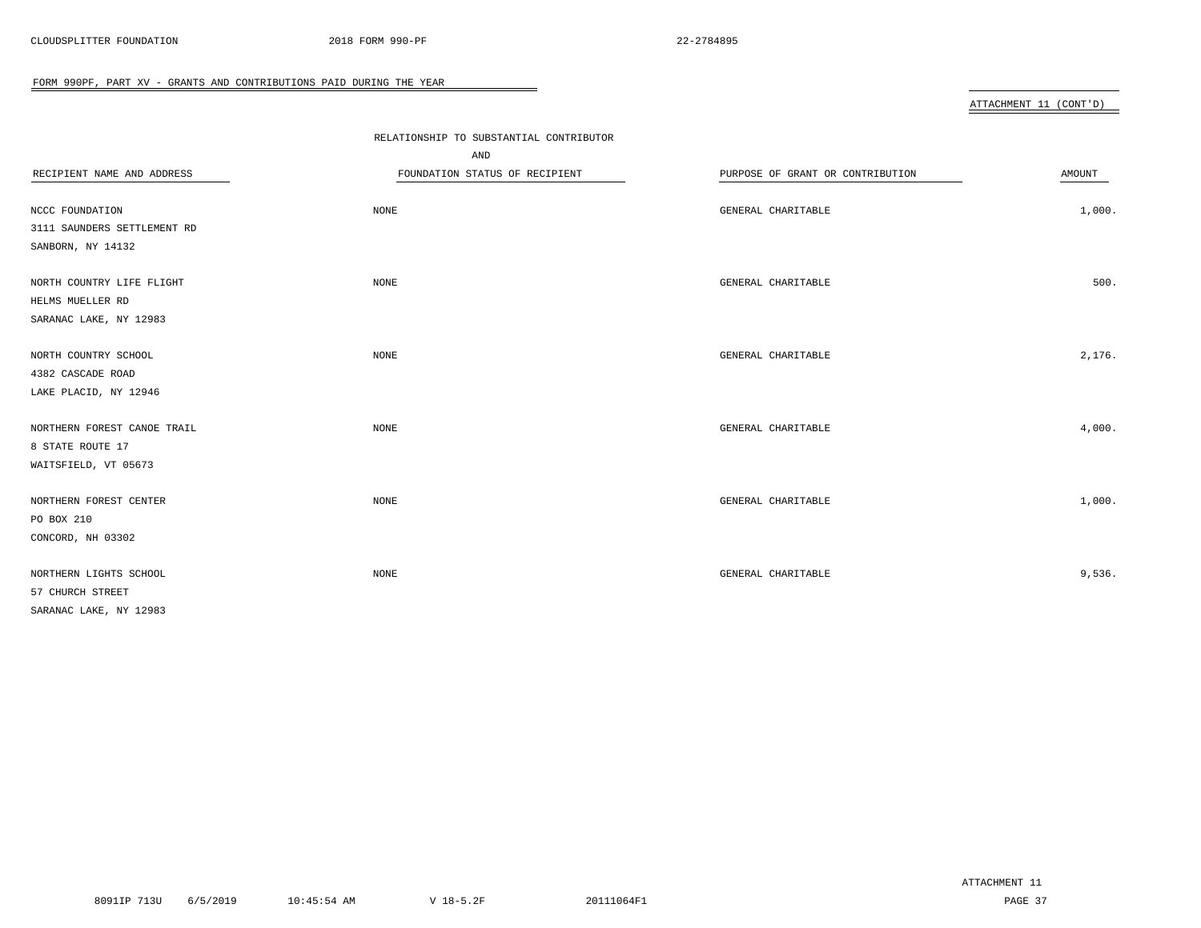FORM 990PF, PART XV - GRANTS AND CONTRIBUTIONS PAID DURING THE YEAR

ATTACHMENT 11 (CONT'D)

| RECIPIENT NAME AND ADDRESS | RELATIONSHIP TO SUBSTANTIAL CONTRIBUTOR AND FOUNDATION STATUS OF RECIPIENT | PURPOSE OF GRANT OR CONTRIBUTION | AMOUNT |
|---|---|---|---|
| NCCC FOUNDATION<br>3111 SAUNDERS SETTLEMENT RD<br>SANBORN, NY 14132 | NONE | GENERAL CHARITABLE | 1,000. |
| NORTH COUNTRY LIFE FLIGHT<br>HELMS MUELLER RD<br>SARANAC LAKE, NY 12983 | NONE | GENERAL CHARITABLE | 500. |
| NORTH COUNTRY SCHOOL<br>4382 CASCADE ROAD<br>LAKE PLACID, NY 12946 | NONE | GENERAL CHARITABLE | 2,176. |
| NORTHERN FOREST CANOE TRAIL<br>8 STATE ROUTE 17<br>WAITSFIELD, VT 05673 | NONE | GENERAL CHARITABLE | 4,000. |
| NORTHERN FOREST CENTER<br>PO BOX 210<br>CONCORD, NH 03302 | NONE | GENERAL CHARITABLE | 1,000. |
| NORTHERN LIGHTS SCHOOL<br>57 CHURCH STREET<br>SARANAC LAKE, NY 12983 | NONE | GENERAL CHARITABLE | 9,536. |

ATTACHMENT 11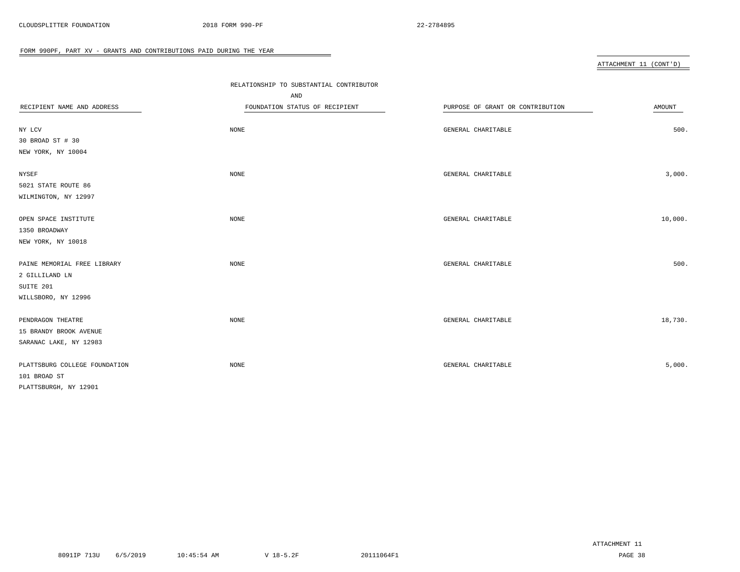FORM 990PF, PART XV - GRANTS AND CONTRIBUTIONS PAID DURING THE YEAR

ATTACHMENT 11 (CONT'D)

| RECIPIENT NAME AND ADDRESS | RELATIONSHIP TO SUBSTANTIAL CONTRIBUTOR AND FOUNDATION STATUS OF RECIPIENT | PURPOSE OF GRANT OR CONTRIBUTION | AMOUNT |
|---|---|---|---|
| NY LCV<br>30 BROAD ST # 30<br>NEW YORK, NY 10004 | NONE | GENERAL CHARITABLE | 500. |
| NYSEF<br>5021 STATE ROUTE 86<br>WILMINGTON, NY 12997 | NONE | GENERAL CHARITABLE | 3,000. |
| OPEN SPACE INSTITUTE<br>1350 BROADWAY<br>NEW YORK, NY 10018 | NONE | GENERAL CHARITABLE | 10,000. |
| PAINE MEMORIAL FREE LIBRARY<br>2 GILLILAND LN<br>SUITE 201<br>WILLSBORO, NY 12996 | NONE | GENERAL CHARITABLE | 500. |
| PENDRAGON THEATRE<br>15 BRANDY BROOK AVENUE<br>SARANAC LAKE, NY 12983 | NONE | GENERAL CHARITABLE | 18,730. |
| PLATTSBURG COLLEGE FOUNDATION<br>101 BROAD ST<br>PLATTSBURGH, NY 12901 | NONE | GENERAL CHARITABLE | 5,000. |

ATTACHMENT 11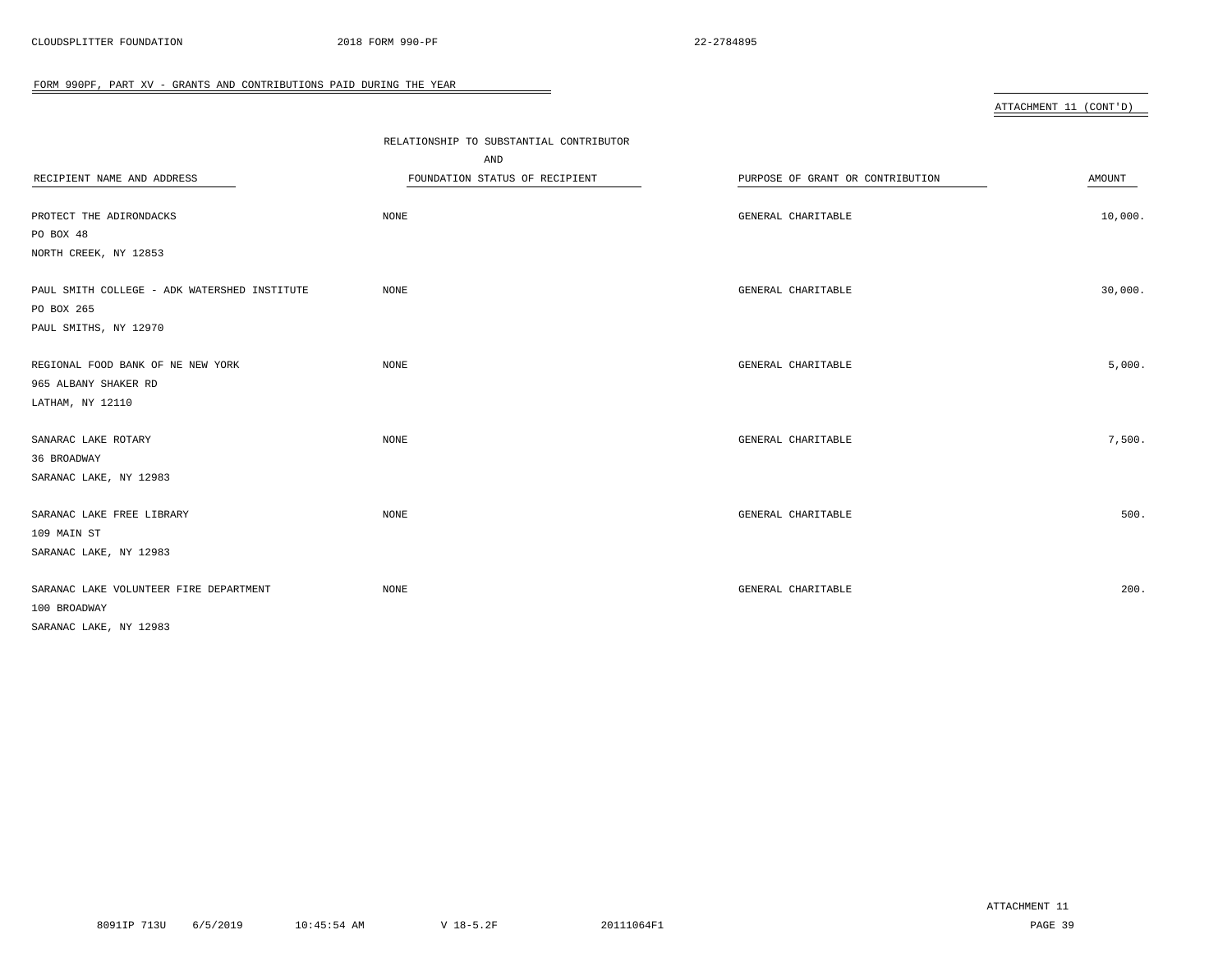FORM 990PF, PART XV - GRANTS AND CONTRIBUTIONS PAID DURING THE YEAR

ATTACHMENT 11 (CONT'D)

| RECIPIENT NAME AND ADDRESS | RELATIONSHIP TO SUBSTANTIAL CONTRIBUTOR AND FOUNDATION STATUS OF RECIPIENT | PURPOSE OF GRANT OR CONTRIBUTION | AMOUNT |
|---|---|---|---|
| PROTECT THE ADIRONDACKS<br>PO BOX 48<br>NORTH CREEK, NY 12853 | NONE | GENERAL CHARITABLE | 10,000. |
| PAUL SMITH COLLEGE - ADK WATERSHED INSTITUTE<br>PO BOX 265<br>PAUL SMITHS, NY 12970 | NONE | GENERAL CHARITABLE | 30,000. |
| REGIONAL FOOD BANK OF NE NEW YORK<br>965 ALBANY SHAKER RD<br>LATHAM, NY 12110 | NONE | GENERAL CHARITABLE | 5,000. |
| SANARAC LAKE ROTARY<br>36 BROADWAY<br>SARANAC LAKE, NY 12983 | NONE | GENERAL CHARITABLE | 7,500. |
| SARANAC LAKE FREE LIBRARY<br>109 MAIN ST<br>SARANAC LAKE, NY 12983 | NONE | GENERAL CHARITABLE | 500. |
| SARANAC LAKE VOLUNTEER FIRE DEPARTMENT<br>100 BROADWAY<br>SARANAC LAKE, NY 12983 | NONE | GENERAL CHARITABLE | 200. |

ATTACHMENT 11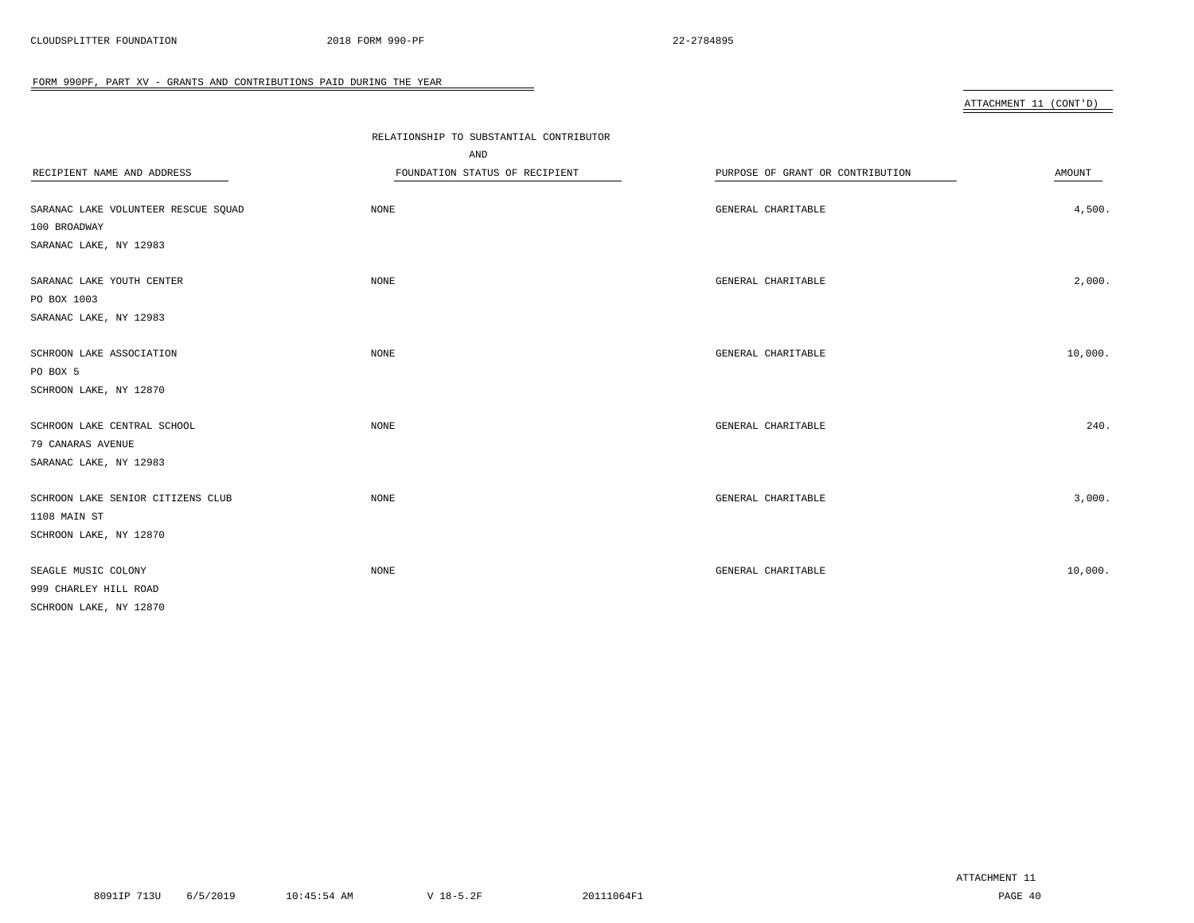FORM 990PF, PART XV - GRANTS AND CONTRIBUTIONS PAID DURING THE YEAR

ATTACHMENT 11 (CONT'D)

| RECIPIENT NAME AND ADDRESS | RELATIONSHIP TO SUBSTANTIAL CONTRIBUTOR AND FOUNDATION STATUS OF RECIPIENT | PURPOSE OF GRANT OR CONTRIBUTION | AMOUNT |
|---|---|---|---|
| SARANAC LAKE VOLUNTEER RESCUE SQUAD<br>100 BROADWAY<br>SARANAC LAKE, NY 12983 | NONE | GENERAL CHARITABLE | 4,500. |
| SARANAC LAKE YOUTH CENTER<br>PO BOX 1003<br>SARANAC LAKE, NY 12983 | NONE | GENERAL CHARITABLE | 2,000. |
| SCHROON LAKE ASSOCIATION<br>PO BOX 5<br>SCHROON LAKE, NY 12870 | NONE | GENERAL CHARITABLE | 10,000. |
| SCHROON LAKE CENTRAL SCHOOL<br>79 CANARAS AVENUE<br>SARANAC LAKE, NY 12983 | NONE | GENERAL CHARITABLE | 240. |
| SCHROON LAKE SENIOR CITIZENS CLUB<br>1108 MAIN ST<br>SCHROON LAKE, NY 12870 | NONE | GENERAL CHARITABLE | 3,000. |
| SEAGLE MUSIC COLONY<br>999 CHARLEY HILL ROAD<br>SCHROON LAKE, NY 12870 | NONE | GENERAL CHARITABLE | 10,000. |

ATTACHMENT 11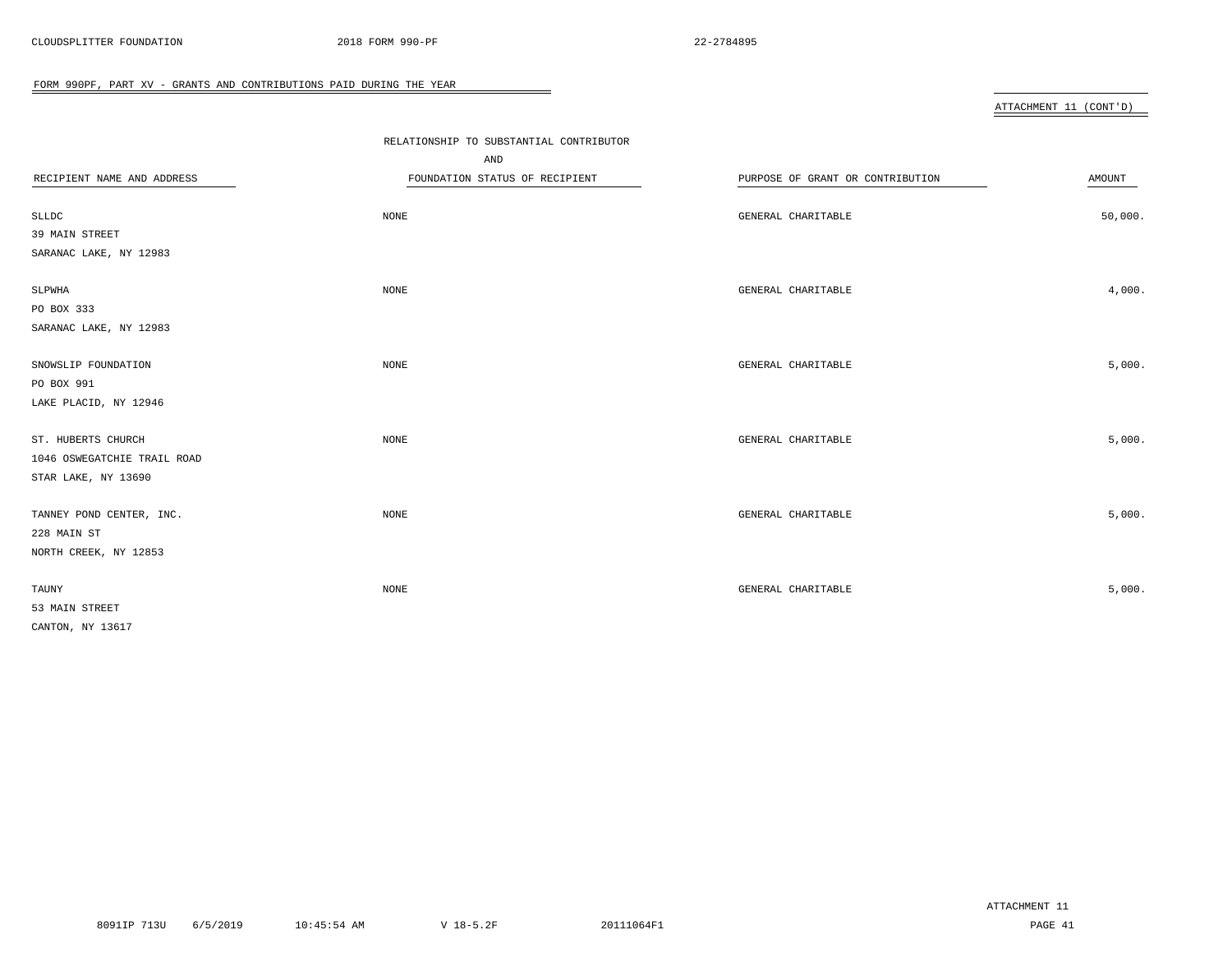FORM 990PF, PART XV - GRANTS AND CONTRIBUTIONS PAID DURING THE YEAR

ATTACHMENT 11 (CONT'D)

| RECIPIENT NAME AND ADDRESS | RELATIONSHIP TO SUBSTANTIAL CONTRIBUTOR AND FOUNDATION STATUS OF RECIPIENT | PURPOSE OF GRANT OR CONTRIBUTION | AMOUNT |
|---|---|---|---|
| SLLDC<br>39 MAIN STREET<br>SARANAC LAKE, NY 12983 | NONE | GENERAL CHARITABLE | 50,000. |
| SLPWHA<br>PO BOX 333<br>SARANAC LAKE, NY 12983 | NONE | GENERAL CHARITABLE | 4,000. |
| SNOWSLIP FOUNDATION<br>PO BOX 991<br>LAKE PLACID, NY 12946 | NONE | GENERAL CHARITABLE | 5,000. |
| ST. HUBERTS CHURCH<br>1046 OSWEGATCHIE TRAIL ROAD<br>STAR LAKE, NY 13690 | NONE | GENERAL CHARITABLE | 5,000. |
| TANNEY POND CENTER, INC.<br>228 MAIN ST<br>NORTH CREEK, NY 12853 | NONE | GENERAL CHARITABLE | 5,000. |
| TAUNY<br>53 MAIN STREET<br>CANTON, NY 13617 | NONE | GENERAL CHARITABLE | 5,000. |

ATTACHMENT 11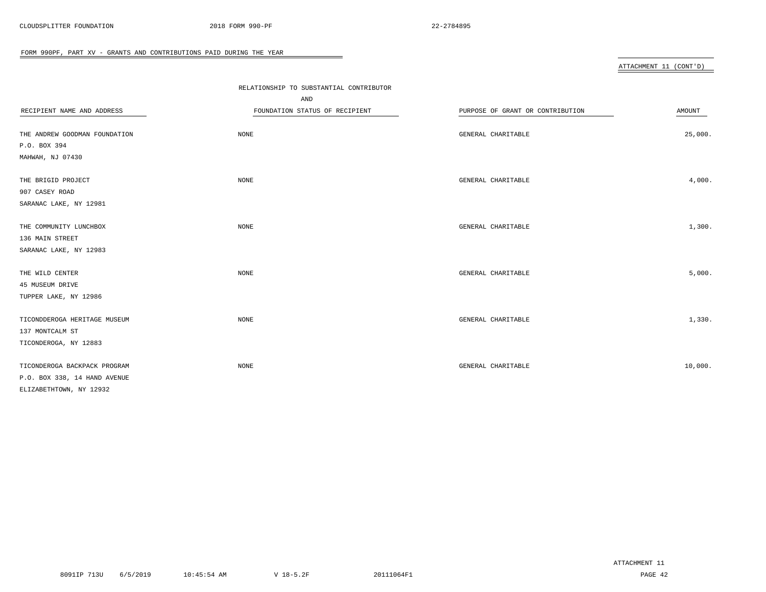FORM 990PF, PART XV - GRANTS AND CONTRIBUTIONS PAID DURING THE YEAR

ATTACHMENT 11 (CONT'D)

| RECIPIENT NAME AND ADDRESS | RELATIONSHIP TO SUBSTANTIAL CONTRIBUTOR AND FOUNDATION STATUS OF RECIPIENT | PURPOSE OF GRANT OR CONTRIBUTION | AMOUNT |
|---|---|---|---|
| THE ANDREW GOODMAN FOUNDATION<br>P.O. BOX 394<br>MAHWAH, NJ 07430 | NONE | GENERAL CHARITABLE | 25,000. |
| THE BRIGID PROJECT<br>907 CASEY ROAD<br>SARANAC LAKE, NY 12981 | NONE | GENERAL CHARITABLE | 4,000. |
| THE COMMUNITY LUNCHBOX<br>136 MAIN STREET<br>SARANAC LAKE, NY 12983 | NONE | GENERAL CHARITABLE | 1,300. |
| THE WILD CENTER<br>45 MUSEUM DRIVE<br>TUPPER LAKE, NY 12986 | NONE | GENERAL CHARITABLE | 5,000. |
| TICONDDEROGA HERITAGE MUSEUM<br>137 MONTCALM ST<br>TICONDEROGA, NY 12883 | NONE | GENERAL CHARITABLE | 1,330. |
| TICONDEROGA BACKPACK PROGRAM<br>P.O. BOX 338, 14 HAND AVENUE<br>ELIZABETHTOWN, NY 12932 | NONE | GENERAL CHARITABLE | 10,000. |

ATTACHMENT 11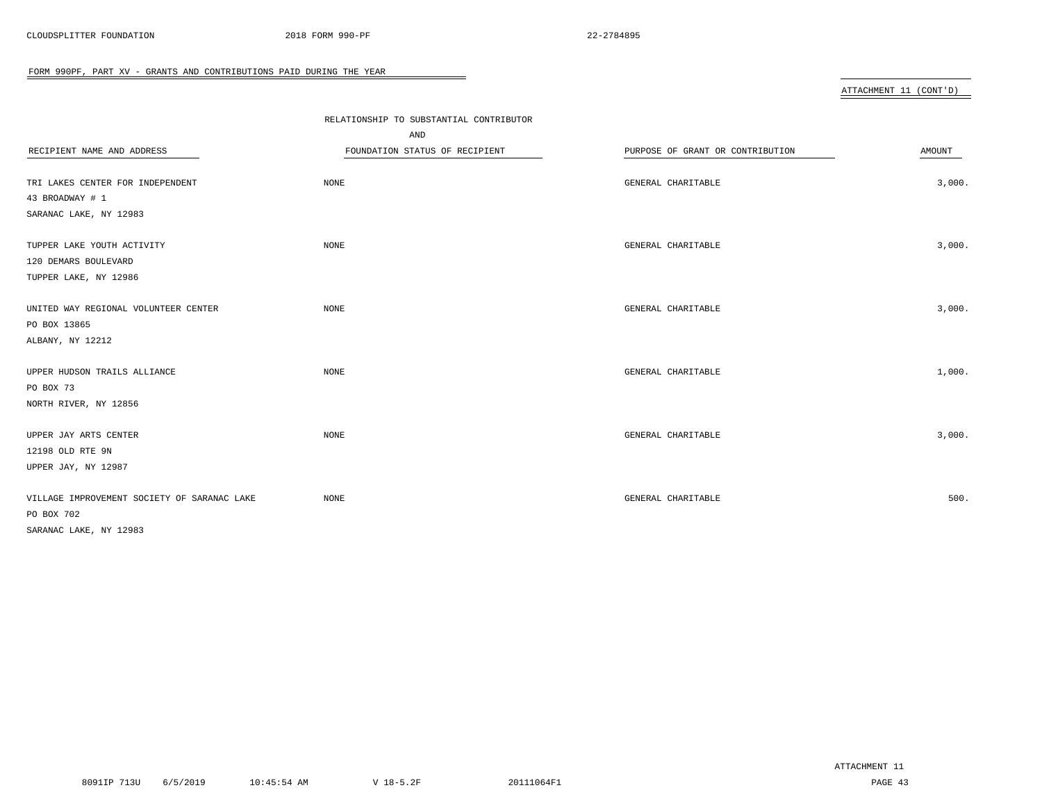FORM 990PF, PART XV - GRANTS AND CONTRIBUTIONS PAID DURING THE YEAR

ATTACHMENT 11 (CONT'D)

| RECIPIENT NAME AND ADDRESS | RELATIONSHIP TO SUBSTANTIAL CONTRIBUTOR AND FOUNDATION STATUS OF RECIPIENT | PURPOSE OF GRANT OR CONTRIBUTION | AMOUNT |
|---|---|---|---|
| TRI LAKES CENTER FOR INDEPENDENT<br>43 BROADWAY # 1<br>SARANAC LAKE, NY 12983 | NONE | GENERAL CHARITABLE | 3,000. |
| TUPPER LAKE YOUTH ACTIVITY<br>120 DEMARS BOULEVARD<br>TUPPER LAKE, NY 12986 | NONE | GENERAL CHARITABLE | 3,000. |
| UNITED WAY REGIONAL VOLUNTEER CENTER<br>PO BOX 13865<br>ALBANY, NY 12212 | NONE | GENERAL CHARITABLE | 3,000. |
| UPPER HUDSON TRAILS ALLIANCE<br>PO BOX 73<br>NORTH RIVER, NY 12856 | NONE | GENERAL CHARITABLE | 1,000. |
| UPPER JAY ARTS CENTER<br>12198 OLD RTE 9N<br>UPPER JAY, NY 12987 | NONE | GENERAL CHARITABLE | 3,000. |
| VILLAGE IMPROVEMENT SOCIETY OF SARANAC LAKE<br>PO BOX 702<br>SARANAC LAKE, NY 12983 | NONE | GENERAL CHARITABLE | 500. |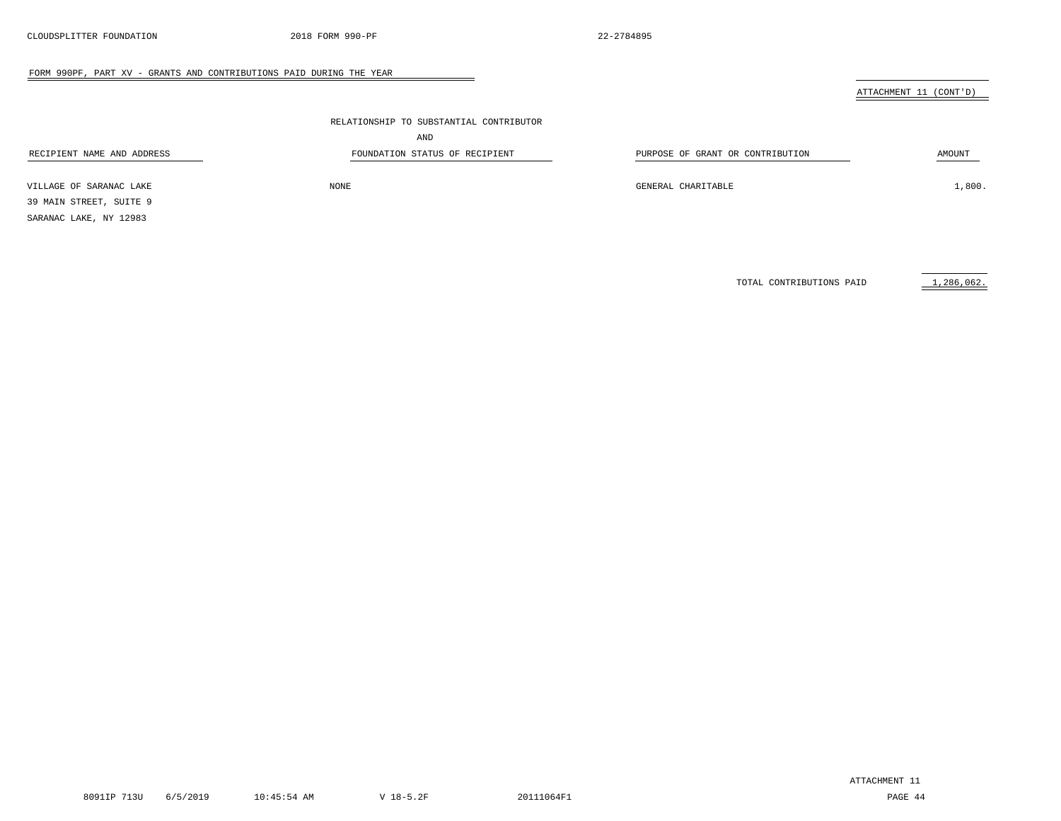FORM 990PF, PART XV - GRANTS AND CONTRIBUTIONS PAID DURING THE YEAR

ATTACHMENT 11 (CONT'D)

| RECIPIENT NAME AND ADDRESS | RELATIONSHIP TO SUBSTANTIAL CONTRIBUTOR AND FOUNDATION STATUS OF RECIPIENT | PURPOSE OF GRANT OR CONTRIBUTION | AMOUNT |
|---|---|---|---|
| VILLAGE OF SARANAC LAKE<br>39 MAIN STREET, SUITE 9<br>SARANAC LAKE, NY 12983 | NONE | GENERAL CHARITABLE | 1,800. |
| | | TOTAL CONTRIBUTIONS PAID | 1,286,062. |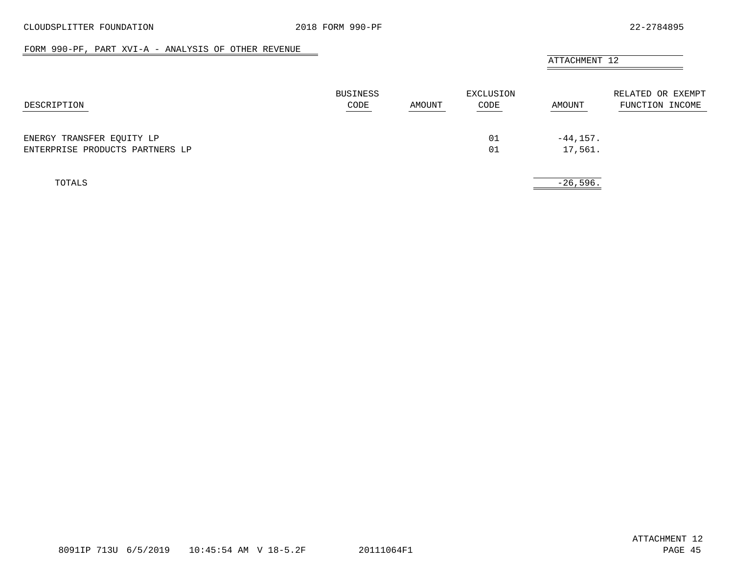## FORM 990-PF, PART XVI-A - ANALYSIS OF OTHER REVENUE

ATTACHMENT 12

| DESCRIPTION | BUSINESS CODE | AMOUNT | EXCLUSION CODE | AMOUNT | RELATED OR EXEMPT FUNCTION INCOME |
|---|---|---|---|---|---|
| ENERGY TRANSFER EQUITY LP | | | 01 | -44,157. | |
| ENTERPRISE PRODUCTS PARTNERS LP | | | 01 | 17,561. | |
| TOTALS | | | | -26,596. | |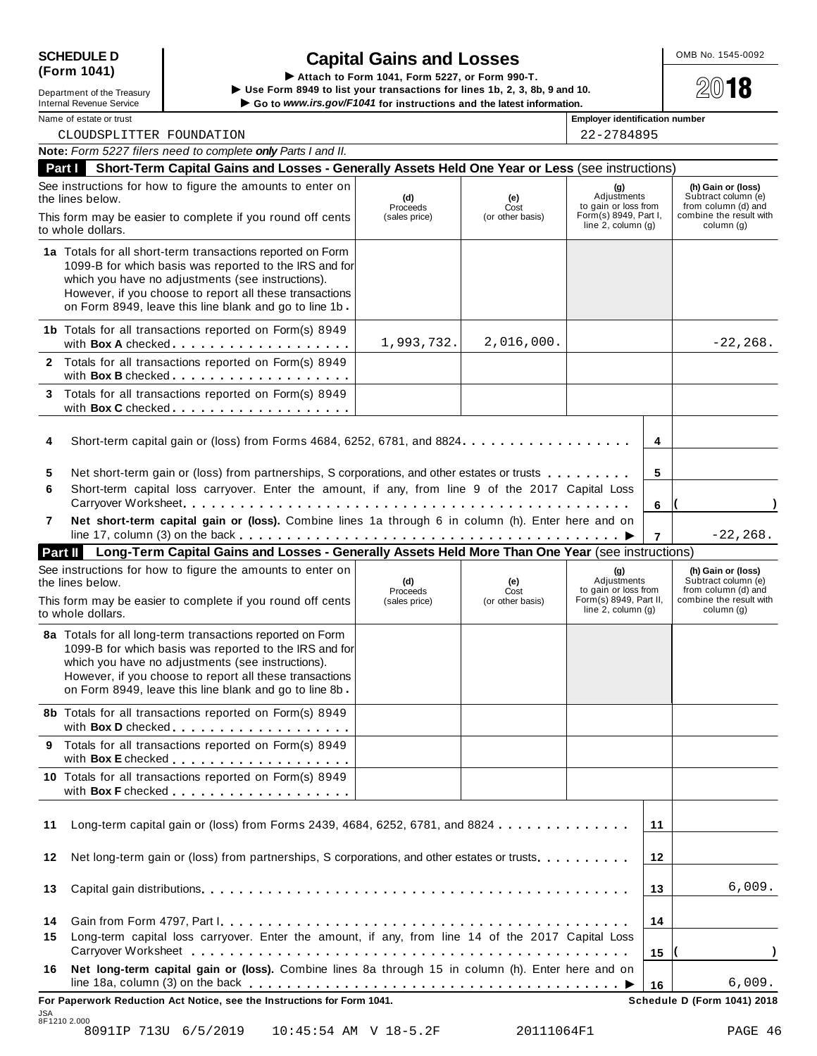**SCHEDULE D (Form 1041)**

Department of the Treasury
Internal Revenue Service

# Capital Gains and Losses

▶ Attach to Form 1041, Form 5227, or Form 990-T.
▶ Use Form 8949 to list your transactions for lines 1b, 2, 3, 8b, 9 and 10.
▶ Go to *www.irs.gov/F1041* for instructions and the latest information.

OMB No. 1545-0092

**2018**

Name of estate or trust: CLOUDSPLITTER FOUNDATION

Employer identification number: 22-2784895

**Note:** *Form 5227 filers need to complete* ***only*** *Parts I and II.*

## Part I Short-Term Capital Gains and Losses - Generally Assets Held One Year or Less (see instructions)

| See instructions for how to figure the amounts to enter on the lines below. This form may be easier to complete if you round off cents to whole dollars. | (d) Proceeds (sales price) | (e) Cost (or other basis) | (g) Adjustments to gain or loss from Form(s) 8949, Part I, line 2, column (g) | (h) Gain or (loss) Subtract column (e) from column (d) and combine the result with column (g) |
|---|---|---|---|---|
| **1a** Totals for all short-term transactions reported on Form 1099-B for which basis was reported to the IRS and for which you have no adjustments (see instructions). However, if you choose to report all these transactions on Form 8949, leave this line blank and go to line 1b | | | | |
| **1b** Totals for all transactions reported on Form(s) 8949 with **Box A** checked | 1,993,732. | 2,016,000. | | -22,268. |
| **2** Totals for all transactions reported on Form(s) 8949 with **Box B** checked | | | | |
| **3** Totals for all transactions reported on Form(s) 8949 with **Box C** checked | | | | |

| | | | |
|---|---|---|---|
| **4** | Short-term capital gain or (loss) from Forms 4684, 6252, 6781, and 8824 | 4 | |
| **5** | Net short-term gain or (loss) from partnerships, S corporations, and other estates or trusts | 5 | |
| **6** | Short-term capital loss carryover. Enter the amount, if any, from line 9 of the 2017 Capital Loss Carryover Worksheet | 6 | ( ) |
| **7** | **Net short-term capital gain or (loss).** Combine lines 1a through 6 in column (h). Enter here and on line 17, column (3) on the back ▶ | 7 | -22,268. |

## Part II Long-Term Capital Gains and Losses - Generally Assets Held More Than One Year (see instructions)

| See instructions for how to figure the amounts to enter on the lines below. This form may be easier to complete if you round off cents to whole dollars. | (d) Proceeds (sales price) | (e) Cost (or other basis) | (g) Adjustments to gain or loss from Form(s) 8949, Part II, line 2, column (g) | (h) Gain or (loss) Subtract column (e) from column (d) and combine the result with column (g) |
|---|---|---|---|---|
| **8a** Totals for all long-term transactions reported on Form 1099-B for which basis was reported to the IRS and for which you have no adjustments (see instructions). However, if you choose to report all these transactions on Form 8949, leave this line blank and go to line 8b | | | | |
| **8b** Totals for all transactions reported on Form(s) 8949 with **Box D** checked | | | | |
| **9** Totals for all transactions reported on Form(s) 8949 with **Box E** checked | | | | |
| **10** Totals for all transactions reported on Form(s) 8949 with **Box F** checked | | | | |

| | | | |
|---|---|---|---|
| **11** | Long-term capital gain or (loss) from Forms 2439, 4684, 6252, 6781, and 8824 | 11 | |
| **12** | Net long-term gain or (loss) from partnerships, S corporations, and other estates or trusts | 12 | |
| **13** | Capital gain distributions | 13 | 6,009. |
| **14** | Gain from Form 4797, Part I | 14 | |
| **15** | Long-term capital loss carryover. Enter the amount, if any, from line 14 of the 2017 Capital Loss Carryover Worksheet | 15 | ( ) |
| **16** | **Net long-term capital gain or (loss).** Combine lines 8a through 15 in column (h). Enter here and on line 18a, column (3) on the back ▶ | 16 | 6,009. |

**For Paperwork Reduction Act Notice, see the Instructions for Form 1041.** **Schedule D (Form 1041) 2018**

JSA 8F1210 2.000

8091IP 713U 6/5/2019 10:45:54 AM V 18-5.2F 20111064F1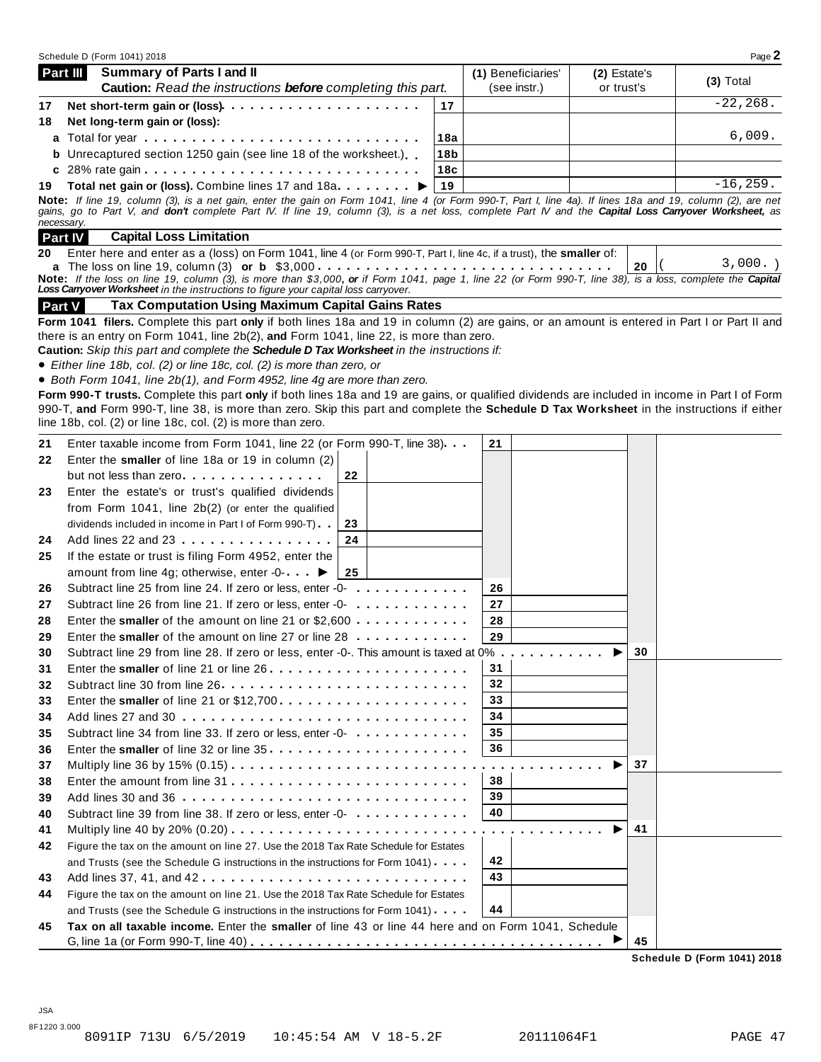Schedule D (Form 1041) 2018 Page **2**

## Part III Summary of Parts I and II

**Caution:** *Read the instructions **before** completing this part.*

| | | | (1) Beneficiaries' (see instr.) | (2) Estate's or trust's | (3) Total |
|---|---|---|---|---|---|
| 17 | **Net short-term gain or (loss)** | 17 | | | -22,268. |
| 18 | **Net long-term gain or (loss):** | | | | |
| | **a** Total for year | 18a | | | 6,009. |
| | **b** Unrecaptured section 1250 gain (see line 18 of the worksheet.) | 18b | | | |
| | **c** 28% rate gain | 18c | | | |
| 19 | **Total net gain or (loss).** Combine lines 17 and 18a ▶ | 19 | | | -16,259. |

**Note:** *If line 19, column (3), is a net gain, enter the gain on Form 1041, line 4 (or Form 990-T, Part I, line 4a). If lines 18a and 19, column (2), are net gains, go to Part V, and **don't** complete Part IV. If line 19, column (3), is a net loss, complete Part IV and the **Capital Loss Carryover Worksheet,** as necessary.*

## Part IV Capital Loss Limitation

**20** Enter here and enter as a (loss) on Form 1041, line 4 (or Form 990-T, Part I, line 4c, if a trust), the **smaller** of:

**a** The loss on line 19, column (3) **or b** $3,000 . . . **20** ( 3,000. )

**Note:** *If the loss on line 19, column (3), is more than $3,000, **or** if Form 1041, page 1, line 22 (or Form 990-T, line 38), is a loss, complete the **Capital Loss Carryover Worksheet** in the instructions to figure your capital loss carryover.*

## Part V Tax Computation Using Maximum Capital Gains Rates

**Form 1041 filers.** Complete this part **only** if both lines 18a and 19 in column (2) are gains, or an amount is entered in Part I or Part II and there is an entry on Form 1041, line 2b(2), **and** Form 1041, line 22, is more than zero.

**Caution:** *Skip this part and complete the **Schedule D Tax Worksheet** in the instructions if:*

- *Either line 18b, col. (2) or line 18c, col. (2) is more than zero, or*
- *Both Form 1041, line 2b(1), and Form 4952, line 4g are more than zero.*

**Form 990-T trusts.** Complete this part **only** if both lines 18a and 19 are gains, or qualified dividends are included in income in Part I of Form 990-T, **and** Form 990-T, line 38, is more than zero. Skip this part and complete the **Schedule D Tax Worksheet** in the instructions if either line 18b, col. (2) or line 18c, col. (2) is more than zero.

| | | | |
|---|---|---|---|
| 21 | Enter taxable income from Form 1041, line 22 (or Form 990-T, line 38) | 21 | |
| 22 | Enter the **smaller** of line 18a or 19 in column (2) but not less than zero | 22 | |
| 23 | Enter the estate's or trust's qualified dividends from Form 1041, line 2b(2) (or enter the qualified dividends included in income in Part I of Form 990-T) | 23 | |
| 24 | Add lines 22 and 23 | 24 | |
| 25 | If the estate or trust is filing Form 4952, enter the amount from line 4g; otherwise, enter -0- ▶ | 25 | |
| 26 | Subtract line 25 from line 24. If zero or less, enter -0- | 26 | |
| 27 | Subtract line 26 from line 21. If zero or less, enter -0- | 27 | |
| 28 | Enter the **smaller** of the amount on line 21 or $2,600 | 28 | |
| 29 | Enter the **smaller** of the amount on line 27 or line 28 | 29 | |
| 30 | Subtract line 29 from line 28. If zero or less, enter -0-. This amount is taxed at 0% ▶ | 30 | |
| 31 | Enter the **smaller** of line 21 or line 26 | 31 | |
| 32 | Subtract line 30 from line 26 | 32 | |
| 33 | Enter the **smaller** of line 21 or $12,700 | 33 | |
| 34 | Add lines 27 and 30 | 34 | |
| 35 | Subtract line 34 from line 33. If zero or less, enter -0- | 35 | |
| 36 | Enter the **smaller** of line 32 or line 35 | 36 | |
| 37 | Multiply line 36 by 15% (0.15) ▶ | 37 | |
| 38 | Enter the amount from line 31 | 38 | |
| 39 | Add lines 30 and 36 | 39 | |
| 40 | Subtract line 39 from line 38. If zero or less, enter -0- | 40 | |
| 41 | Multiply line 40 by 20% (0.20) ▶ | 41 | |
| 42 | Figure the tax on the amount on line 27. Use the 2018 Tax Rate Schedule for Estates and Trusts (see the Schedule G instructions in the instructions for Form 1041) | 42 | |
| 43 | Add lines 37, 41, and 42 | 43 | |
| 44 | Figure the tax on the amount on line 21. Use the 2018 Tax Rate Schedule for Estates and Trusts (see the Schedule G instructions in the instructions for Form 1041) | 44 | |
| 45 | **Tax on all taxable income.** Enter the **smaller** of line 43 or line 44 here and on Form 1041, Schedule G, line 1a (or Form 990-T, line 40) ▶ | 45 | |

**Schedule D (Form 1041) 2018**

JSA
8F1220 3.000

8091IP 713U 6/5/2019 10:45:54 AM V 18-5.2F 20111064F1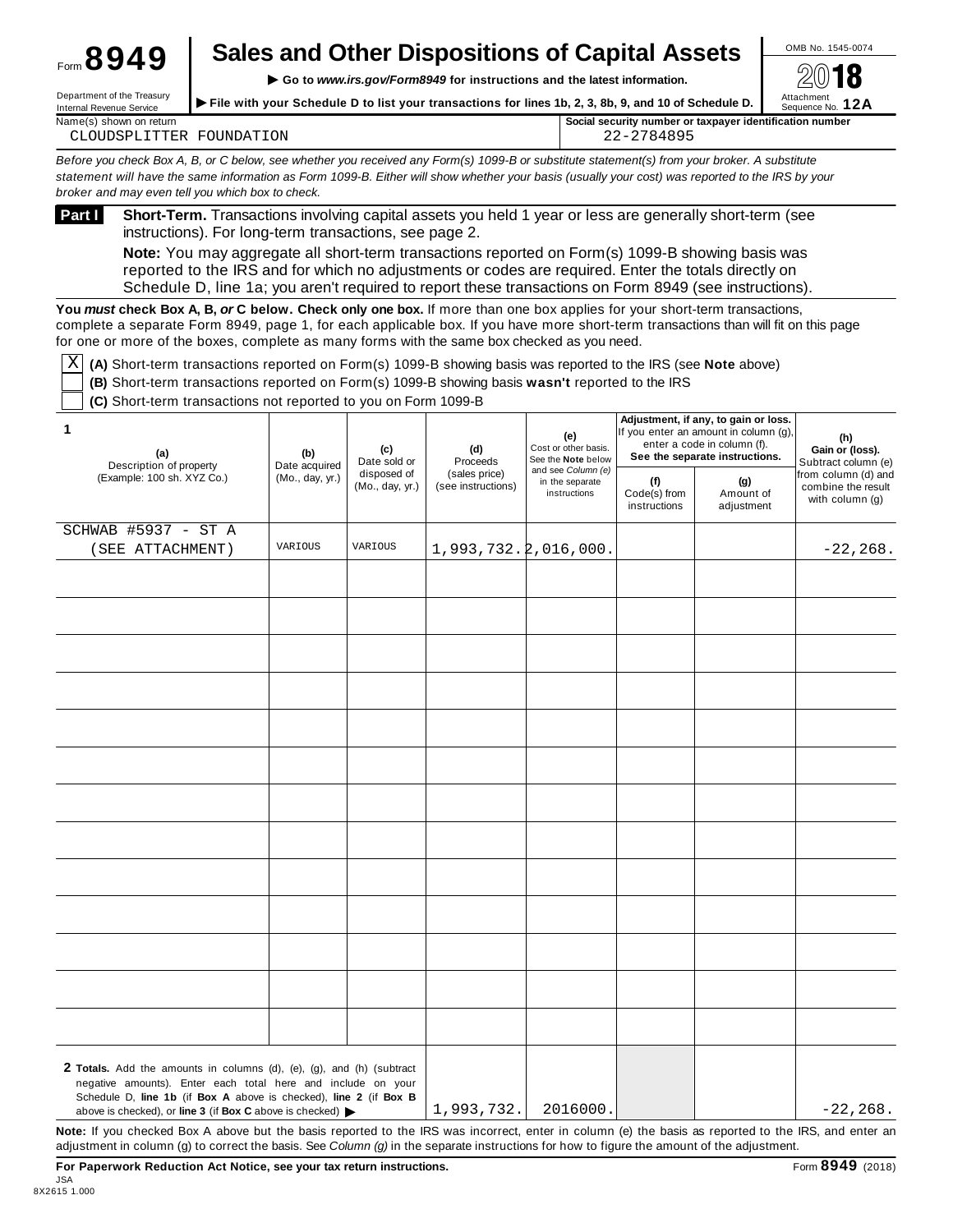Form **8949**

# Sales and Other Dispositions of Capital Assets

▶ Go to *www.irs.gov/Form8949* for instructions and the latest information.

▶ File with your Schedule D to list your transactions for lines 1b, 2, 3, 8b, 9, and 10 of Schedule D.

OMB No. 1545-0074

2018

Attachment Sequence No. **12A**

Department of the Treasury Internal Revenue Service

Name(s) shown on return: CLOUDSPLITTER FOUNDATION

Social security number or taxpayer identification number: 22-2784895

*Before you check Box A, B, or C below, see whether you received any Form(s) 1099-B or substitute statement(s) from your broker. A substitute statement will have the same information as Form 1099-B. Either will show whether your basis (usually your cost) was reported to the IRS by your broker and may even tell you which box to check.*

**Part I** **Short-Term.** Transactions involving capital assets you held 1 year or less are generally short-term (see instructions). For long-term transactions, see page 2.

**Note:** You may aggregate all short-term transactions reported on Form(s) 1099-B showing basis was reported to the IRS and for which no adjustments or codes are required. Enter the totals directly on Schedule D, line 1a; you aren't required to report these transactions on Form 8949 (see instructions).

**You *must* check Box A, B, *or* C below. Check only one box.** If more than one box applies for your short-term transactions, complete a separate Form 8949, page 1, for each applicable box. If you have more short-term transactions than will fit on this page for one or more of the boxes, complete as many forms with the same box checked as you need.

[X] **(A)** Short-term transactions reported on Form(s) 1099-B showing basis was reported to the IRS (see **Note** above)

[ ] **(B)** Short-term transactions reported on Form(s) 1099-B showing basis **wasn't** reported to the IRS

[ ] **(C)** Short-term transactions not reported to you on Form 1099-B

| 1 (a) Description of property (Example: 100 sh. XYZ Co.) | (b) Date acquired (Mo., day, yr.) | (c) Date sold or disposed of (Mo., day, yr.) | (d) Proceeds (sales price) (see instructions) | (e) Cost or other basis. See the **Note** below and see *Column (e)* in the separate instructions | Adjustment, if any, to gain or loss. If you enter an amount in column (g), enter a code in column (f). See the separate instructions. (f) Code(s) from instructions | (g) Amount of adjustment | (h) Gain or (loss). Subtract column (e) from column (d) and combine the result with column (g) |
|---|---|---|---|---|---|---|---|
| SCHWAB #5937 - ST A (SEE ATTACHMENT) | VARIOUS | VARIOUS | 1,993,732. | 2,016,000. | | | -22,268. |
| | | | | | | | |
| | | | | | | | |
| | | | | | | | |
| | | | | | | | |
| | | | | | | | |
| | | | | | | | |
| | | | | | | | |
| | | | | | | | |
| | | | | | | | |
| | | | | | | | |
| | | | | | | | |
| | | | | | | | |
| | | | | | | | |
| **2 Totals.** Add the amounts in columns (d), (e), (g), and (h) (subtract negative amounts). Enter each total here and include on your Schedule D, **line 1b** (if **Box A** above is checked), **line 2** (if **Box B** above is checked), or **line 3** (if **Box C** above is checked) ▶ | | | 1,993,732. | 2016000. | | | -22,268. |

**Note:** If you checked Box A above but the basis reported to the IRS was incorrect, enter in column (e) the basis as reported to the IRS, and enter an adjustment in column (g) to correct the basis. See *Column (g)* in the separate instructions for how to figure the amount of the adjustment.

**For Paperwork Reduction Act Notice, see your tax return instructions.**

Form **8949** (2018)

JSA 8X2615 1.000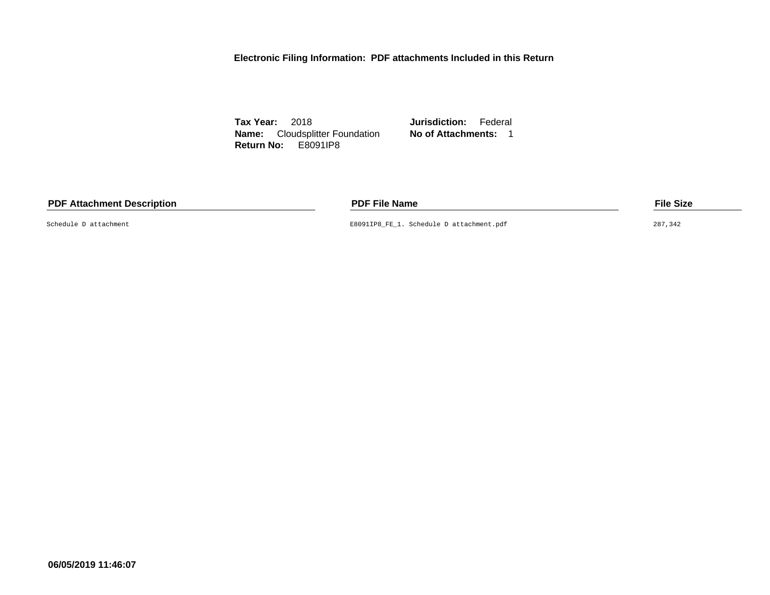## Electronic Filing Information: PDF attachments Included in this Return

**Tax Year:** 2018
**Name:** Cloudsplitter Foundation
**Return No:** E8091IP8
**Jurisdiction:** Federal
**No of Attachments:** 1

| PDF Attachment Description | PDF File Name | File Size |
|---|---|---|
| Schedule D attachment | E8091IP8_FE_1. Schedule D attachment.pdf | 287,342 |

**06/05/2019 11:46:07**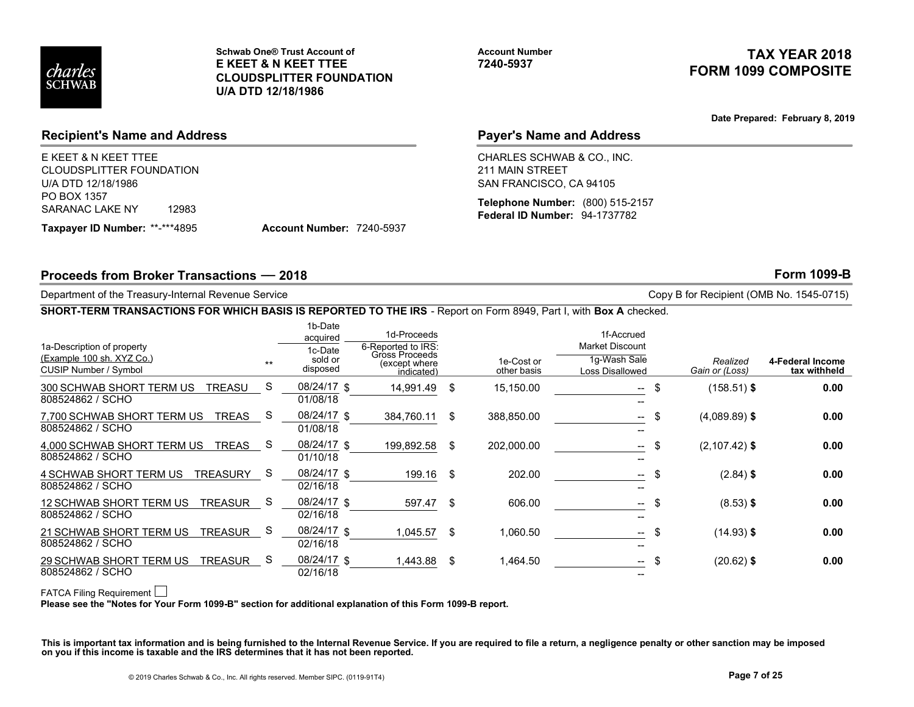Schwab One® Trust Account of
**E KEET & N KEET TTEE**
**CLOUDSPLITTER FOUNDATION**
**U/A DTD 12/18/1986**

**Account Number**
**7240-5937**

# TAX YEAR 2018
# FORM 1099 COMPOSITE

**Date Prepared: February 8, 2019**

## Recipient's Name and Address

E KEET & N KEET TTEE
CLOUDSPLITTER FOUNDATION
U/A DTD 12/18/1986
PO BOX 1357
SARANAC LAKE NY 12983

**Taxpayer ID Number:** **-***4895 **Account Number:** 7240-5937

## Payer's Name and Address

CHARLES SCHWAB & CO., INC.
211 MAIN STREET
SAN FRANCISCO, CA 94105

**Telephone Number:** (800) 515-2157
**Federal ID Number:** 94-1737782

## Proceeds from Broker Transactions — 2018

**Form 1099-B**

Department of the Treasury-Internal Revenue Service

Copy B for Recipient (OMB No. 1545-0715)

**SHORT-TERM TRANSACTIONS FOR WHICH BASIS IS REPORTED TO THE IRS** - Report on Form 8949, Part I, with **Box A** checked.

| 1a-Description of property (Example 100 sh. XYZ Co.) CUSIP Number / Symbol | ** | 1b-Date acquired / 1c-Date sold or disposed | 1d-Proceeds 6-Reported to IRS: Gross Proceeds (except where indicated) | 1e-Cost or other basis | 1f-Accrued Market Discount / 1g-Wash Sale Loss Disallowed | Realized Gain or (Loss) | 4-Federal Income tax withheld |
|---|---|---|---|---|---|---|---|
| 300 SCHWAB SHORT TERM US TREASU 808524862 / SCHO | S | 08/24/17 01/08/18 | $ 14,991.49 | $ 15,150.00 | -- -- | $ (158.51) | $ 0.00 |
| 7,700 SCHWAB SHORT TERM US TREAS 808524862 / SCHO | S | 08/24/17 01/08/18 | $ 384,760.11 | $ 388,850.00 | -- -- | $ (4,089.89) | $ 0.00 |
| 4,000 SCHWAB SHORT TERM US TREAS 808524862 / SCHO | S | 08/24/17 01/10/18 | $ 199,892.58 | $ 202,000.00 | -- -- | $ (2,107.42) | $ 0.00 |
| 4 SCHWAB SHORT TERM US TREASURY 808524862 / SCHO | S | 08/24/17 02/16/18 | $ 199.16 | $ 202.00 | -- -- | $ (2.84) | $ 0.00 |
| 12 SCHWAB SHORT TERM US TREASUR 808524862 / SCHO | S | 08/24/17 02/16/18 | $ 597.47 | $ 606.00 | -- -- | $ (8.53) | $ 0.00 |
| 21 SCHWAB SHORT TERM US TREASUR 808524862 / SCHO | S | 08/24/17 02/16/18 | $ 1,045.57 | $ 1,060.50 | -- -- | $ (14.93) | $ 0.00 |
| 29 SCHWAB SHORT TERM US TREASUR 808524862 / SCHO | S | 08/24/17 02/16/18 | $ 1,443.88 | $ 1,464.50 | -- -- | $ (20.62) | $ 0.00 |

FATCA Filing Requirement ☐

**Please see the "Notes for Your Form 1099-B" section for additional explanation of this Form 1099-B report.**

**This is important tax information and is being furnished to the Internal Revenue Service. If you are required to file a return, a negligence penalty or other sanction may be imposed on you if this income is taxable and the IRS determines that it has not been reported.**

© 2019 Charles Schwab & Co., Inc. All rights reserved. Member SIPC. (0119-91T4)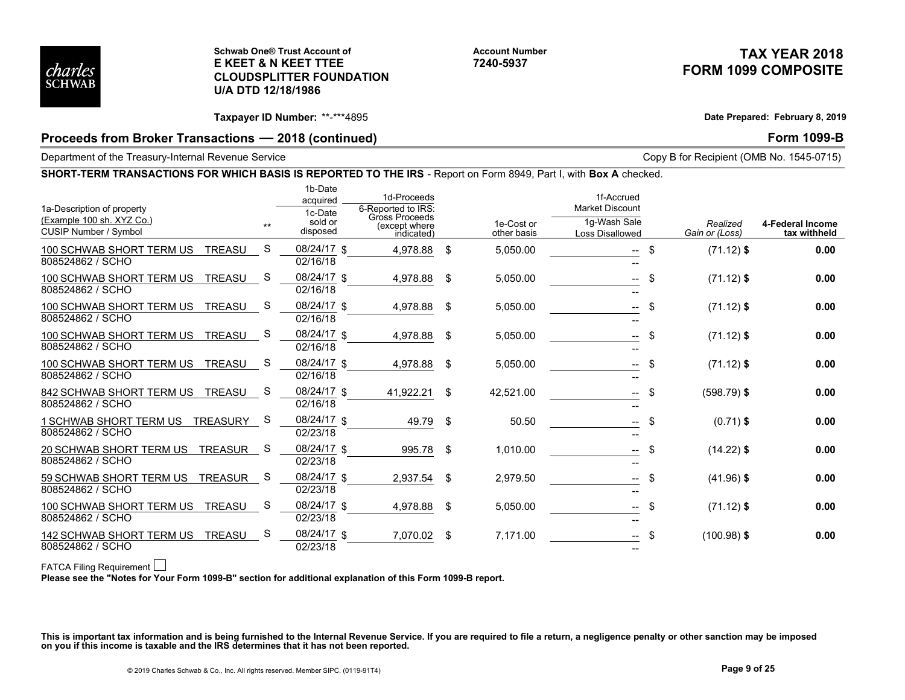charles SCHWAB

**Schwab One® Trust Account of**
**E KEET & N KEET TTEE**
**CLOUDSPLITTER FOUNDATION**
**U/A DTD 12/18/1986**

**Account Number**
**7240-5937**

## TAX YEAR 2018
## FORM 1099 COMPOSITE

**Taxpayer ID Number:** **-***4895

**Date Prepared: February 8, 2019**

## Proceeds from Broker Transactions — 2018 (continued)

## Form 1099-B

Department of the Treasury-Internal Revenue Service

Copy B for Recipient (OMB No. 1545-0715)

**SHORT-TERM TRANSACTIONS FOR WHICH BASIS IS REPORTED TO THE IRS** - Report on Form 8949, Part I, with **Box A** checked.

| 1a-Description of property (Example 100 sh. XYZ Co.) CUSIP Number / Symbol | ** | 1b-Date acquired / 1c-Date sold or disposed | 1d-Proceeds 6-Reported to IRS: Gross Proceeds (except where indicated) | 1e-Cost or other basis | 1f-Accrued Market Discount / 1g-Wash Sale Loss Disallowed | *Realized Gain or (Loss)* | 4-Federal Income tax withheld |
|---|---|---|---|---|---|---|---|
| 100 SCHWAB SHORT TERM US TREASU 808524862 / SCHO | S | 08/24/17 02/16/18 | $ 4,978.88 | $ 5,050.00 | -- -- | $ (71.12) | **$ 0.00** |
| 100 SCHWAB SHORT TERM US TREASU 808524862 / SCHO | S | 08/24/17 02/16/18 | $ 4,978.88 | $ 5,050.00 | -- -- | $ (71.12) | **$ 0.00** |
| 100 SCHWAB SHORT TERM US TREASU 808524862 / SCHO | S | 08/24/17 02/16/18 | $ 4,978.88 | $ 5,050.00 | -- -- | $ (71.12) | **$ 0.00** |
| 100 SCHWAB SHORT TERM US TREASU 808524862 / SCHO | S | 08/24/17 02/16/18 | $ 4,978.88 | $ 5,050.00 | -- -- | $ (71.12) | **$ 0.00** |
| 100 SCHWAB SHORT TERM US TREASU 808524862 / SCHO | S | 08/24/17 02/16/18 | $ 4,978.88 | $ 5,050.00 | -- -- | $ (71.12) | **$ 0.00** |
| 842 SCHWAB SHORT TERM US TREASU 808524862 / SCHO | S | 08/24/17 02/16/18 | $ 41,922.21 | $ 42,521.00 | -- -- | $ (598.79) | **$ 0.00** |
| 1 SCHWAB SHORT TERM US TREASURY 808524862 / SCHO | S | 08/24/17 02/23/18 | $ 49.79 | $ 50.50 | -- -- | $ (0.71) | **$ 0.00** |
| 20 SCHWAB SHORT TERM US TREASUR 808524862 / SCHO | S | 08/24/17 02/23/18 | $ 995.78 | $ 1,010.00 | -- -- | $ (14.22) | **$ 0.00** |
| 59 SCHWAB SHORT TERM US TREASUR 808524862 / SCHO | S | 08/24/17 02/23/18 | $ 2,937.54 | $ 2,979.50 | -- -- | $ (41.96) | **$ 0.00** |
| 100 SCHWAB SHORT TERM US TREASU 808524862 / SCHO | S | 08/24/17 02/23/18 | $ 4,978.88 | $ 5,050.00 | -- -- | $ (71.12) | **$ 0.00** |
| 142 SCHWAB SHORT TERM US TREASU 808524862 / SCHO | S | 08/24/17 02/23/18 | $ 7,070.02 | $ 7,171.00 | -- -- | $ (100.98) | **$ 0.00** |

FATCA Filing Requirement ☐

**Please see the "Notes for Your Form 1099-B" section for additional explanation of this Form 1099-B report.**

**This is important tax information and is being furnished to the Internal Revenue Service. If you are required to file a return, a negligence penalty or other sanction may be imposed on you if this income is taxable and the IRS determines that it has not been reported.**

© 2019 Charles Schwab & Co., Inc. All rights reserved. Member SIPC. (0119-91T4)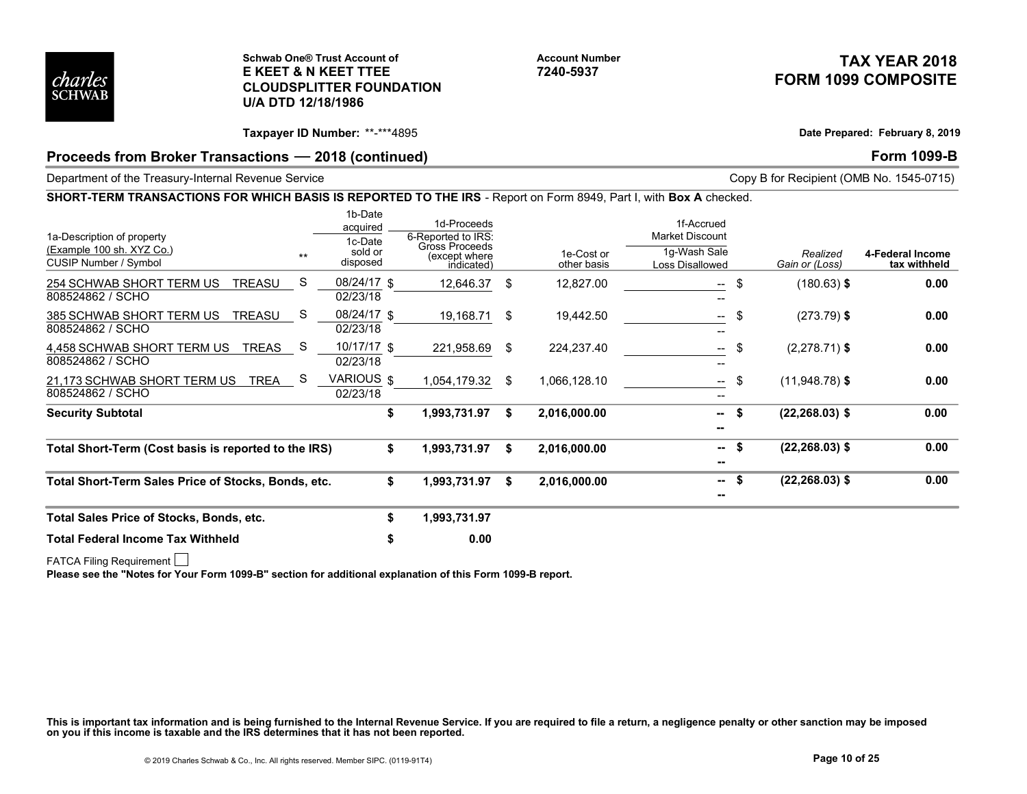**Schwab One® Trust Account of**
**E KEET & N KEET TTEE**
**CLOUDSPLITTER FOUNDATION**
**U/A DTD 12/18/1986**

**Account Number**
**7240-5937**

# TAX YEAR 2018 FORM 1099 COMPOSITE

**Taxpayer ID Number:** **-***4895

**Date Prepared: February 8, 2019**

## Proceeds from Broker Transactions — 2018 (continued)

**Form 1099-B**

Department of the Treasury-Internal Revenue Service

Copy B for Recipient (OMB No. 1545-0715)

**SHORT-TERM TRANSACTIONS FOR WHICH BASIS IS REPORTED TO THE IRS** - Report on Form 8949, Part I, with **Box A** checked.

| 1a-Description of property (Example 100 sh. XYZ Co.) CUSIP Number / Symbol | ** | 1b-Date acquired / 1c-Date sold or disposed | 1d-Proceeds 6-Reported to IRS: Gross Proceeds (except where indicated) | 1e-Cost or other basis | 1f-Accrued Market Discount / 1g-Wash Sale Loss Disallowed | Realized Gain or (Loss) | 4-Federal Income tax withheld |
|---|---|---|---|---|---|---|---|
| 254 SCHWAB SHORT TERM US TREASU 808524862 / SCHO | S | 08/24/17 02/23/18 | $ 12,646.37 | $ 12,827.00 | -- -- | $ (180.63) | $ 0.00 |
| 385 SCHWAB SHORT TERM US TREASU 808524862 / SCHO | S | 08/24/17 02/23/18 | $ 19,168.71 | $ 19,442.50 | -- -- | $ (273.79) | $ 0.00 |
| 4,458 SCHWAB SHORT TERM US TREAS 808524862 / SCHO | S | 10/17/17 02/23/18 | $ 221,958.69 | $ 224,237.40 | -- -- | $ (2,278.71) | $ 0.00 |
| 21,173 SCHWAB SHORT TERM US TREA 808524862 / SCHO | S | VARIOUS 02/23/18 | $ 1,054,179.32 | $ 1,066,128.10 | -- -- | $ (11,948.78) | $ 0.00 |
| **Security Subtotal** | | | **$ 1,993,731.97** | **$ 2,016,000.00** | **-- --** | **$ (22,268.03)** | **$ 0.00** |
| **Total Short-Term (Cost basis is reported to the IRS)** | | | **$ 1,993,731.97** | **$ 2,016,000.00** | **-- --** | **$ (22,268.03)** | **$ 0.00** |
| **Total Short-Term Sales Price of Stocks, Bonds, etc.** | | | **$ 1,993,731.97** | **$ 2,016,000.00** | **-- --** | **$ (22,268.03)** | **$ 0.00** |

| | |
|---|---|
| **Total Sales Price of Stocks, Bonds, etc.** | **$ 1,993,731.97** |
| **Total Federal Income Tax Withheld** | **$ 0.00** |

FATCA Filing Requirement ☐

**Please see the "Notes for Your Form 1099-B" section for additional explanation of this Form 1099-B report.**

**This is important tax information and is being furnished to the Internal Revenue Service. If you are required to file a return, a negligence penalty or other sanction may be imposed on you if this income is taxable and the IRS determines that it has not been reported.**

© 2019 Charles Schwab & Co., Inc. All rights reserved. Member SIPC. (0119-91T4)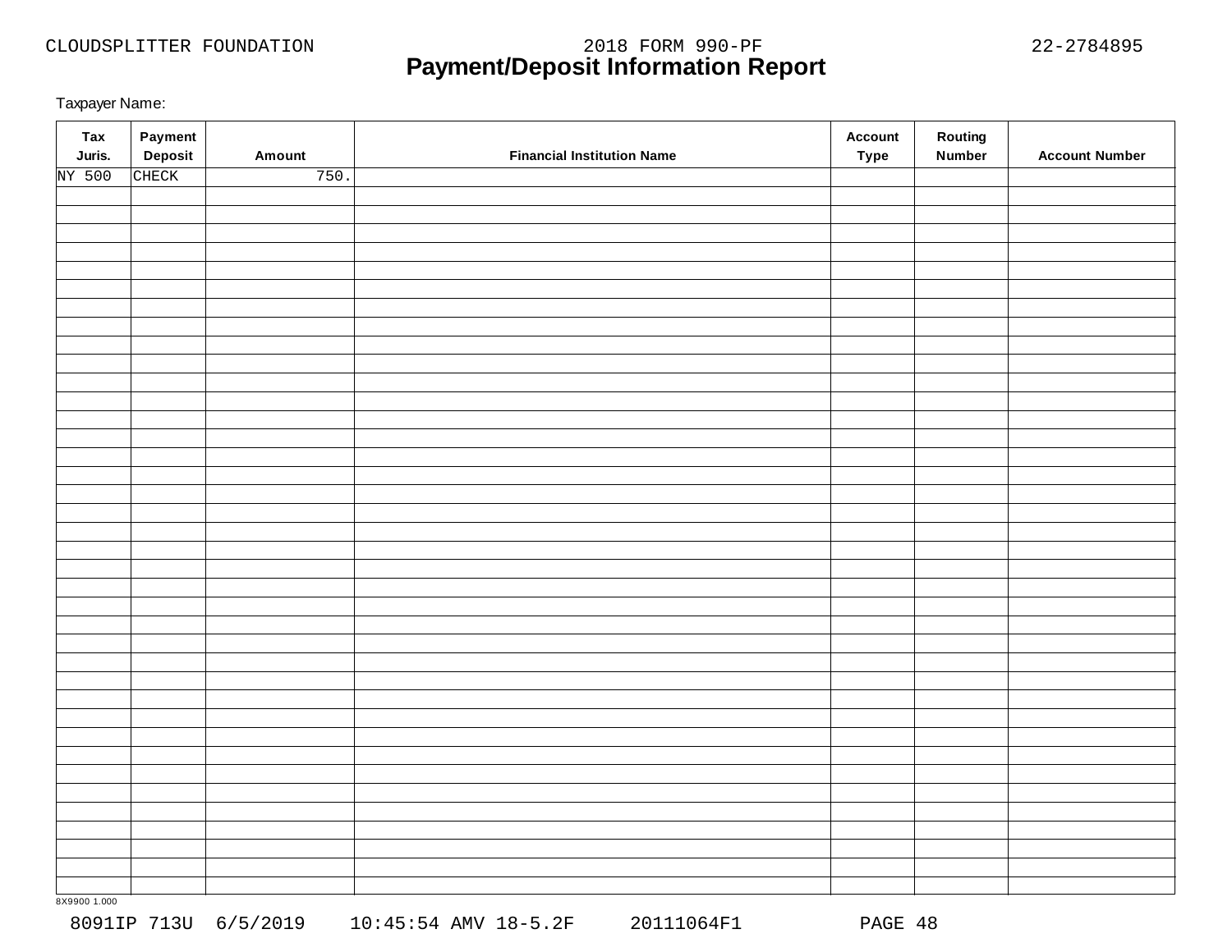CLOUDSPLITTER FOUNDATION 2018 FORM 990-PF 22-2784895

# Payment/Deposit Information Report

Taxpayer Name:

| Tax Juris. | Payment Deposit | Amount | Financial Institution Name | Account Type | Routing Number | Account Number |
|---|---|---|---|---|---|---|
| NY 500 | CHECK | 750. | | | | |
| | | | | | | |
| | | | | | | |
| | | | | | | |
| | | | | | | |
| | | | | | | |
| | | | | | | |
| | | | | | | |
| | | | | | | |
| | | | | | | |
| | | | | | | |
| | | | | | | |
| | | | | | | |
| | | | | | | |
| | | | | | | |
| | | | | | | |
| | | | | | | |
| | | | | | | |
| | | | | | | |
| | | | | | | |
| | | | | | | |
| | | | | | | |
| | | | | | | |
| | | | | | | |
| | | | | | | |
| | | | | | | |
| | | | | | | |
| | | | | | | |
| | | | | | | |
| | | | | | | |
| | | | | | | |
| | | | | | | |
| | | | | | | |
| | | | | | | |
| | | | | | | |
| | | | | | | |
| | | | | | | |
| | | | | | | |

8X9900 1.000

8091IP 713U 6/5/2019 10:45:54 AMV 18-5.2F 20111064F1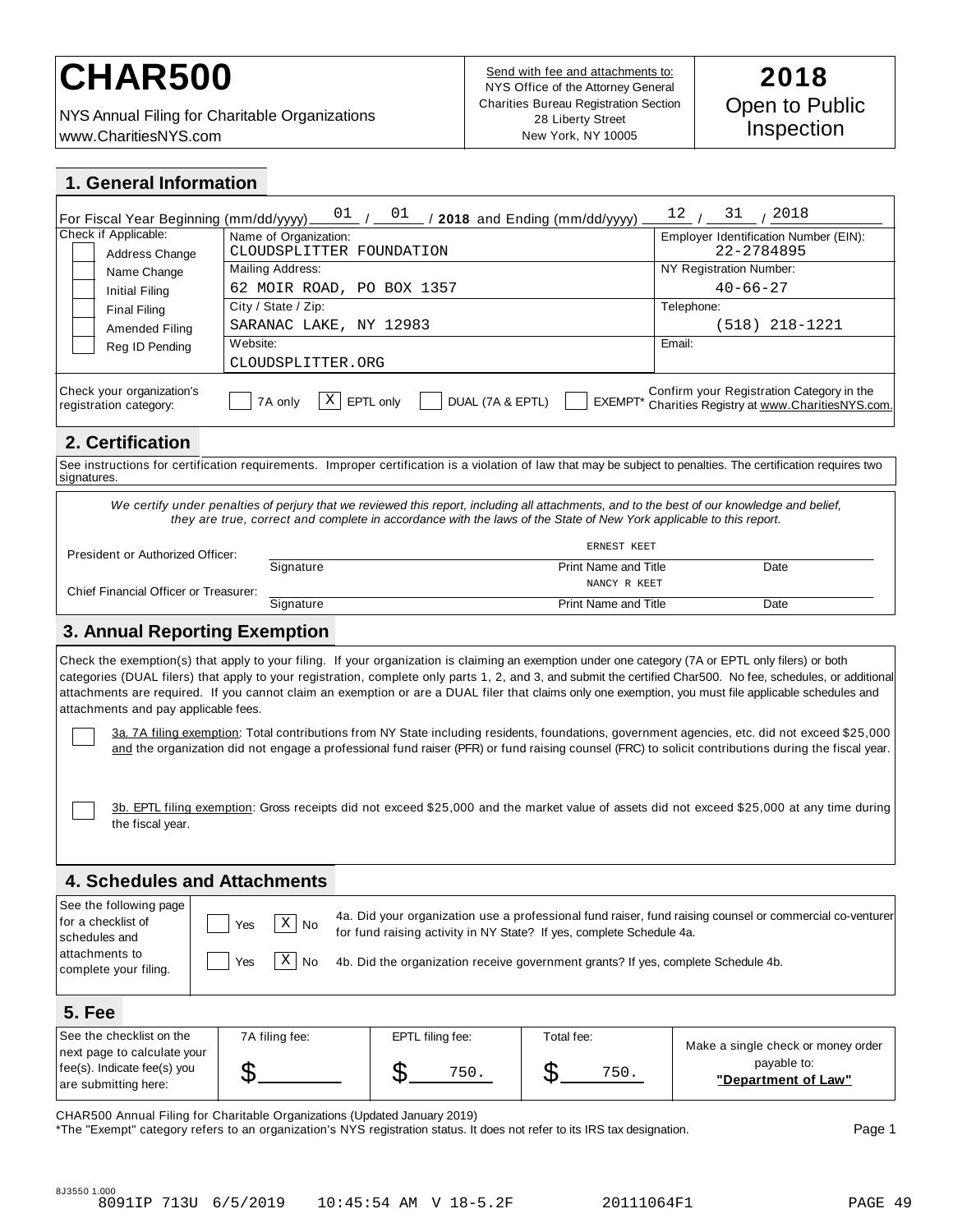# CHAR500

NYS Annual Filing for Charitable Organizations
www.CharitiesNYS.com

Send with fee and attachments to:
NYS Office of the Attorney General
Charities Bureau Registration Section
28 Liberty Street
New York, NY 10005

**2018**
Open to Public Inspection

## 1. General Information

For Fiscal Year Beginning (mm/dd/yyyy) 01 / 01 / **2018** and Ending (mm/dd/yyyy) 12 / 31 / 2018

| Check if Applicable: | Name of Organization: CLOUDSPLITTER FOUNDATION | Employer Identification Number (EIN): 22-2784895 |
|---|---|---|
| ☐ Address Change<br>☐ Name Change | Mailing Address: 62 MOIR ROAD, PO BOX 1357 | NY Registration Number: 40-66-27 |
| ☐ Initial Filing<br>☐ Final Filing | City / State / Zip: SARANAC LAKE, NY 12983 | Telephone: (518) 218-1221 |
| ☐ Amended Filing<br>☐ Reg ID Pending | Website: CLOUDSPLITTER.ORG | Email: |

Check your organization's registration category: ☐ 7A only ☒ EPTL only ☐ DUAL (7A & EPTL) ☐ EXEMPT*

Confirm your Registration Category in the Charities Registry at www.CharitiesNYS.com.

## 2. Certification

See instructions for certification requirements. Improper certification is a violation of law that may be subject to penalties. The certification requires two signatures.

*We certify under penalties of perjury that we reviewed this report, including all attachments, and to the best of our knowledge and belief, they are true, correct and complete in accordance with the laws of the State of New York applicable to this report.*

| | Signature | Print Name and Title | Date |
|---|---|---|---|
| President or Authorized Officer: | | ERNEST KEET | |
| Chief Financial Officer or Treasurer: | | NANCY R KEET | |

## 3. Annual Reporting Exemption

Check the exemption(s) that apply to your filing. If your organization is claiming an exemption under one category (7A or EPTL only filers) or both categories (DUAL filers) that apply to your registration, complete only parts 1, 2, and 3, and submit the certified Char500. No fee, schedules, or additional attachments are required. If you cannot claim an exemption or are a DUAL filer that claims only one exemption, you must file applicable schedules and attachments and pay applicable fees.

☐ 3a. 7A filing exemption: Total contributions from NY State including residents, foundations, government agencies, etc. did not exceed $25,000 and the organization did not engage a professional fund raiser (PFR) or fund raising counsel (FRC) to solicit contributions during the fiscal year.

☐ 3b. EPTL filing exemption: Gross receipts did not exceed $25,000 and the market value of assets did not exceed $25,000 at any time during the fiscal year.

## 4. Schedules and Attachments

See the following page for a checklist of schedules and attachments to complete your filing.

☐ Yes ☒ No — 4a. Did your organization use a professional fund raiser, fund raising counsel or commercial co-venturer for fund raising activity in NY State? If yes, complete Schedule 4a.

☐ Yes ☒ No — 4b. Did the organization receive government grants? If yes, complete Schedule 4b.

## 5. Fee

| See the checklist on the next page to calculate your fee(s). Indicate fee(s) you are submitting here: | 7A filing fee: | EPTL filing fee: | Total fee: | Make a single check or money order payable to: |
|---|---|---|---|---|
| | $ | $ 750. | $ 750. | **"Department of Law"** |

CHAR500 Annual Filing for Charitable Organizations (Updated January 2019)
*The "Exempt" category refers to an organization's NYS registration status. It does not refer to its IRS tax designation.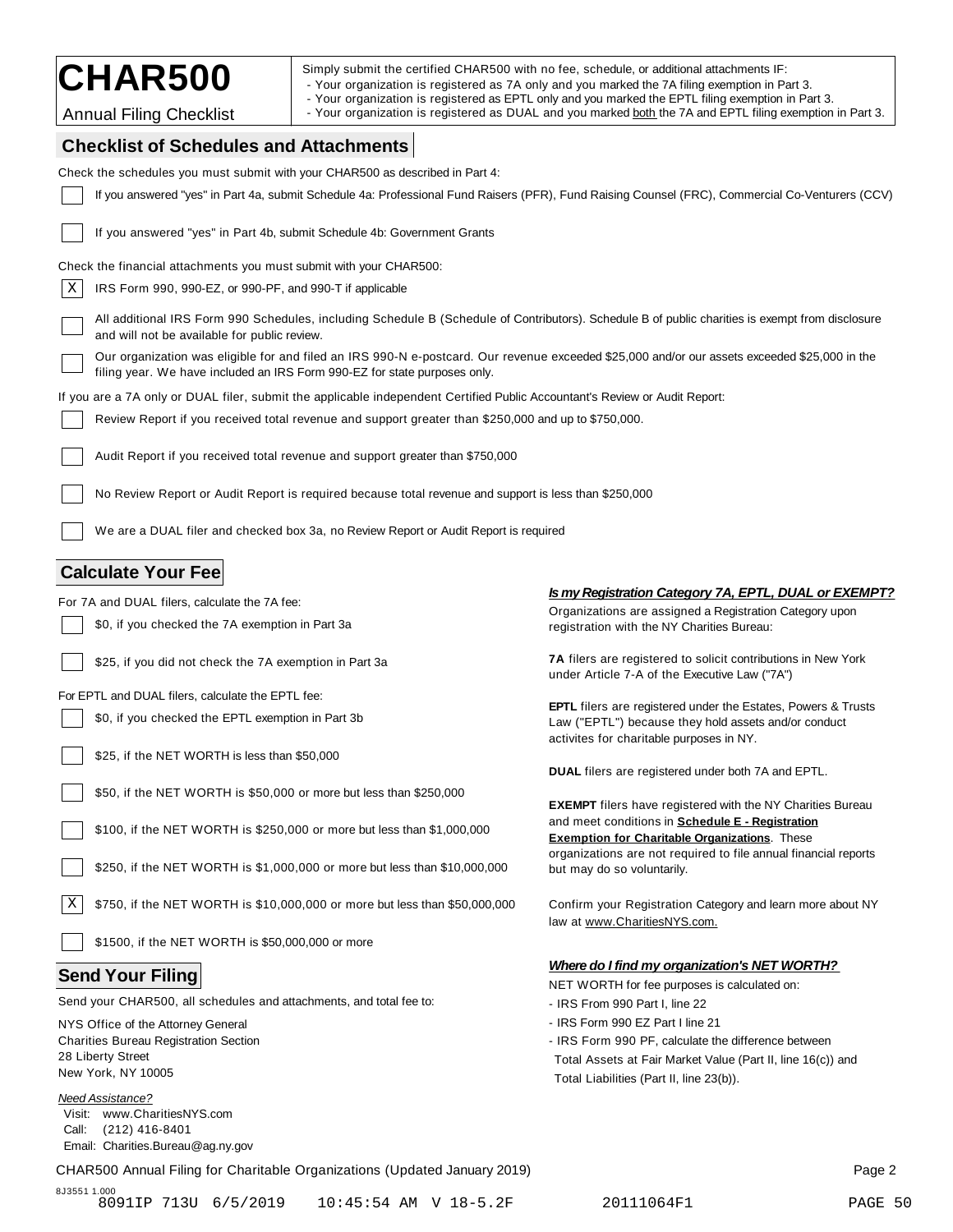# CHAR500

Annual Filing Checklist

Simply submit the certified CHAR500 with no fee, schedule, or additional attachments IF:
- Your organization is registered as 7A only and you marked the 7A filing exemption in Part 3.
- Your organization is registered as EPTL only and you marked the EPTL filing exemption in Part 3.
- Your organization is registered as DUAL and you marked both the 7A and EPTL filing exemption in Part 3.

## Checklist of Schedules and Attachments

Check the schedules you must submit with your CHAR500 as described in Part 4:

- [ ] If you answered "yes" in Part 4a, submit Schedule 4a: Professional Fund Raisers (PFR), Fund Raising Counsel (FRC), Commercial Co-Venturers (CCV)
- [ ] If you answered "yes" in Part 4b, submit Schedule 4b: Government Grants

Check the financial attachments you must submit with your CHAR500:

- [X] IRS Form 990, 990-EZ, or 990-PF, and 990-T if applicable
- [ ] All additional IRS Form 990 Schedules, including Schedule B (Schedule of Contributors). Schedule B of public charities is exempt from disclosure and will not be available for public review.
- [ ] Our organization was eligible for and filed an IRS 990-N e-postcard. Our revenue exceeded $25,000 and/or our assets exceeded $25,000 in the filing year. We have included an IRS Form 990-EZ for state purposes only.

If you are a 7A only or DUAL filer, submit the applicable independent Certified Public Accountant's Review or Audit Report:

- [ ] Review Report if you received total revenue and support greater than $250,000 and up to $750,000.
- [ ] Audit Report if you received total revenue and support greater than $750,000
- [ ] No Review Report or Audit Report is required because total revenue and support is less than $250,000
- [ ] We are a DUAL filer and checked box 3a, no Review Report or Audit Report is required

## Calculate Your Fee

For 7A and DUAL filers, calculate the 7A fee:

- [ ] $0, if you checked the 7A exemption in Part 3a
- [ ] $25, if you did not check the 7A exemption in Part 3a

For EPTL and DUAL filers, calculate the EPTL fee:

- [ ] $0, if you checked the EPTL exemption in Part 3b
- [ ] $25, if the NET WORTH is less than $50,000
- [ ] $50, if the NET WORTH is $50,000 or more but less than $250,000
- [ ] $100, if the NET WORTH is $250,000 or more but less than $1,000,000
- [ ] $250, if the NET WORTH is $1,000,000 or more but less than $10,000,000
- [X] $750, if the NET WORTH is $10,000,000 or more but less than $50,000,000
- [ ] $1500, if the NET WORTH is $50,000,000 or more

***Is my Registration Category 7A, EPTL, DUAL or EXEMPT?***

Organizations are assigned a Registration Category upon registration with the NY Charities Bureau:

**7A** filers are registered to solicit contributions in New York under Article 7-A of the Executive Law ("7A")

**EPTL** filers are registered under the Estates, Powers & Trusts Law ("EPTL") because they hold assets and/or conduct activites for charitable purposes in NY.

**DUAL** filers are registered under both 7A and EPTL.

**EXEMPT** filers have registered with the NY Charities Bureau and meet conditions in **Schedule E - Registration Exemption for Charitable Organizations**. These organizations are not required to file annual financial reports but may do so voluntarily.

Confirm your Registration Category and learn more about NY law at www.CharitiesNYS.com.

***Where do I find my organization's NET WORTH?***

NET WORTH for fee purposes is calculated on:
- IRS From 990 Part I, line 22
- IRS Form 990 EZ Part I line 21
- IRS Form 990 PF, calculate the difference between Total Assets at Fair Market Value (Part II, line 16(c)) and Total Liabilities (Part II, line 23(b)).

## Send Your Filing

Send your CHAR500, all schedules and attachments, and total fee to:

NYS Office of the Attorney General
Charities Bureau Registration Section
28 Liberty Street
New York, NY 10005

*Need Assistance?*
Visit: www.CharitiesNYS.com
Call: (212) 416-8401
Email: Charities.Bureau@ag.ny.gov

CHAR500 Annual Filing for Charitable Organizations (Updated January 2019)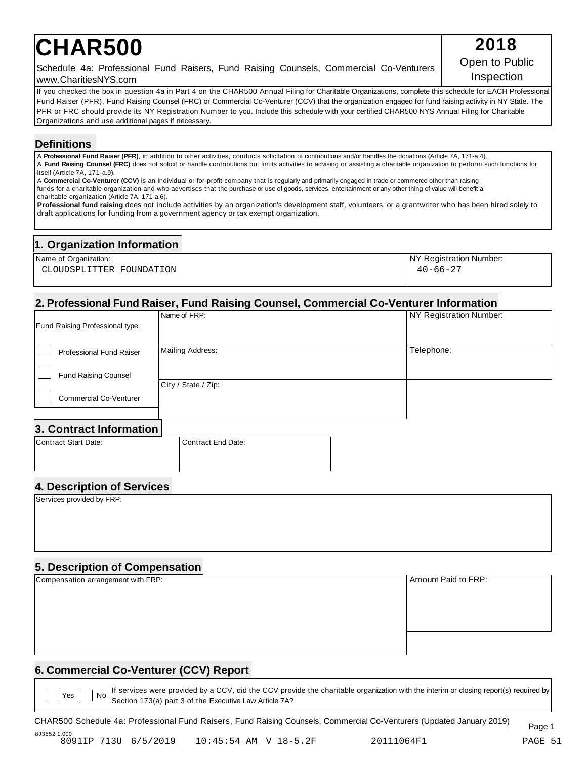# CHAR500

**2018**
Open to Public Inspection

Schedule 4a: Professional Fund Raisers, Fund Raising Counsels, Commercial Co-Venturers
www.CharitiesNYS.com

If you checked the box in question 4a in Part 4 on the CHAR500 Annual Filing for Charitable Organizations, complete this schedule for EACH Professional Fund Raiser (PFR), Fund Raising Counsel (FRC) or Commercial Co-Venturer (CCV) that the organization engaged for fund raising activity in NY State. The PFR or FRC should provide its NY Registration Number to you. Include this schedule with your certified CHAR500 NYS Annual Filing for Charitable Organizations and use additional pages if necessary.

## Definitions

A **Professional Fund Raiser (PFR)**, in addition to other activities, conducts solicitation of contributions and/or handles the donations (Article 7A, 171-a.4).
A **Fund Raising Counsel (FRC)** does not solicit or handle contributions but limits activities to advising or assisting a charitable organization to perform such functions for itself (Article 7A, 171-a.9).
A **Commercial Co-Venturer (CCV)** is an individual or for-profit company that is regularly and primarily engaged in trade or commerce other than raising funds for a charitable organization and who advertises that the purchase or use of goods, services, entertainment or any other thing of value will benefit a charitable organization (Article 7A, 171-a.6).
**Professional fund raising** does not include activities by an organization's development staff, volunteers, or a grantwriter who has been hired solely to draft applications for funding from a government agency or tax exempt organization.

## 1. Organization Information

| Name of Organization: | NY Registration Number: |
|---|---|
| CLOUDSPLITTER FOUNDATION | 40-66-27 |

## 2. Professional Fund Raiser, Fund Raising Counsel, Commercial Co-Venturer Information

| Fund Raising Professional type: | Name of FRP: | NY Registration Number: |
|---|---|---|
| ☐ Professional Fund Raiser | Mailing Address: | Telephone: |
| ☐ Fund Raising Counsel | City / State / Zip: | |
| ☐ Commercial Co-Venturer | | |

## 3. Contract Information

| Contract Start Date: | Contract End Date: |
|---|---|
| | |

## 4. Description of Services

Services provided by FRP:

## 5. Description of Compensation

| Compensation arrangement with FRP: | Amount Paid to FRP: |
|---|---|
| | |

## 6. Commercial Co-Venturer (CCV) Report

☐ Yes ☐ No If services were provided by a CCV, did the CCV provide the charitable organization with the interim or closing report(s) required by Section 173(a) part 3 of the Executive Law Article 7A?

CHAR500 Schedule 4a: Professional Fund Raisers, Fund Raising Counsels, Commercial Co-Venturers (Updated January 2019)

8J3552 1.000
8091IP 713U 6/5/2019 10:45:54 AM V 18-5.2F 20111064F1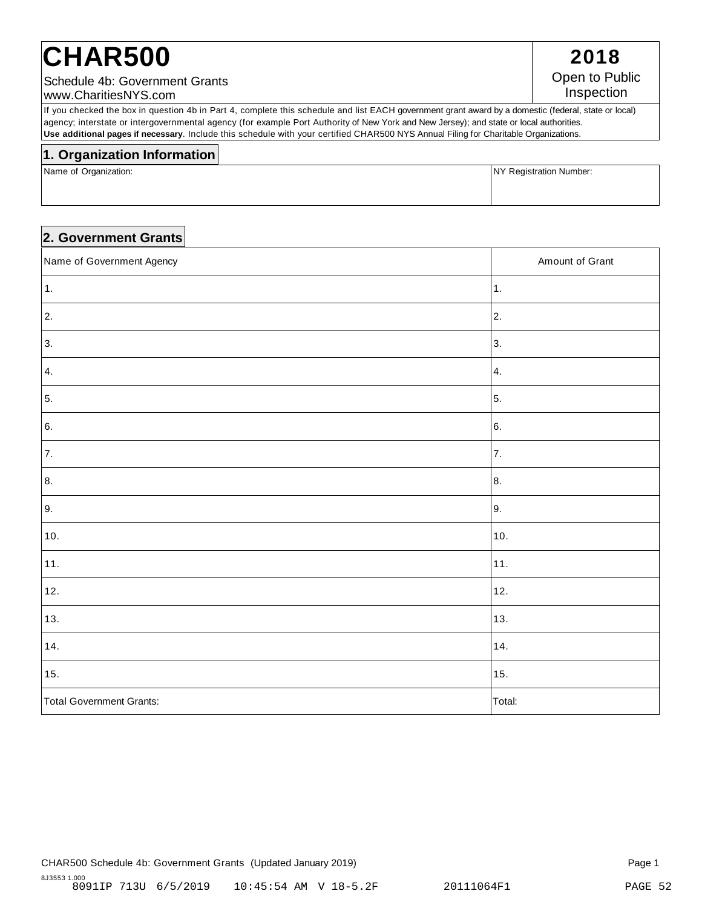# CHAR500

**2018**

Open to Public Inspection

Schedule 4b: Government Grants
www.CharitiesNYS.com

If you checked the box in question 4b in Part 4, complete this schedule and list EACH government grant award by a domestic (federal, state or local) agency; interstate or intergovernmental agency (for example Port Authority of New York and New Jersey); and state or local authorities.
**Use additional pages if necessary**. Include this schedule with your certified CHAR500 NYS Annual Filing for Charitable Organizations.

## 1. Organization Information

| Name of Organization: | NY Registration Number: |
|---|---|
| | |

## 2. Government Grants

| Name of Government Agency | Amount of Grant |
|---|---|
| 1. | 1. |
| 2. | 2. |
| 3. | 3. |
| 4. | 4. |
| 5. | 5. |
| 6. | 6. |
| 7. | 7. |
| 8. | 8. |
| 9. | 9. |
| 10. | 10. |
| 11. | 11. |
| 12. | 12. |
| 13. | 13. |
| 14. | 14. |
| 15. | 15. |
| Total Government Grants: | Total: |

CHAR500 Schedule 4b: Government Grants (Updated January 2019)

8J3553 1.000
8091IP 713U 6/5/2019 10:45:54 AM V 18-5.2F 20111064F1